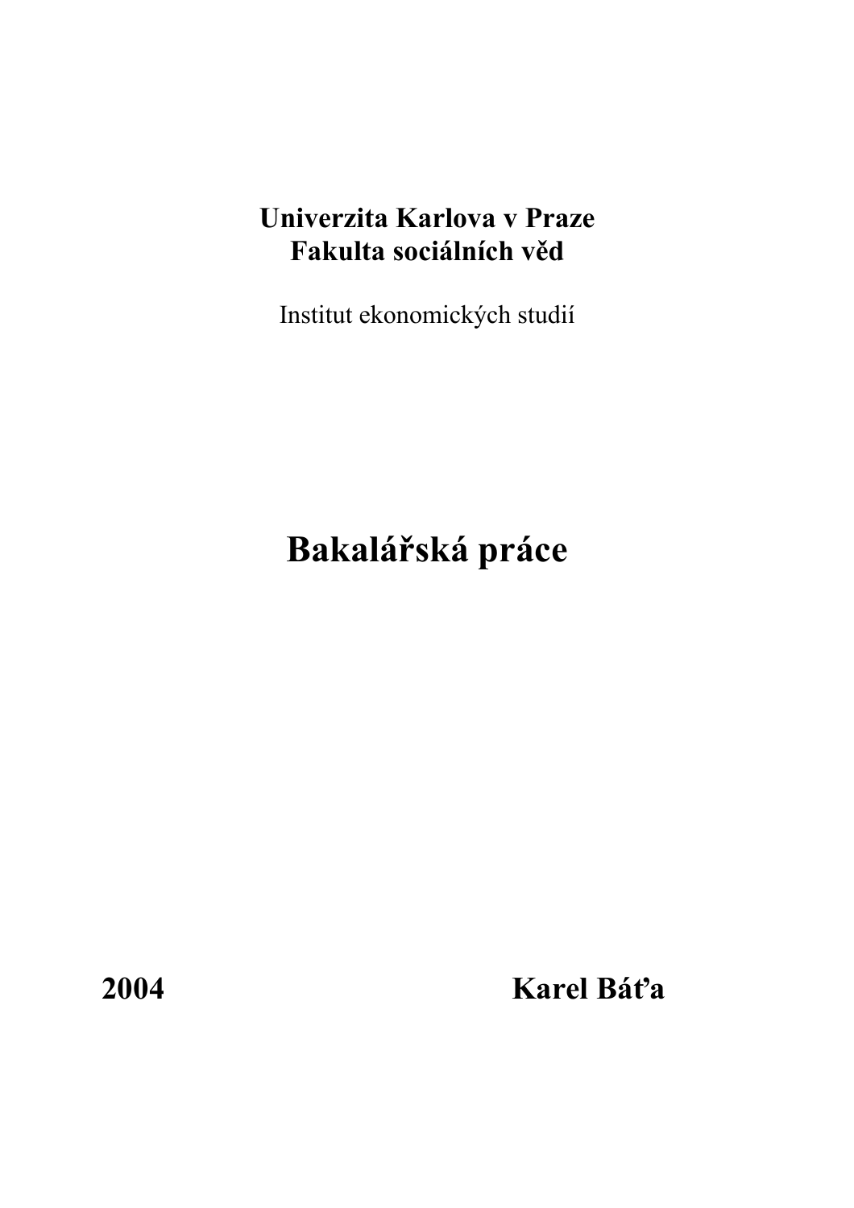**Univerzita Karlova v Praze**
**Fakulta sociálních věd**

Institut ekonomických studií

# Bakalářská práce

**2004** **Karel Báťa**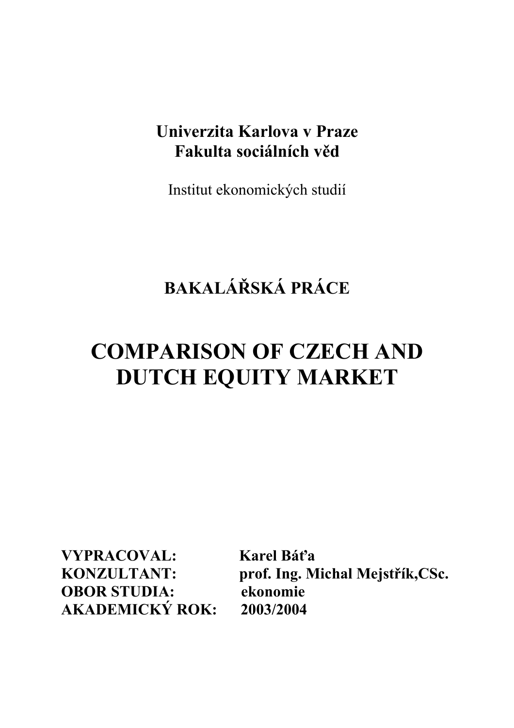**Univerzita Karlova v Praze**
**Fakulta sociálních věd**

Institut ekonomických studií

**BAKALÁŘSKÁ PRÁCE**

# COMPARISON OF CZECH AND DUTCH EQUITY MARKET

**VYPRACOVAL:** Karel Báťa
**KONZULTANT:** prof. Ing. Michal Mejstřík,CSc.
**OBOR STUDIA:** ekonomie
**AKADEMICKÝ ROK:** 2003/2004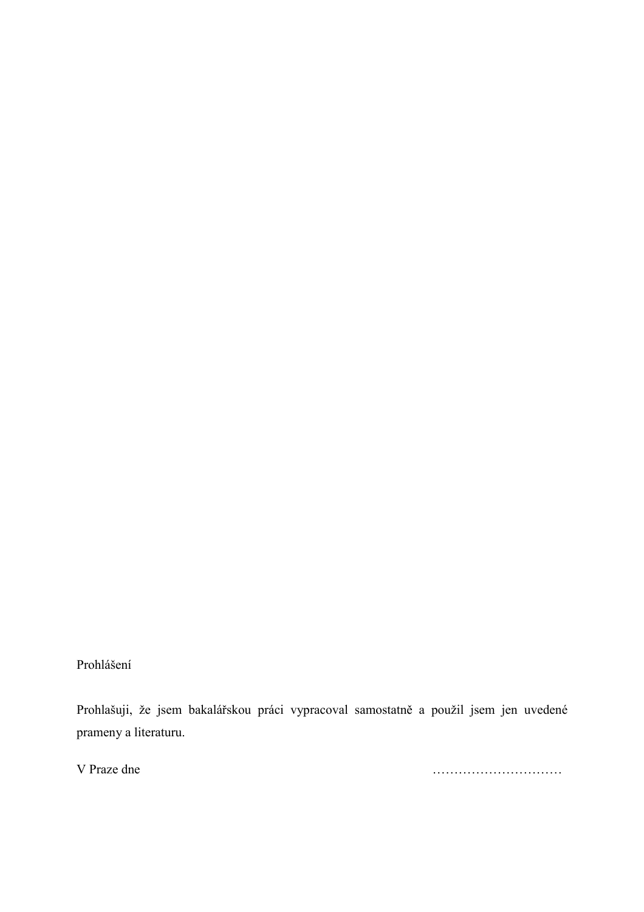Prohlášení

Prohlašuji, že jsem bakalářskou práci vypracoval samostatně a použil jsem jen uvedené prameny a literaturu.

V Praze dne …………………………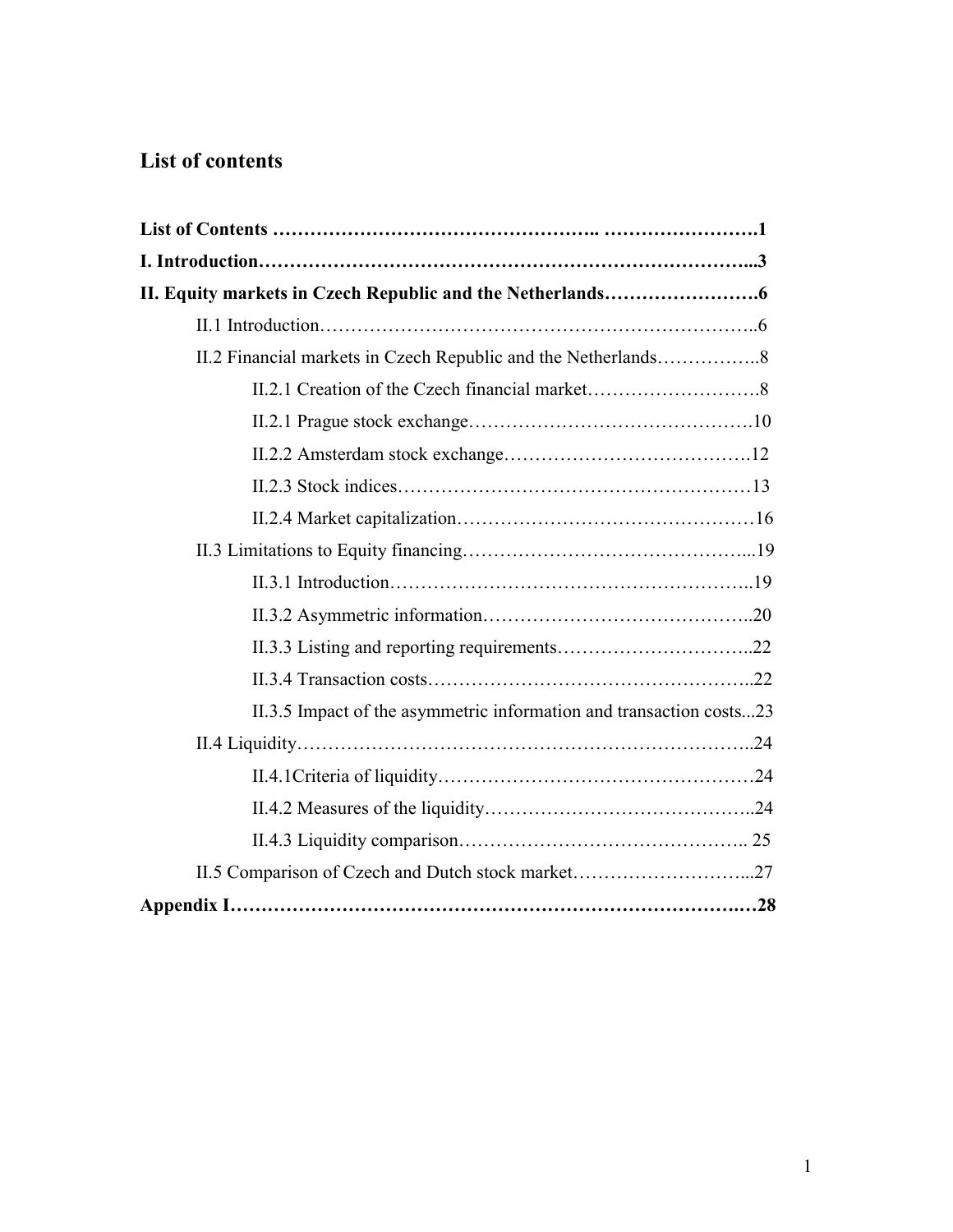## List of contents

**List of Contents ……………………………………………. …………………….1**

**I. Introduction…………………………………………………………………...3**

**II. Equity markets in Czech Republic and the Netherlands…………………….6**

- II.1 Introduction……………………………………………………………..6
- II.2 Financial markets in Czech Republic and the Netherlands……………..8
    - II.2.1 Creation of the Czech financial market……………………….8
    - II.2.1 Prague stock exchange……………………………………….10
    - II.2.2 Amsterdam stock exchange………………………………….12
    - II.2.3 Stock indices…………………………………………………13
    - II.2.4 Market capitalization…………………………………………16
- II.3 Limitations to Equity financing……………………………………...19
    - II.3.1 Introduction…………………………………………………..19
    - II.3.2 Asymmetric information……………………………………..20
    - II.3.3 Listing and reporting requirements…………………………..22
    - II.3.4 Transaction costs……………………………………………..22
    - II.3.5 Impact of the asymmetric information and transaction costs...23
- II.4 Liquidity……………………………………………………………...24
    - II.4.1Criteria of liquidity……………………………………………24
    - II.4.2 Measures of the liquidity……………………………………..24
    - II.4.3 Liquidity comparison……………………………………….. 25
- II.5 Comparison of Czech and Dutch stock market………………………...27

**Appendix I……………………………………………………………………..…28**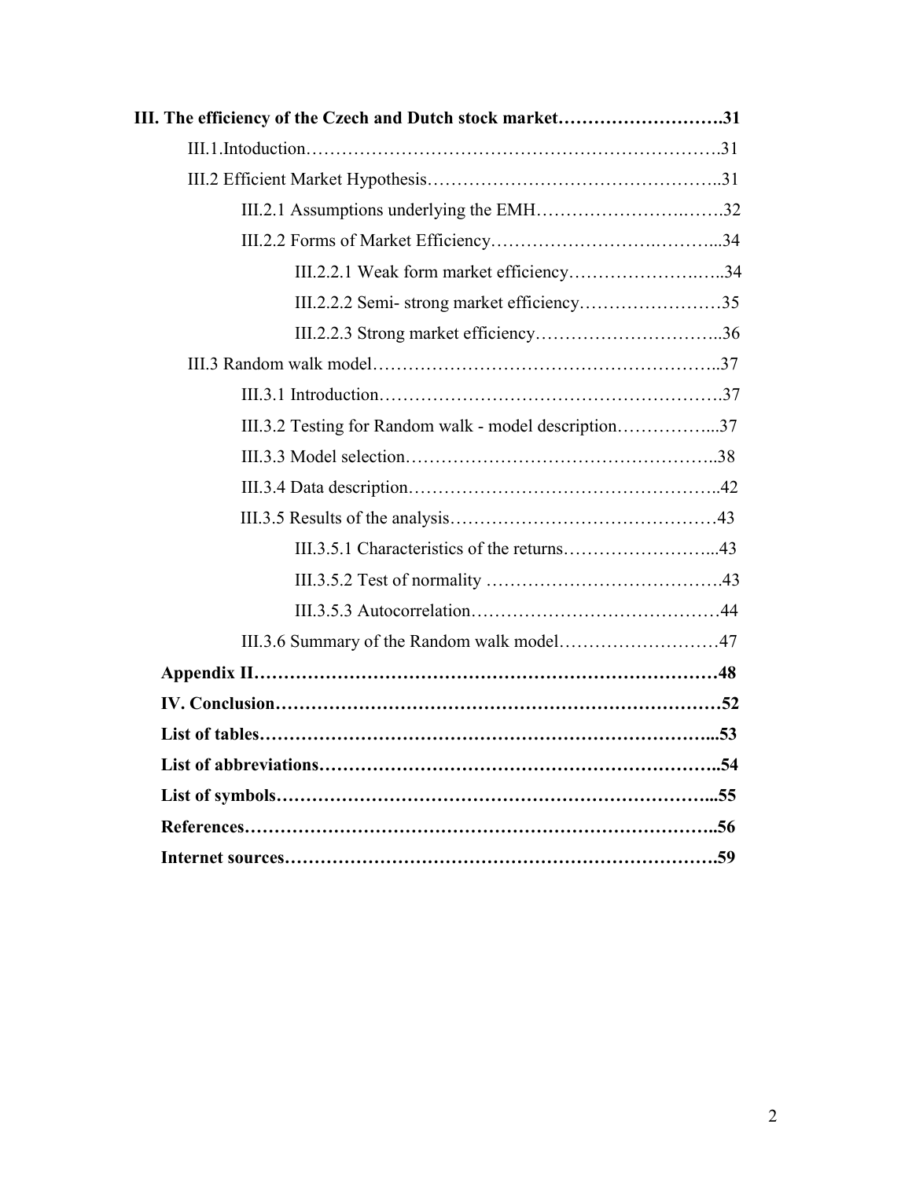**III. The efficiency of the Czech and Dutch stock market……………………….31**

III.1.Intoduction…………………………………………………………….31

III.2 Efficient Market Hypothesis………………………………………..31

III.2.1 Assumptions underlying the EMH……………………….…….32

III.2.2 Forms of Market Efficiency……………………….………...34

III.2.2.1 Weak form market efficiency……………………..…..34

III.2.2.2 Semi- strong market efficiency……………………35

III.2.2.3 Strong market efficiency…………………………...36

III.3 Random walk model………………………………………………..37

III.3.1 Introduction………………………………………………….37

III.3.2 Testing for Random walk - model description……………...37

III.3.3 Model selection…………………………………………..38

III.3.4 Data description…………………………………………..42

III.3.5 Results of the analysis……………………………………43

III.3.5.1 Characteristics of the returns……………………...43

III.3.5.2 Test of normality ………………………………….43

III.3.5.3 Autocorrelation……………………………………44

III.3.6 Summary of the Random walk model………………………47

**Appendix II……………………………………………………………………48**

**IV. Conclusion…………………………………………………………………52**

**List of tables…………………………………………………………………...53**

**List of abbreviations…………………………………………………………..54**

**List of symbols………………………………………………………………...55**

**References……………………………………………………………………..56**

**Internet sources……………………………………………………………….59**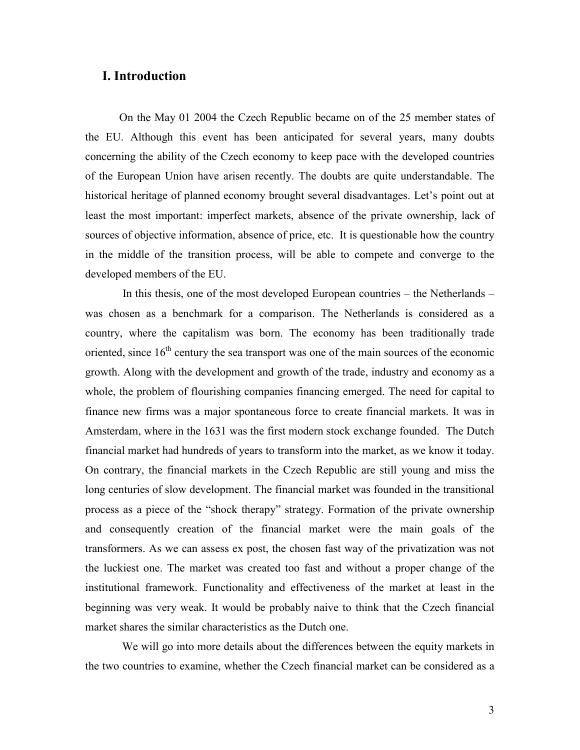# I. Introduction

On the May 01 2004 the Czech Republic became on of the 25 member states of the EU. Although this event has been anticipated for several years, many doubts concerning the ability of the Czech economy to keep pace with the developed countries of the European Union have arisen recently. The doubts are quite understandable. The historical heritage of planned economy brought several disadvantages. Let's point out at least the most important: imperfect markets, absence of the private ownership, lack of sources of objective information, absence of price, etc. It is questionable how the country in the middle of the transition process, will be able to compete and converge to the developed members of the EU.

In this thesis, one of the most developed European countries – the Netherlands – was chosen as a benchmark for a comparison. The Netherlands is considered as a country, where the capitalism was born. The economy has been traditionally trade oriented, since 16th century the sea transport was one of the main sources of the economic growth. Along with the development and growth of the trade, industry and economy as a whole, the problem of flourishing companies financing emerged. The need for capital to finance new firms was a major spontaneous force to create financial markets. It was in Amsterdam, where in the 1631 was the first modern stock exchange founded. The Dutch financial market had hundreds of years to transform into the market, as we know it today. On contrary, the financial markets in the Czech Republic are still young and miss the long centuries of slow development. The financial market was founded in the transitional process as a piece of the "shock therapy" strategy. Formation of the private ownership and consequently creation of the financial market were the main goals of the transformers. As we can assess ex post, the chosen fast way of the privatization was not the luckiest one. The market was created too fast and without a proper change of the institutional framework. Functionality and effectiveness of the market at least in the beginning was very weak. It would be probably naive to think that the Czech financial market shares the similar characteristics as the Dutch one.

We will go into more details about the differences between the equity markets in the two countries to examine, whether the Czech financial market can be considered as a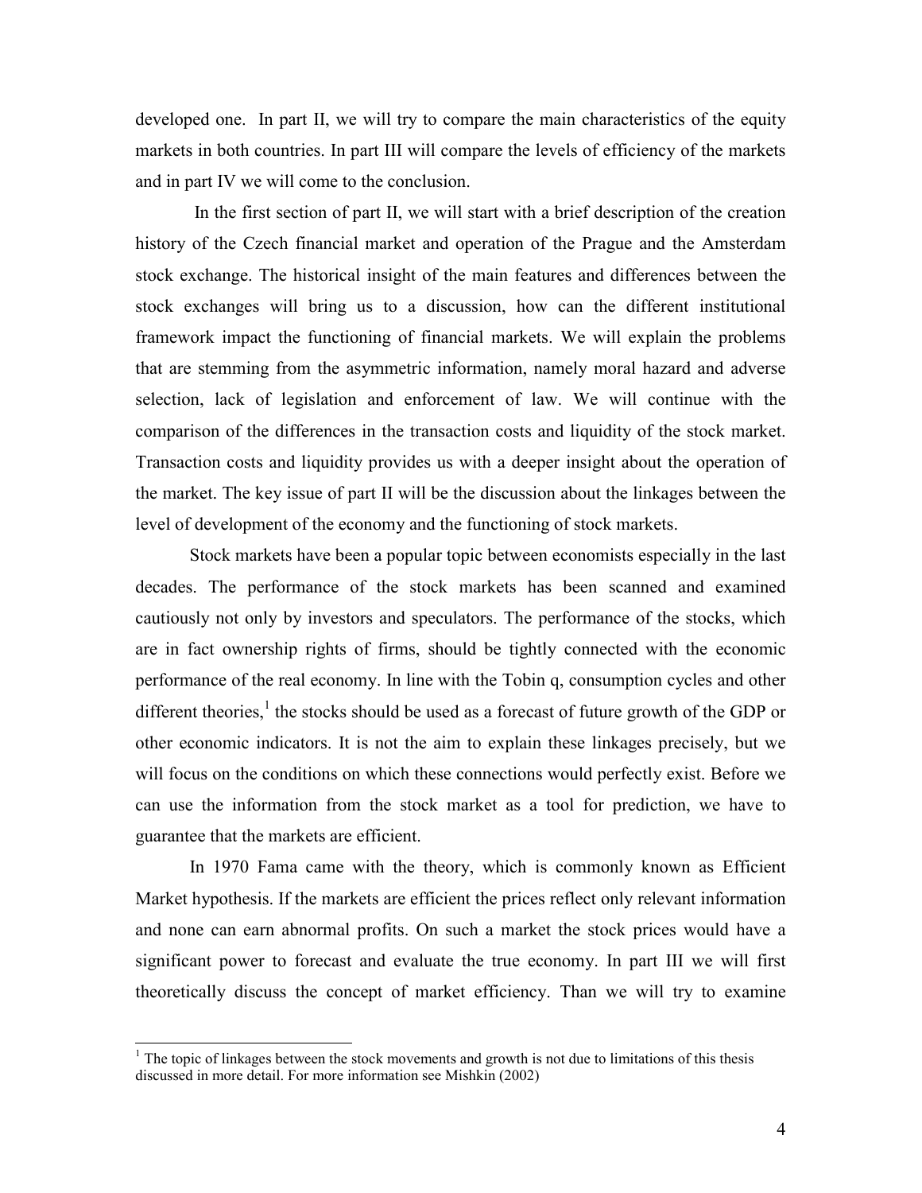developed one. In part II, we will try to compare the main characteristics of the equity markets in both countries. In part III will compare the levels of efficiency of the markets and in part IV we will come to the conclusion.

In the first section of part II, we will start with a brief description of the creation history of the Czech financial market and operation of the Prague and the Amsterdam stock exchange. The historical insight of the main features and differences between the stock exchanges will bring us to a discussion, how can the different institutional framework impact the functioning of financial markets. We will explain the problems that are stemming from the asymmetric information, namely moral hazard and adverse selection, lack of legislation and enforcement of law. We will continue with the comparison of the differences in the transaction costs and liquidity of the stock market. Transaction costs and liquidity provides us with a deeper insight about the operation of the market. The key issue of part II will be the discussion about the linkages between the level of development of the economy and the functioning of stock markets.

Stock markets have been a popular topic between economists especially in the last decades. The performance of the stock markets has been scanned and examined cautiously not only by investors and speculators. The performance of the stocks, which are in fact ownership rights of firms, should be tightly connected with the economic performance of the real economy. In line with the Tobin q, consumption cycles and other different theories,[1] the stocks should be used as a forecast of future growth of the GDP or other economic indicators. It is not the aim to explain these linkages precisely, but we will focus on the conditions on which these connections would perfectly exist. Before we can use the information from the stock market as a tool for prediction, we have to guarantee that the markets are efficient.

In 1970 Fama came with the theory, which is commonly known as Efficient Market hypothesis. If the markets are efficient the prices reflect only relevant information and none can earn abnormal profits. On such a market the stock prices would have a significant power to forecast and evaluate the true economy. In part III we will first theoretically discuss the concept of market efficiency. Than we will try to examine

[1] The topic of linkages between the stock movements and growth is not due to limitations of this thesis discussed in more detail. For more information see Mishkin (2002)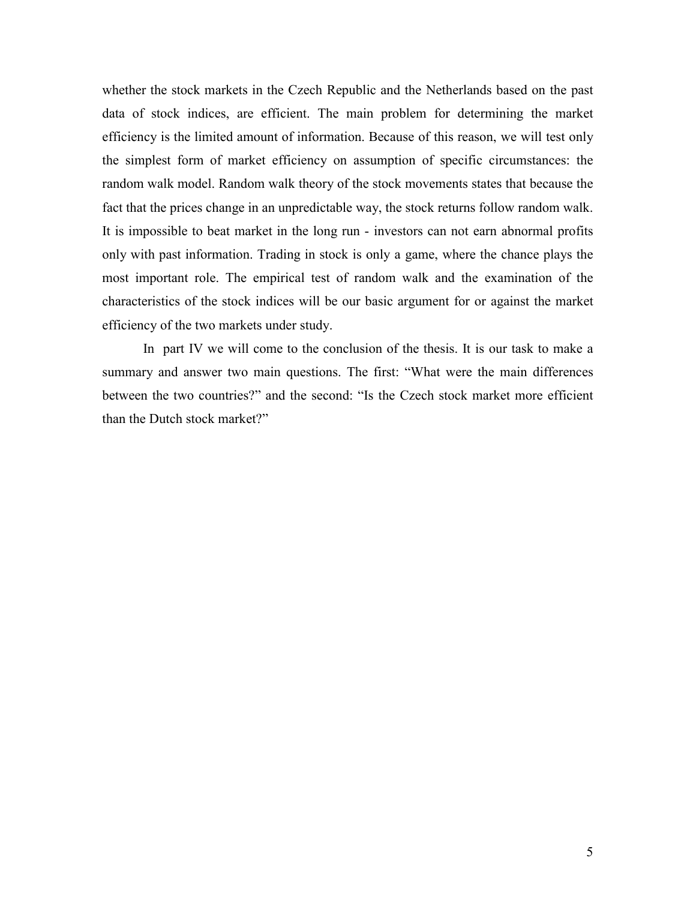whether the stock markets in the Czech Republic and the Netherlands based on the past data of stock indices, are efficient. The main problem for determining the market efficiency is the limited amount of information. Because of this reason, we will test only the simplest form of market efficiency on assumption of specific circumstances: the random walk model. Random walk theory of the stock movements states that because the fact that the prices change in an unpredictable way, the stock returns follow random walk. It is impossible to beat market in the long run - investors can not earn abnormal profits only with past information. Trading in stock is only a game, where the chance plays the most important role. The empirical test of random walk and the examination of the characteristics of the stock indices will be our basic argument for or against the market efficiency of the two markets under study.

In part IV we will come to the conclusion of the thesis. It is our task to make a summary and answer two main questions. The first: "What were the main differences between the two countries?" and the second: "Is the Czech stock market more efficient than the Dutch stock market?"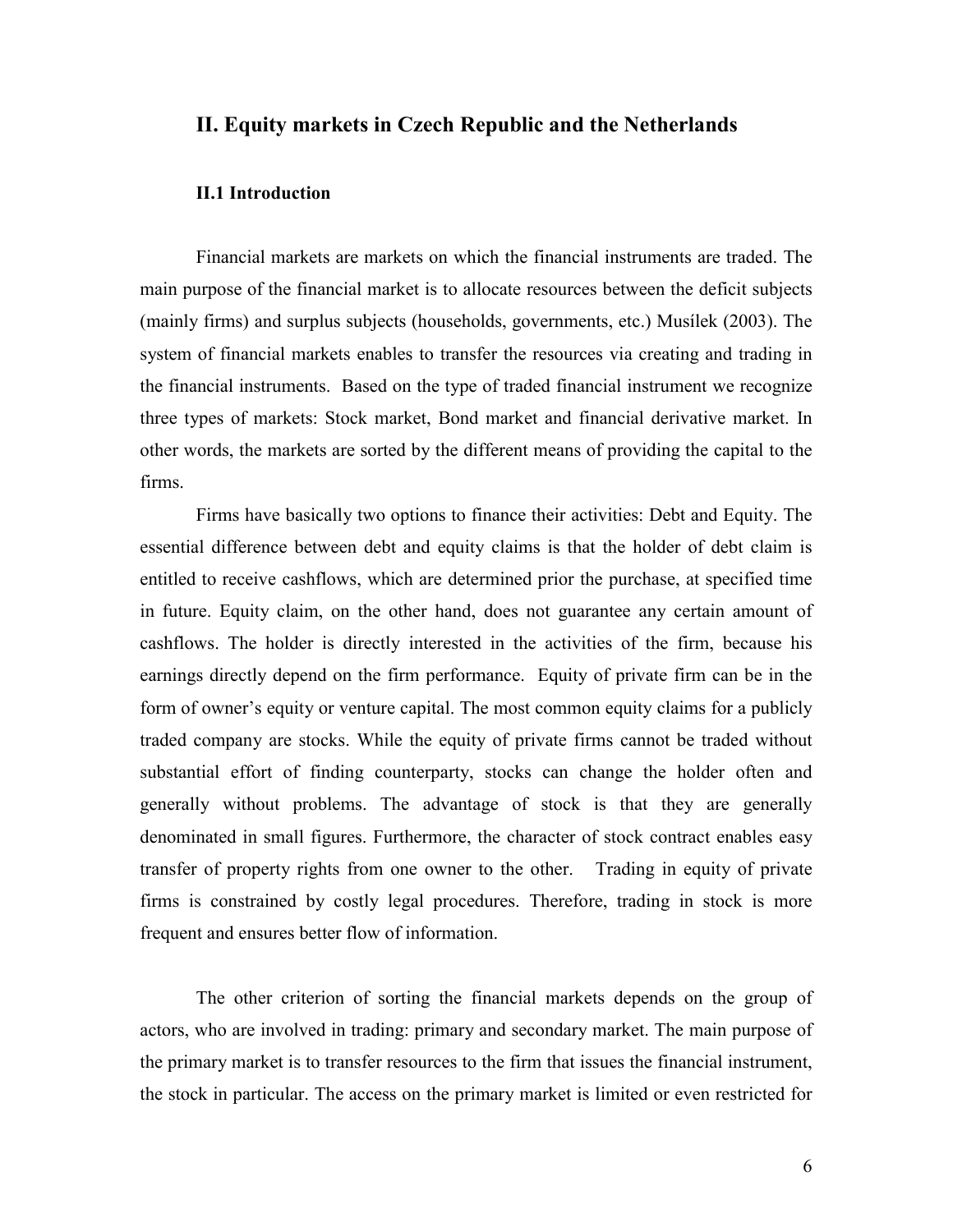## II. Equity markets in Czech Republic and the Netherlands

### II.1 Introduction

Financial markets are markets on which the financial instruments are traded. The main purpose of the financial market is to allocate resources between the deficit subjects (mainly firms) and surplus subjects (households, governments, etc.) Musílek (2003). The system of financial markets enables to transfer the resources via creating and trading in the financial instruments. Based on the type of traded financial instrument we recognize three types of markets: Stock market, Bond market and financial derivative market. In other words, the markets are sorted by the different means of providing the capital to the firms.

Firms have basically two options to finance their activities: Debt and Equity. The essential difference between debt and equity claims is that the holder of debt claim is entitled to receive cashflows, which are determined prior the purchase, at specified time in future. Equity claim, on the other hand, does not guarantee any certain amount of cashflows. The holder is directly interested in the activities of the firm, because his earnings directly depend on the firm performance. Equity of private firm can be in the form of owner's equity or venture capital. The most common equity claims for a publicly traded company are stocks. While the equity of private firms cannot be traded without substantial effort of finding counterparty, stocks can change the holder often and generally without problems. The advantage of stock is that they are generally denominated in small figures. Furthermore, the character of stock contract enables easy transfer of property rights from one owner to the other. Trading in equity of private firms is constrained by costly legal procedures. Therefore, trading in stock is more frequent and ensures better flow of information.

The other criterion of sorting the financial markets depends on the group of actors, who are involved in trading: primary and secondary market. The main purpose of the primary market is to transfer resources to the firm that issues the financial instrument, the stock in particular. The access on the primary market is limited or even restricted for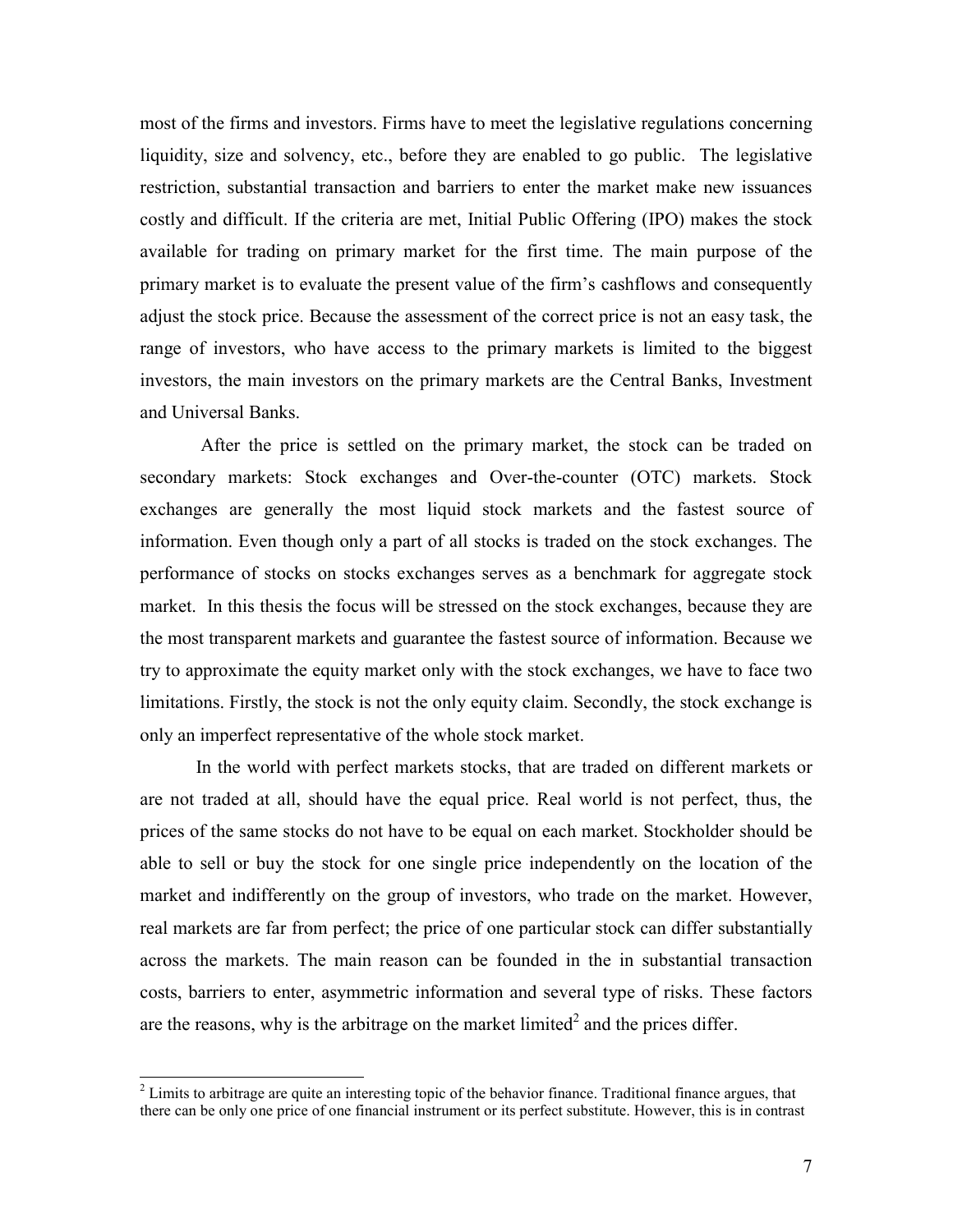most of the firms and investors. Firms have to meet the legislative regulations concerning liquidity, size and solvency, etc., before they are enabled to go public. The legislative restriction, substantial transaction and barriers to enter the market make new issuances costly and difficult. If the criteria are met, Initial Public Offering (IPO) makes the stock available for trading on primary market for the first time. The main purpose of the primary market is to evaluate the present value of the firm's cashflows and consequently adjust the stock price. Because the assessment of the correct price is not an easy task, the range of investors, who have access to the primary markets is limited to the biggest investors, the main investors on the primary markets are the Central Banks, Investment and Universal Banks.

After the price is settled on the primary market, the stock can be traded on secondary markets: Stock exchanges and Over-the-counter (OTC) markets. Stock exchanges are generally the most liquid stock markets and the fastest source of information. Even though only a part of all stocks is traded on the stock exchanges. The performance of stocks on stocks exchanges serves as a benchmark for aggregate stock market. In this thesis the focus will be stressed on the stock exchanges, because they are the most transparent markets and guarantee the fastest source of information. Because we try to approximate the equity market only with the stock exchanges, we have to face two limitations. Firstly, the stock is not the only equity claim. Secondly, the stock exchange is only an imperfect representative of the whole stock market.

In the world with perfect markets stocks, that are traded on different markets or are not traded at all, should have the equal price. Real world is not perfect, thus, the prices of the same stocks do not have to be equal on each market. Stockholder should be able to sell or buy the stock for one single price independently on the location of the market and indifferently on the group of investors, who trade on the market. However, real markets are far from perfect; the price of one particular stock can differ substantially across the markets. The main reason can be founded in the in substantial transaction costs, barriers to enter, asymmetric information and several type of risks. These factors are the reasons, why is the arbitrage on the market limited[2] and the prices differ.

[2] Limits to arbitrage are quite an interesting topic of the behavior finance. Traditional finance argues, that there can be only one price of one financial instrument or its perfect substitute. However, this is in contrast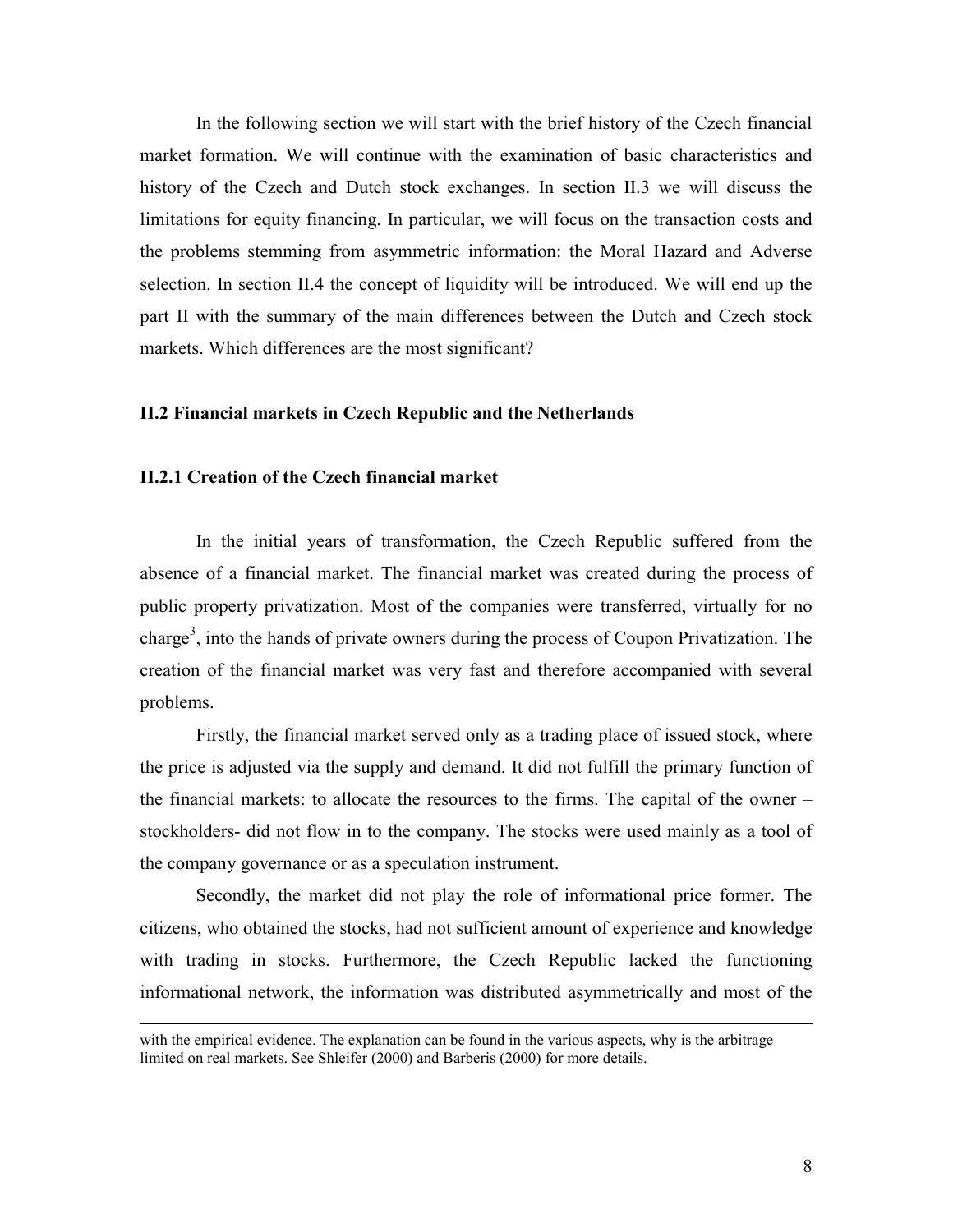In the following section we will start with the brief history of the Czech financial market formation. We will continue with the examination of basic characteristics and history of the Czech and Dutch stock exchanges. In section II.3 we will discuss the limitations for equity financing. In particular, we will focus on the transaction costs and the problems stemming from asymmetric information: the Moral Hazard and Adverse selection. In section II.4 the concept of liquidity will be introduced. We will end up the part II with the summary of the main differences between the Dutch and Czech stock markets. Which differences are the most significant?

### II.2 Financial markets in Czech Republic and the Netherlands

### II.2.1 Creation of the Czech financial market

In the initial years of transformation, the Czech Republic suffered from the absence of a financial market. The financial market was created during the process of public property privatization. Most of the companies were transferred, virtually for no charge[3], into the hands of private owners during the process of Coupon Privatization. The creation of the financial market was very fast and therefore accompanied with several problems.

Firstly, the financial market served only as a trading place of issued stock, where the price is adjusted via the supply and demand. It did not fulfill the primary function of the financial markets: to allocate the resources to the firms. The capital of the owner – stockholders- did not flow in to the company. The stocks were used mainly as a tool of the company governance or as a speculation instrument.

Secondly, the market did not play the role of informational price former. The citizens, who obtained the stocks, had not sufficient amount of experience and knowledge with trading in stocks. Furthermore, the Czech Republic lacked the functioning informational network, the information was distributed asymmetrically and most of the

---

with the empirical evidence. The explanation can be found in the various aspects, why is the arbitrage limited on real markets. See Shleifer (2000) and Barberis (2000) for more details.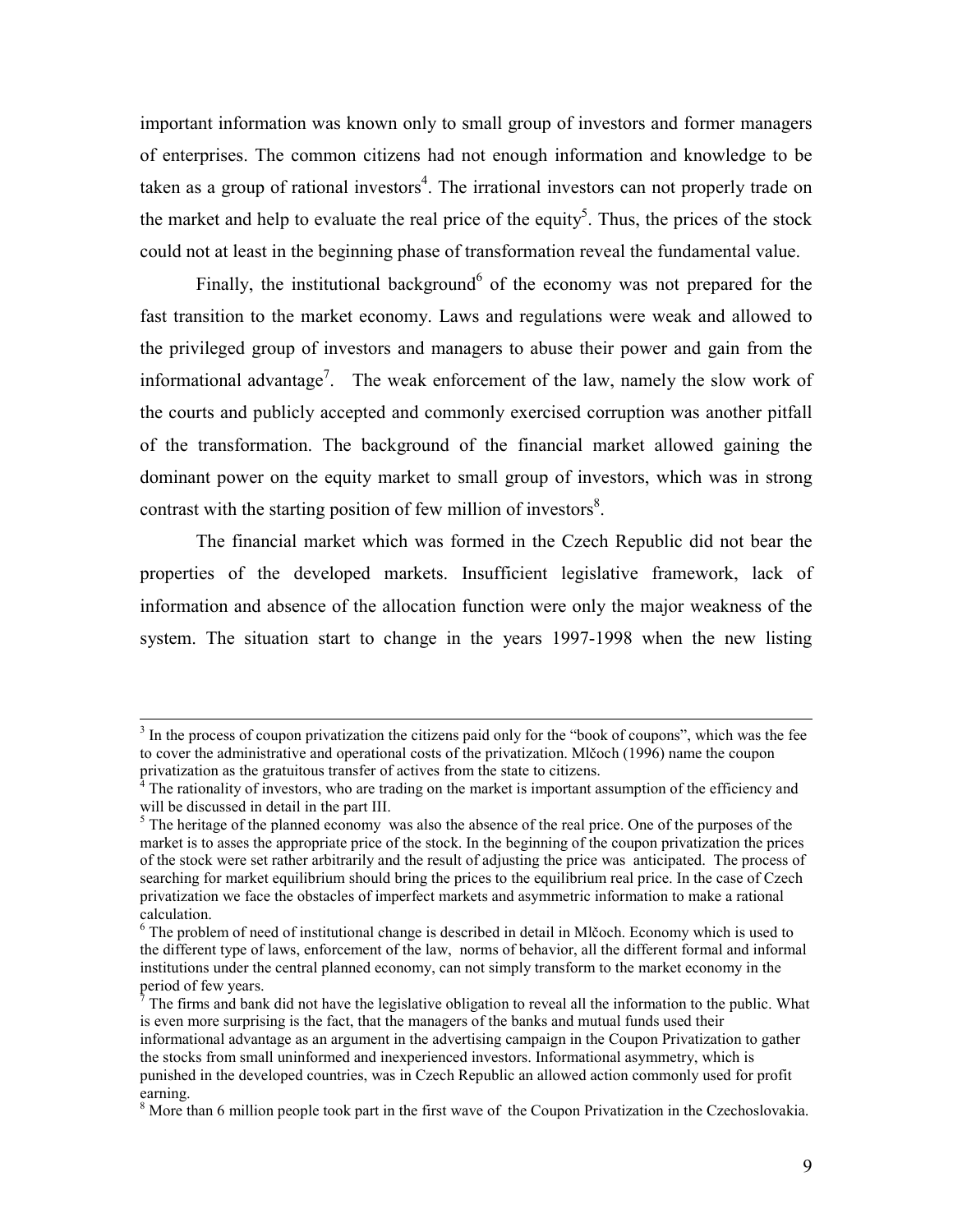important information was known only to small group of investors and former managers of enterprises. The common citizens had not enough information and knowledge to be taken as a group of rational investors[4]. The irrational investors can not properly trade on the market and help to evaluate the real price of the equity[5]. Thus, the prices of the stock could not at least in the beginning phase of transformation reveal the fundamental value.

Finally, the institutional background[6] of the economy was not prepared for the fast transition to the market economy. Laws and regulations were weak and allowed to the privileged group of investors and managers to abuse their power and gain from the informational advantage[7]. The weak enforcement of the law, namely the slow work of the courts and publicly accepted and commonly exercised corruption was another pitfall of the transformation. The background of the financial market allowed gaining the dominant power on the equity market to small group of investors, which was in strong contrast with the starting position of few million of investors[8].

The financial market which was formed in the Czech Republic did not bear the properties of the developed markets. Insufficient legislative framework, lack of information and absence of the allocation function were only the major weakness of the system. The situation start to change in the years 1997-1998 when the new listing

---

[3] In the process of coupon privatization the citizens paid only for the "book of coupons", which was the fee to cover the administrative and operational costs of the privatization. Mlčoch (1996) name the coupon privatization as the gratuitous transfer of actives from the state to citizens.

[4] The rationality of investors, who are trading on the market is important assumption of the efficiency and will be discussed in detail in the part III.

[5] The heritage of the planned economy was also the absence of the real price. One of the purposes of the market is to asses the appropriate price of the stock. In the beginning of the coupon privatization the prices of the stock were set rather arbitrarily and the result of adjusting the price was anticipated. The process of searching for market equilibrium should bring the prices to the equilibrium real price. In the case of Czech privatization we face the obstacles of imperfect markets and asymmetric information to make a rational calculation.

[6] The problem of need of institutional change is described in detail in Mlčoch. Economy which is used to the different type of laws, enforcement of the law, norms of behavior, all the different formal and informal institutions under the central planned economy, can not simply transform to the market economy in the period of few years.

[7] The firms and bank did not have the legislative obligation to reveal all the information to the public. What is even more surprising is the fact, that the managers of the banks and mutual funds used their informational advantage as an argument in the advertising campaign in the Coupon Privatization to gather the stocks from small uninformed and inexperienced investors. Informational asymmetry, which is punished in the developed countries, was in Czech Republic an allowed action commonly used for profit earning.

[8] More than 6 million people took part in the first wave of the Coupon Privatization in the Czechoslovakia.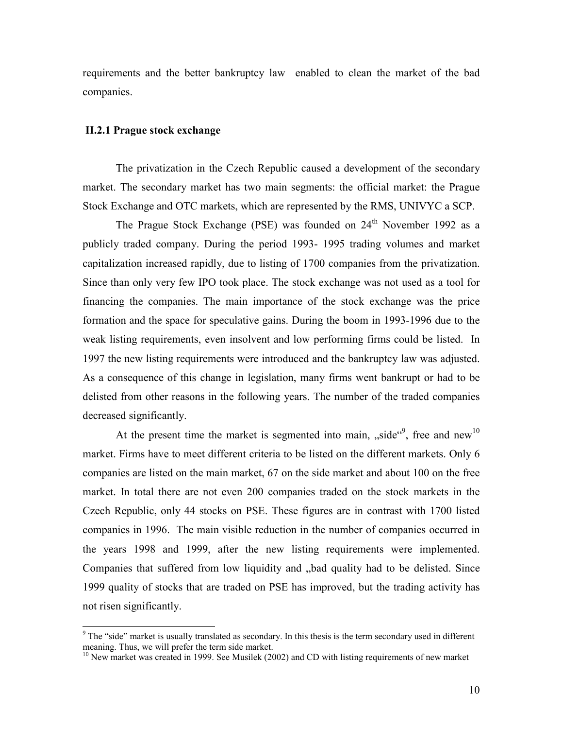requirements and the better bankruptcy law enabled to clean the market of the bad companies.

### II.2.1 Prague stock exchange

The privatization in the Czech Republic caused a development of the secondary market. The secondary market has two main segments: the official market: the Prague Stock Exchange and OTC markets, which are represented by the RMS, UNIVYC a SCP.

The Prague Stock Exchange (PSE) was founded on 24th November 1992 as a publicly traded company. During the period 1993- 1995 trading volumes and market capitalization increased rapidly, due to listing of 1700 companies from the privatization. Since than only very few IPO took place. The stock exchange was not used as a tool for financing the companies. The main importance of the stock exchange was the price formation and the space for speculative gains. During the boom in 1993-1996 due to the weak listing requirements, even insolvent and low performing firms could be listed. In 1997 the new listing requirements were introduced and the bankruptcy law was adjusted. As a consequence of this change in legislation, many firms went bankrupt or had to be delisted from other reasons in the following years. The number of the traded companies decreased significantly.

At the present time the market is segmented into main, „side“[9], free and new[10] market. Firms have to meet different criteria to be listed on the different markets. Only 6 companies are listed on the main market, 67 on the side market and about 100 on the free market. In total there are not even 200 companies traded on the stock markets in the Czech Republic, only 44 stocks on PSE. These figures are in contrast with 1700 listed companies in 1996. The main visible reduction in the number of companies occurred in the years 1998 and 1999, after the new listing requirements were implemented. Companies that suffered from low liquidity and „bad quality had to be delisted. Since 1999 quality of stocks that are traded on PSE has improved, but the trading activity has not risen significantly.

---

[9] The "side" market is usually translated as secondary. In this thesis is the term secondary used in different meaning. Thus, we will prefer the term side market.

[10] New market was created in 1999. See Musílek (2002) and CD with listing requirements of new market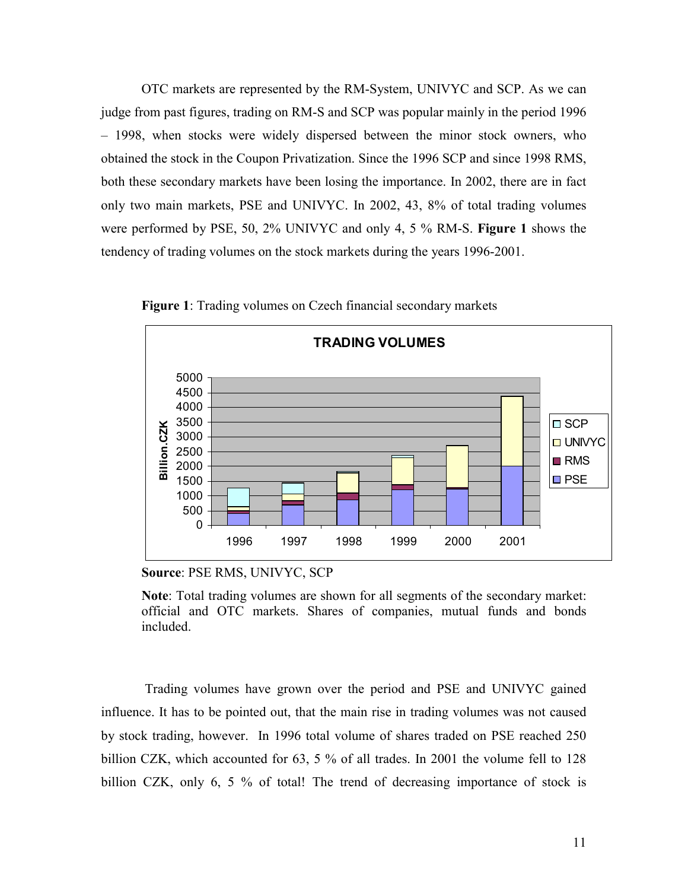OTC markets are represented by the RM-System, UNIVYC and SCP. As we can judge from past figures, trading on RM-S and SCP was popular mainly in the period 1996 – 1998, when stocks were widely dispersed between the minor stock owners, who obtained the stock in the Coupon Privatization. Since the 1996 SCP and since 1998 RMS, both these secondary markets have been losing the importance. In 2002, there are in fact only two main markets, PSE and UNIVYC. In 2002, 43, 8% of total trading volumes were performed by PSE, 50, 2% UNIVYC and only 4, 5 % RM-S. **Figure 1** shows the tendency of trading volumes on the stock markets during the years 1996-2001.

**Figure 1**: Trading volumes on Czech financial secondary markets

TRADING VOLUMES

Billion.CZK

5000
4500
4000
3500
3000
2500
2000
1500
1000
500
0

1996 1997 1998 1999 2000 2001

SCP
UNIVYC
RMS
PSE

**Source**: PSE RMS, UNIVYC, SCP

**Note**: Total trading volumes are shown for all segments of the secondary market: official and OTC markets. Shares of companies, mutual funds and bonds included.

Trading volumes have grown over the period and PSE and UNIVYC gained influence. It has to be pointed out, that the main rise in trading volumes was not caused by stock trading, however. In 1996 total volume of shares traded on PSE reached 250 billion CZK, which accounted for 63, 5 % of all trades. In 2001 the volume fell to 128 billion CZK, only 6, 5 % of total! The trend of decreasing importance of stock is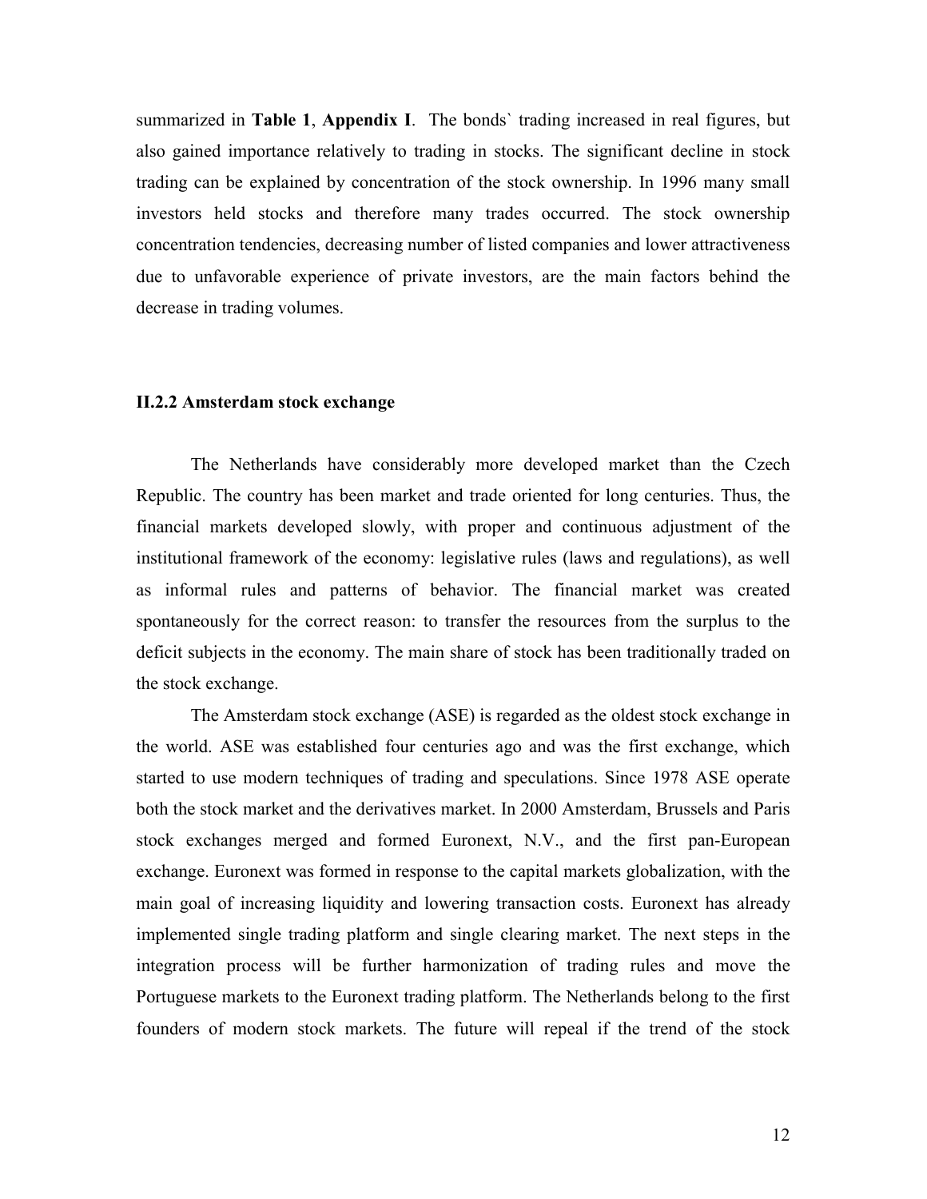summarized in **Table 1**, **Appendix I**. The bonds` trading increased in real figures, but also gained importance relatively to trading in stocks. The significant decline in stock trading can be explained by concentration of the stock ownership. In 1996 many small investors held stocks and therefore many trades occurred. The stock ownership concentration tendencies, decreasing number of listed companies and lower attractiveness due to unfavorable experience of private investors, are the main factors behind the decrease in trading volumes.

### II.2.2 Amsterdam stock exchange

The Netherlands have considerably more developed market than the Czech Republic. The country has been market and trade oriented for long centuries. Thus, the financial markets developed slowly, with proper and continuous adjustment of the institutional framework of the economy: legislative rules (laws and regulations), as well as informal rules and patterns of behavior. The financial market was created spontaneously for the correct reason: to transfer the resources from the surplus to the deficit subjects in the economy. The main share of stock has been traditionally traded on the stock exchange.

The Amsterdam stock exchange (ASE) is regarded as the oldest stock exchange in the world. ASE was established four centuries ago and was the first exchange, which started to use modern techniques of trading and speculations. Since 1978 ASE operate both the stock market and the derivatives market. In 2000 Amsterdam, Brussels and Paris stock exchanges merged and formed Euronext, N.V., and the first pan-European exchange. Euronext was formed in response to the capital markets globalization, with the main goal of increasing liquidity and lowering transaction costs. Euronext has already implemented single trading platform and single clearing market. The next steps in the integration process will be further harmonization of trading rules and move the Portuguese markets to the Euronext trading platform. The Netherlands belong to the first founders of modern stock markets. The future will repeal if the trend of the stock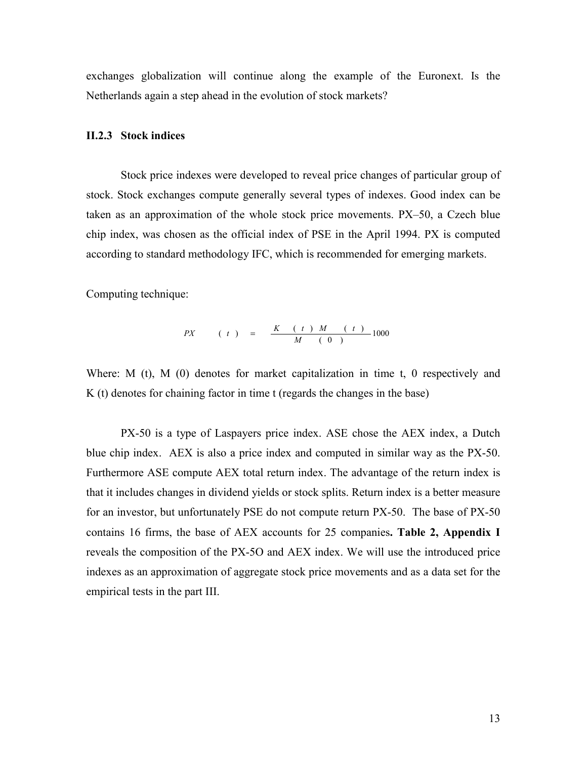exchanges globalization will continue along the example of the Euronext. Is the Netherlands again a step ahead in the evolution of stock markets?

### II.2.3 Stock indices

Stock price indexes were developed to reveal price changes of particular group of stock. Stock exchanges compute generally several types of indexes. Good index can be taken as an approximation of the whole stock price movements. PX–50, a Czech blue chip index, was chosen as the official index of PSE in the April 1994. PX is computed according to standard methodology IFC, which is recommended for emerging markets.

Computing technique:

$$PX(t) = \frac{K(t)\,M(t)}{M(0)} 1000$$

Where: M (t), M (0) denotes for market capitalization in time t, 0 respectively and K (t) denotes for chaining factor in time t (regards the changes in the base)

PX-50 is a type of Laspayers price index. ASE chose the AEX index, a Dutch blue chip index. AEX is also a price index and computed in similar way as the PX-50. Furthermore ASE compute AEX total return index. The advantage of the return index is that it includes changes in dividend yields or stock splits. Return index is a better measure for an investor, but unfortunately PSE do not compute return PX-50. The base of PX-50 contains 16 firms, the base of AEX accounts for 25 companies**. Table 2, Appendix I** reveals the composition of the PX-5O and AEX index. We will use the introduced price indexes as an approximation of aggregate stock price movements and as a data set for the empirical tests in the part III.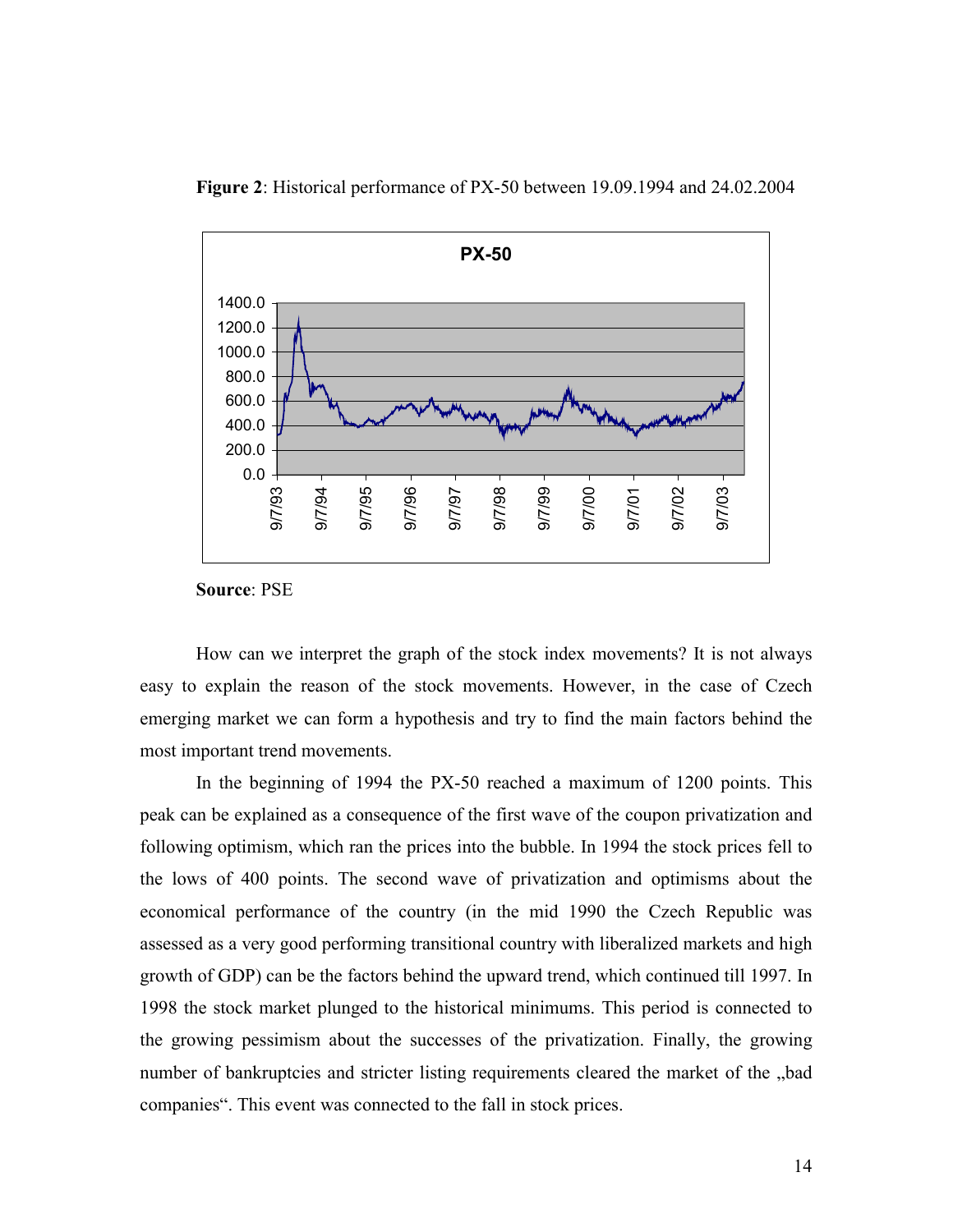**Figure 2**: Historical performance of PX-50 between 19.09.1994 and 24.02.2004

PX-50

1400.0
1200.0
1000.0
800.0
600.0
400.0
200.0
0.0

9/7/93
9/7/94
9/7/95
9/7/96
9/7/97
9/7/98
9/7/99
9/7/00
9/7/01
9/7/02
9/7/03

**Source**: PSE

How can we interpret the graph of the stock index movements? It is not always easy to explain the reason of the stock movements. However, in the case of Czech emerging market we can form a hypothesis and try to find the main factors behind the most important trend movements.

In the beginning of 1994 the PX-50 reached a maximum of 1200 points. This peak can be explained as a consequence of the first wave of the coupon privatization and following optimism, which ran the prices into the bubble. In 1994 the stock prices fell to the lows of 400 points. The second wave of privatization and optimisms about the economical performance of the country (in the mid 1990 the Czech Republic was assessed as a very good performing transitional country with liberalized markets and high growth of GDP) can be the factors behind the upward trend, which continued till 1997. In 1998 the stock market plunged to the historical minimums. This period is connected to the growing pessimism about the successes of the privatization. Finally, the growing number of bankruptcies and stricter listing requirements cleared the market of the „bad companies“. This event was connected to the fall in stock prices.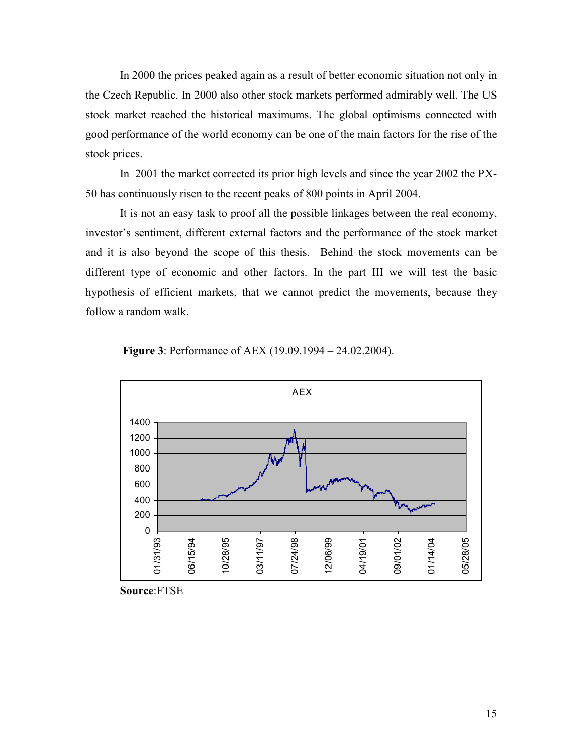In 2000 the prices peaked again as a result of better economic situation not only in the Czech Republic. In 2000 also other stock markets performed admirably well. The US stock market reached the historical maximums. The global optimisms connected with good performance of the world economy can be one of the main factors for the rise of the stock prices.

In 2001 the market corrected its prior high levels and since the year 2002 the PX-50 has continuously risen to the recent peaks of 800 points in April 2004.

It is not an easy task to proof all the possible linkages between the real economy, investor's sentiment, different external factors and the performance of the stock market and it is also beyond the scope of this thesis. Behind the stock movements can be different type of economic and other factors. In the part III we will test the basic hypothesis of efficient markets, that we cannot predict the movements, because they follow a random walk.

**Figure 3**: Performance of AEX (19.09.1994 – 24.02.2004).

AEX

1400
1200
1000
800
600
400
200
0

01/31/93
06/15/94
10/28/95
03/11/97
07/24/98
12/06/99
04/19/01
09/01/02
01/14/04
05/28/05

**Source**:FTSE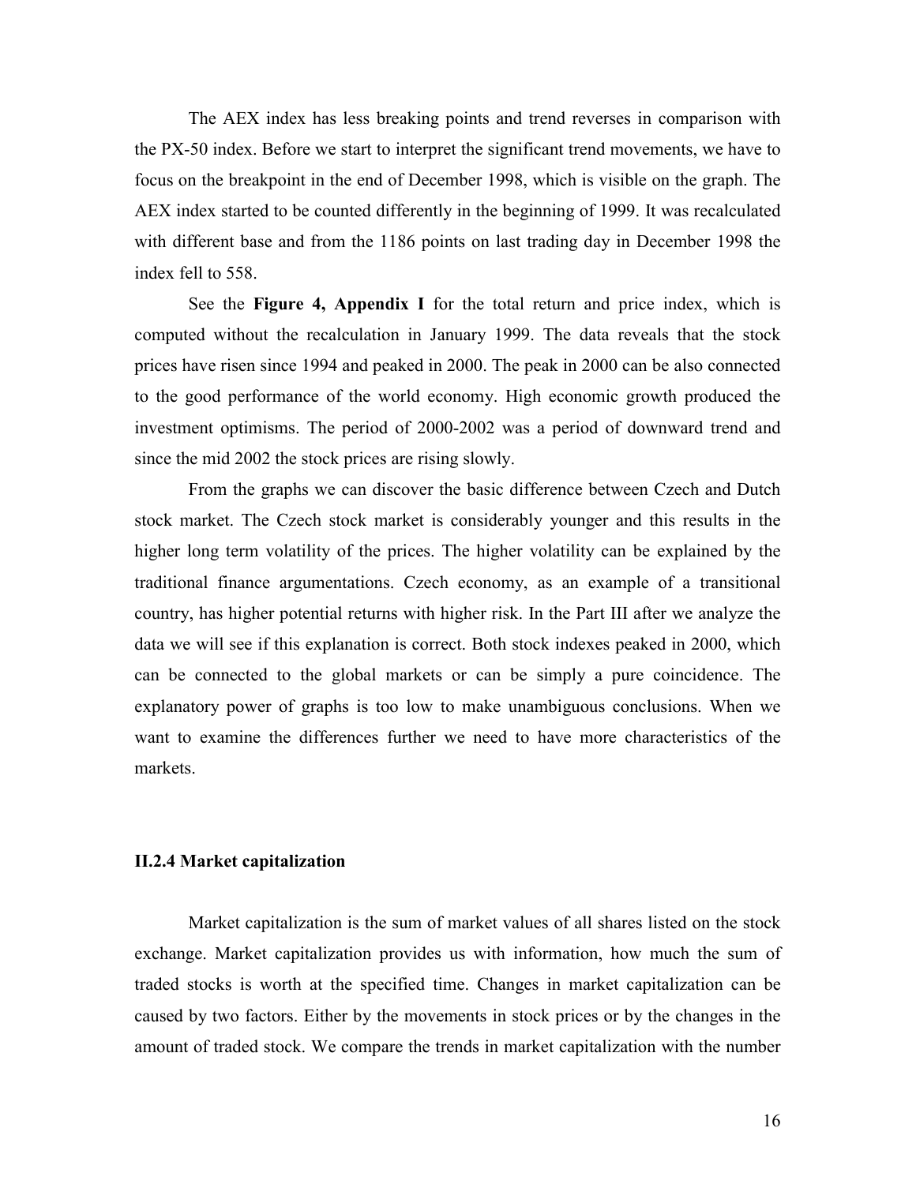The AEX index has less breaking points and trend reverses in comparison with the PX-50 index. Before we start to interpret the significant trend movements, we have to focus on the breakpoint in the end of December 1998, which is visible on the graph. The AEX index started to be counted differently in the beginning of 1999. It was recalculated with different base and from the 1186 points on last trading day in December 1998 the index fell to 558.

See the **Figure 4, Appendix I** for the total return and price index, which is computed without the recalculation in January 1999. The data reveals that the stock prices have risen since 1994 and peaked in 2000. The peak in 2000 can be also connected to the good performance of the world economy. High economic growth produced the investment optimisms. The period of 2000-2002 was a period of downward trend and since the mid 2002 the stock prices are rising slowly.

From the graphs we can discover the basic difference between Czech and Dutch stock market. The Czech stock market is considerably younger and this results in the higher long term volatility of the prices. The higher volatility can be explained by the traditional finance argumentations. Czech economy, as an example of a transitional country, has higher potential returns with higher risk. In the Part III after we analyze the data we will see if this explanation is correct. Both stock indexes peaked in 2000, which can be connected to the global markets or can be simply a pure coincidence. The explanatory power of graphs is too low to make unambiguous conclusions. When we want to examine the differences further we need to have more characteristics of the markets.

### II.2.4 Market capitalization

Market capitalization is the sum of market values of all shares listed on the stock exchange. Market capitalization provides us with information, how much the sum of traded stocks is worth at the specified time. Changes in market capitalization can be caused by two factors. Either by the movements in stock prices or by the changes in the amount of traded stock. We compare the trends in market capitalization with the number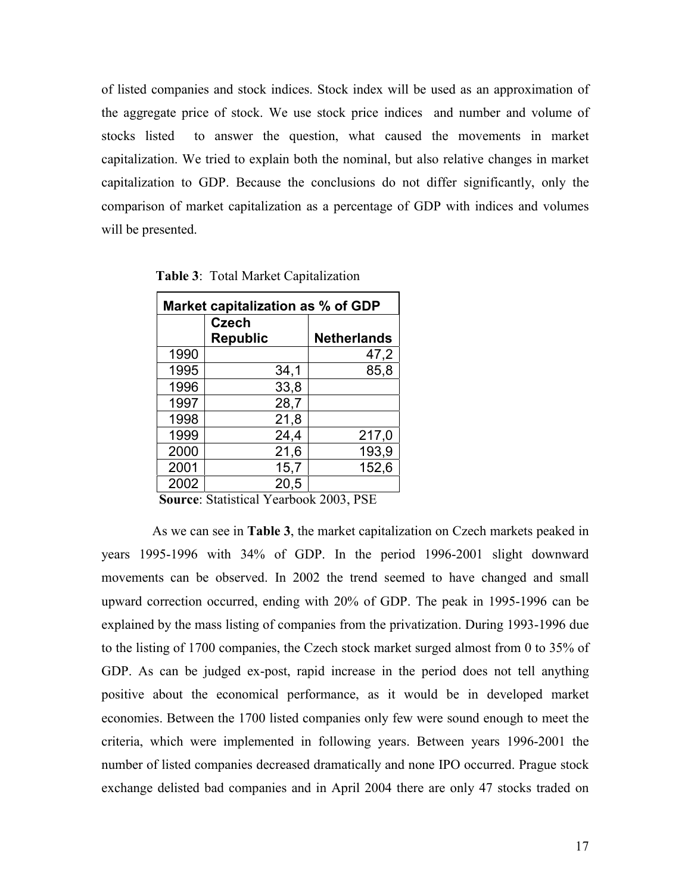of listed companies and stock indices. Stock index will be used as an approximation of the aggregate price of stock. We use stock price indices and number and volume of stocks listed to answer the question, what caused the movements in market capitalization. We tried to explain both the nominal, but also relative changes in market capitalization to GDP. Because the conclusions do not differ significantly, only the comparison of market capitalization as a percentage of GDP with indices and volumes will be presented.

**Table 3**: Total Market Capitalization

| Market capitalization as % of GDP | | |
|---|---|---|
| | **Czech Republic** | **Netherlands** |
| 1990 | | 47,2 |
| 1995 | 34,1 | 85,8 |
| 1996 | 33,8 | |
| 1997 | 28,7 | |
| 1998 | 21,8 | |
| 1999 | 24,4 | 217,0 |
| 2000 | 21,6 | 193,9 |
| 2001 | 15,7 | 152,6 |
| 2002 | 20,5 | |

**Source**: Statistical Yearbook 2003, PSE

As we can see in **Table 3**, the market capitalization on Czech markets peaked in years 1995-1996 with 34% of GDP. In the period 1996-2001 slight downward movements can be observed. In 2002 the trend seemed to have changed and small upward correction occurred, ending with 20% of GDP. The peak in 1995-1996 can be explained by the mass listing of companies from the privatization. During 1993-1996 due to the listing of 1700 companies, the Czech stock market surged almost from 0 to 35% of GDP. As can be judged ex-post, rapid increase in the period does not tell anything positive about the economical performance, as it would be in developed market economies. Between the 1700 listed companies only few were sound enough to meet the criteria, which were implemented in following years. Between years 1996-2001 the number of listed companies decreased dramatically and none IPO occurred. Prague stock exchange delisted bad companies and in April 2004 there are only 47 stocks traded on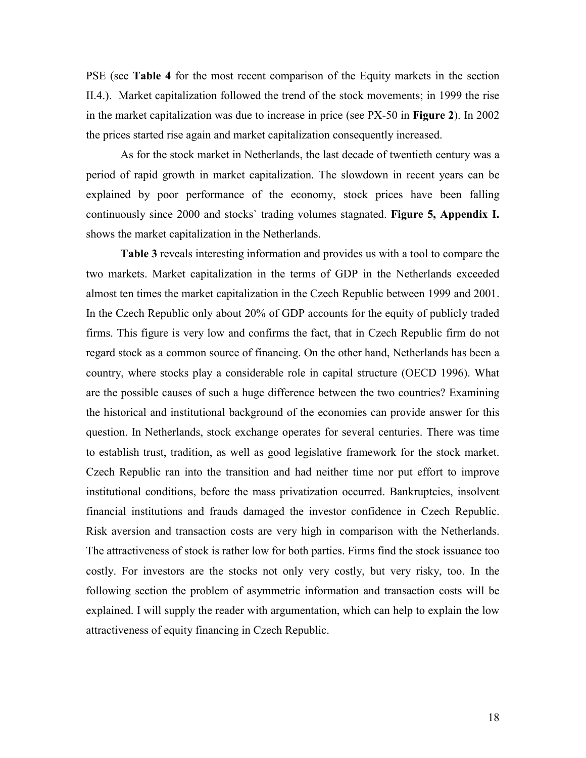PSE (see **Table 4** for the most recent comparison of the Equity markets in the section II.4.). Market capitalization followed the trend of the stock movements; in 1999 the rise in the market capitalization was due to increase in price (see PX-50 in **Figure 2**). In 2002 the prices started rise again and market capitalization consequently increased.

As for the stock market in Netherlands, the last decade of twentieth century was a period of rapid growth in market capitalization. The slowdown in recent years can be explained by poor performance of the economy, stock prices have been falling continuously since 2000 and stocks` trading volumes stagnated. **Figure 5, Appendix I.** shows the market capitalization in the Netherlands.

**Table 3** reveals interesting information and provides us with a tool to compare the two markets. Market capitalization in the terms of GDP in the Netherlands exceeded almost ten times the market capitalization in the Czech Republic between 1999 and 2001. In the Czech Republic only about 20% of GDP accounts for the equity of publicly traded firms. This figure is very low and confirms the fact, that in Czech Republic firm do not regard stock as a common source of financing. On the other hand, Netherlands has been a country, where stocks play a considerable role in capital structure (OECD 1996). What are the possible causes of such a huge difference between the two countries? Examining the historical and institutional background of the economies can provide answer for this question. In Netherlands, stock exchange operates for several centuries. There was time to establish trust, tradition, as well as good legislative framework for the stock market. Czech Republic ran into the transition and had neither time nor put effort to improve institutional conditions, before the mass privatization occurred. Bankruptcies, insolvent financial institutions and frauds damaged the investor confidence in Czech Republic. Risk aversion and transaction costs are very high in comparison with the Netherlands. The attractiveness of stock is rather low for both parties. Firms find the stock issuance too costly. For investors are the stocks not only very costly, but very risky, too. In the following section the problem of asymmetric information and transaction costs will be explained. I will supply the reader with argumentation, which can help to explain the low attractiveness of equity financing in Czech Republic.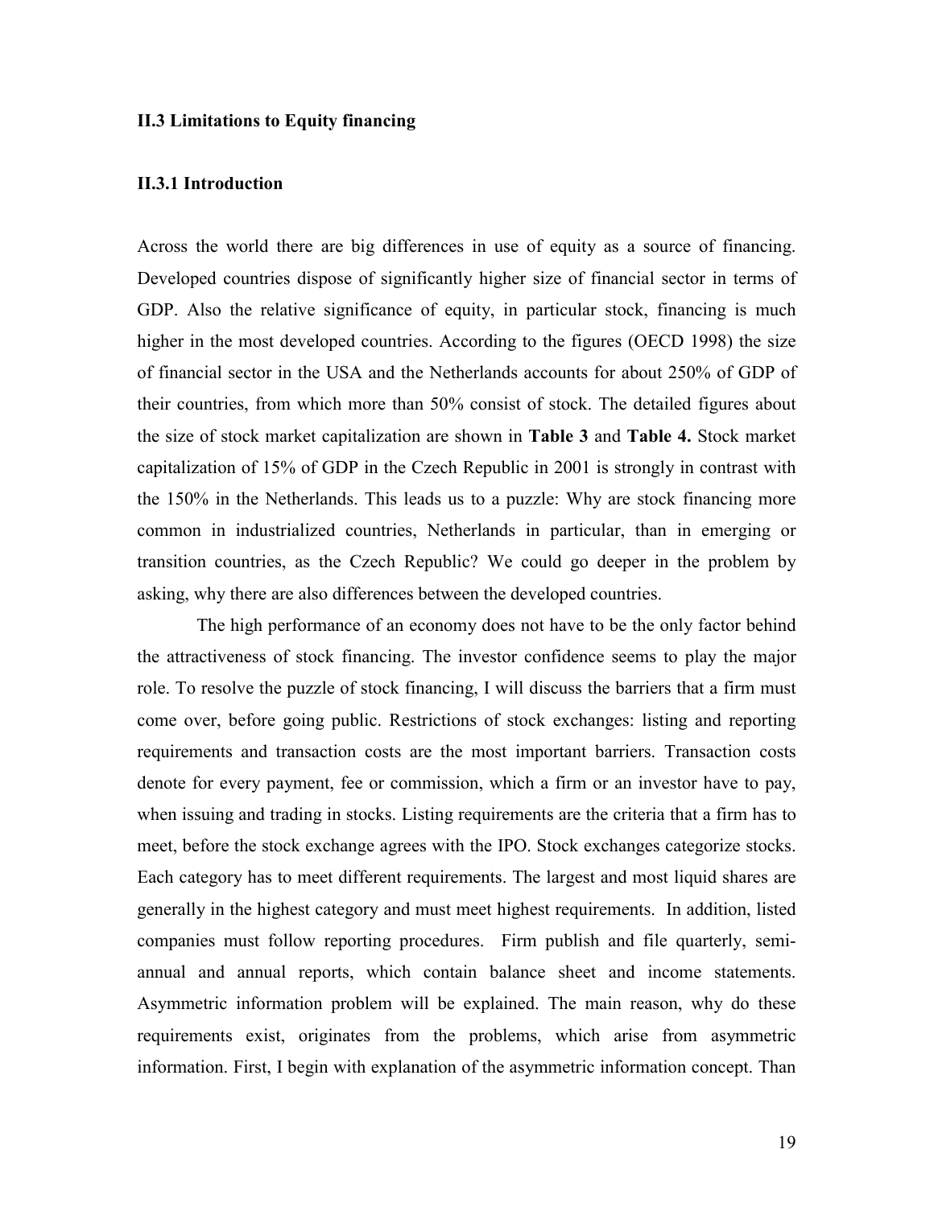### II.3 Limitations to Equity financing

### II.3.1 Introduction

Across the world there are big differences in use of equity as a source of financing. Developed countries dispose of significantly higher size of financial sector in terms of GDP. Also the relative significance of equity, in particular stock, financing is much higher in the most developed countries. According to the figures (OECD 1998) the size of financial sector in the USA and the Netherlands accounts for about 250% of GDP of their countries, from which more than 50% consist of stock. The detailed figures about the size of stock market capitalization are shown in **Table 3** and **Table 4.** Stock market capitalization of 15% of GDP in the Czech Republic in 2001 is strongly in contrast with the 150% in the Netherlands. This leads us to a puzzle: Why are stock financing more common in industrialized countries, Netherlands in particular, than in emerging or transition countries, as the Czech Republic? We could go deeper in the problem by asking, why there are also differences between the developed countries.

The high performance of an economy does not have to be the only factor behind the attractiveness of stock financing. The investor confidence seems to play the major role. To resolve the puzzle of stock financing, I will discuss the barriers that a firm must come over, before going public. Restrictions of stock exchanges: listing and reporting requirements and transaction costs are the most important barriers. Transaction costs denote for every payment, fee or commission, which a firm or an investor have to pay, when issuing and trading in stocks. Listing requirements are the criteria that a firm has to meet, before the stock exchange agrees with the IPO. Stock exchanges categorize stocks. Each category has to meet different requirements. The largest and most liquid shares are generally in the highest category and must meet highest requirements. In addition, listed companies must follow reporting procedures. Firm publish and file quarterly, semi-annual and annual reports, which contain balance sheet and income statements. Asymmetric information problem will be explained. The main reason, why do these requirements exist, originates from the problems, which arise from asymmetric information. First, I begin with explanation of the asymmetric information concept. Than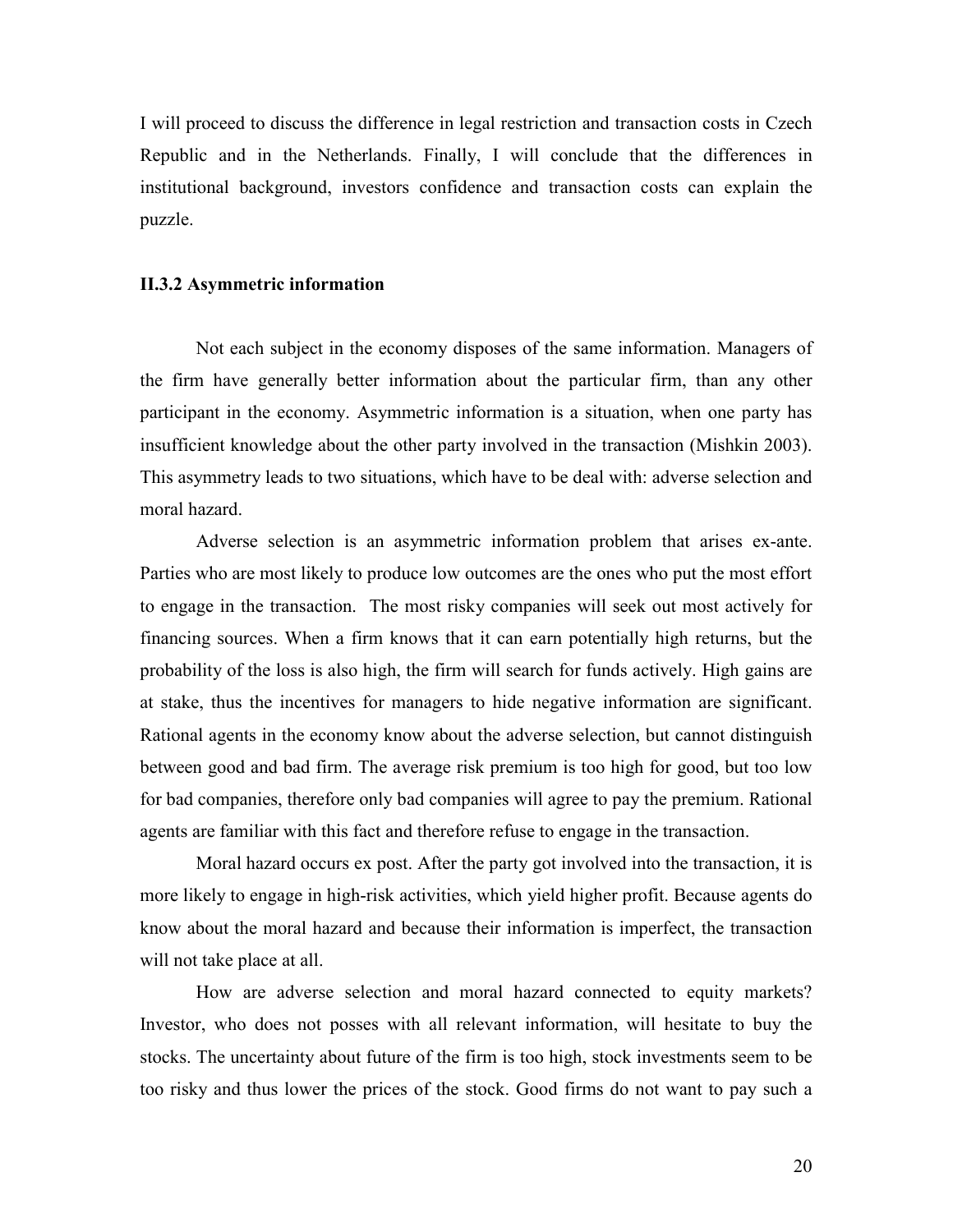I will proceed to discuss the difference in legal restriction and transaction costs in Czech Republic and in the Netherlands. Finally, I will conclude that the differences in institutional background, investors confidence and transaction costs can explain the puzzle.

### II.3.2 Asymmetric information

Not each subject in the economy disposes of the same information. Managers of the firm have generally better information about the particular firm, than any other participant in the economy. Asymmetric information is a situation, when one party has insufficient knowledge about the other party involved in the transaction (Mishkin 2003). This asymmetry leads to two situations, which have to be deal with: adverse selection and moral hazard.

Adverse selection is an asymmetric information problem that arises ex-ante. Parties who are most likely to produce low outcomes are the ones who put the most effort to engage in the transaction. The most risky companies will seek out most actively for financing sources. When a firm knows that it can earn potentially high returns, but the probability of the loss is also high, the firm will search for funds actively. High gains are at stake, thus the incentives for managers to hide negative information are significant. Rational agents in the economy know about the adverse selection, but cannot distinguish between good and bad firm. The average risk premium is too high for good, but too low for bad companies, therefore only bad companies will agree to pay the premium. Rational agents are familiar with this fact and therefore refuse to engage in the transaction.

Moral hazard occurs ex post. After the party got involved into the transaction, it is more likely to engage in high-risk activities, which yield higher profit. Because agents do know about the moral hazard and because their information is imperfect, the transaction will not take place at all.

How are adverse selection and moral hazard connected to equity markets? Investor, who does not posses with all relevant information, will hesitate to buy the stocks. The uncertainty about future of the firm is too high, stock investments seem to be too risky and thus lower the prices of the stock. Good firms do not want to pay such a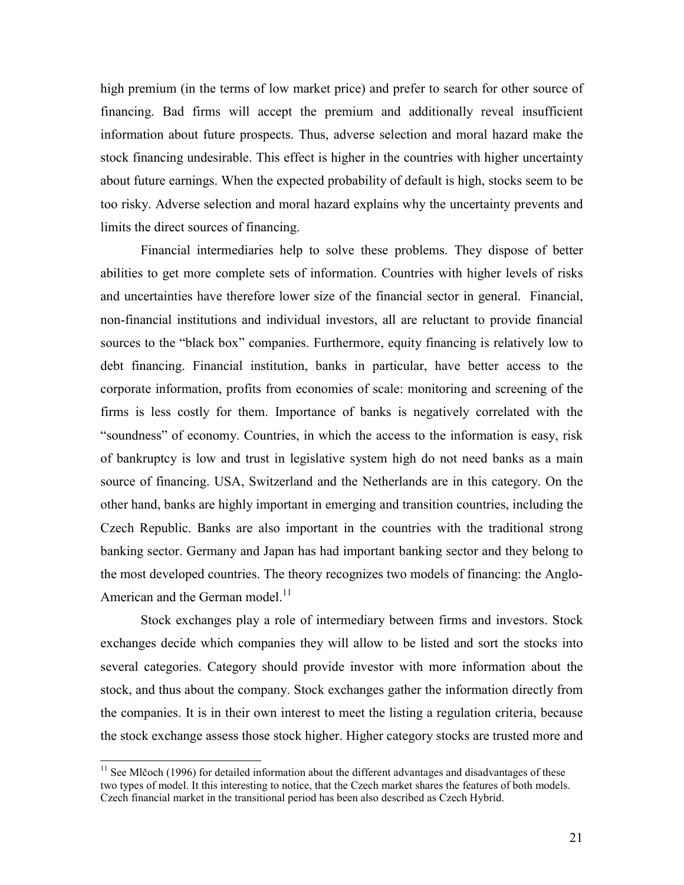high premium (in the terms of low market price) and prefer to search for other source of financing. Bad firms will accept the premium and additionally reveal insufficient information about future prospects. Thus, adverse selection and moral hazard make the stock financing undesirable. This effect is higher in the countries with higher uncertainty about future earnings. When the expected probability of default is high, stocks seem to be too risky. Adverse selection and moral hazard explains why the uncertainty prevents and limits the direct sources of financing.

Financial intermediaries help to solve these problems. They dispose of better abilities to get more complete sets of information. Countries with higher levels of risks and uncertainties have therefore lower size of the financial sector in general. Financial, non-financial institutions and individual investors, all are reluctant to provide financial sources to the "black box" companies. Furthermore, equity financing is relatively low to debt financing. Financial institution, banks in particular, have better access to the corporate information, profits from economies of scale: monitoring and screening of the firms is less costly for them. Importance of banks is negatively correlated with the "soundness" of economy. Countries, in which the access to the information is easy, risk of bankruptcy is low and trust in legislative system high do not need banks as a main source of financing. USA, Switzerland and the Netherlands are in this category. On the other hand, banks are highly important in emerging and transition countries, including the Czech Republic. Banks are also important in the countries with the traditional strong banking sector. Germany and Japan has had important banking sector and they belong to the most developed countries. The theory recognizes two models of financing: the Anglo-American and the German model.[11]

Stock exchanges play a role of intermediary between firms and investors. Stock exchanges decide which companies they will allow to be listed and sort the stocks into several categories. Category should provide investor with more information about the stock, and thus about the company. Stock exchanges gather the information directly from the companies. It is in their own interest to meet the listing a regulation criteria, because the stock exchange assess those stock higher. Higher category stocks are trusted more and

[11] See Mlčoch (1996) for detailed information about the different advantages and disadvantages of these two types of model. It this interesting to notice, that the Czech market shares the features of both models. Czech financial market in the transitional period has been also described as Czech Hybrid.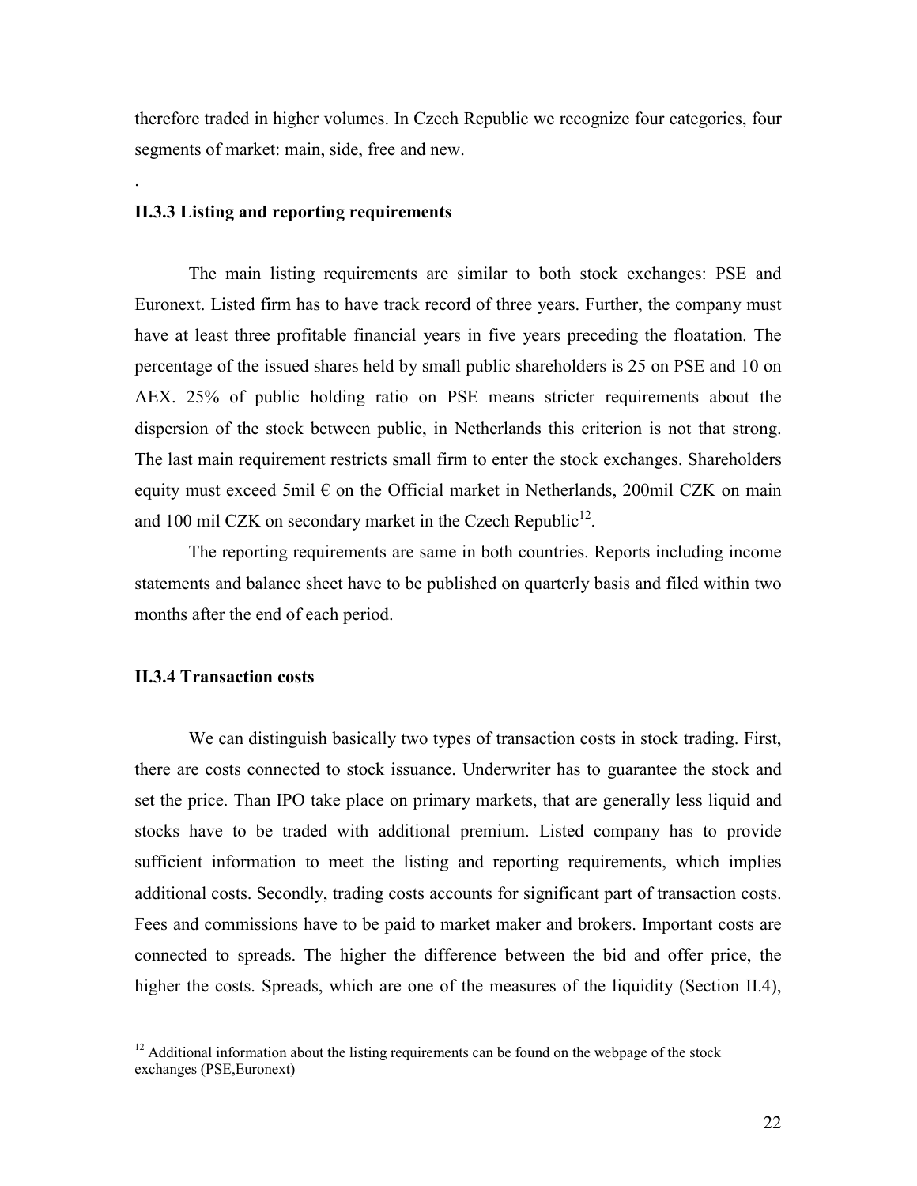therefore traded in higher volumes. In Czech Republic we recognize four categories, four segments of market: main, side, free and new.

.

### II.3.3 Listing and reporting requirements

The main listing requirements are similar to both stock exchanges: PSE and Euronext. Listed firm has to have track record of three years. Further, the company must have at least three profitable financial years in five years preceding the floatation. The percentage of the issued shares held by small public shareholders is 25 on PSE and 10 on AEX. 25% of public holding ratio on PSE means stricter requirements about the dispersion of the stock between public, in Netherlands this criterion is not that strong. The last main requirement restricts small firm to enter the stock exchanges. Shareholders equity must exceed 5mil € on the Official market in Netherlands, 200mil CZK on main and 100 mil CZK on secondary market in the Czech Republic[12].

The reporting requirements are same in both countries. Reports including income statements and balance sheet have to be published on quarterly basis and filed within two months after the end of each period.

### II.3.4 Transaction costs

We can distinguish basically two types of transaction costs in stock trading. First, there are costs connected to stock issuance. Underwriter has to guarantee the stock and set the price. Than IPO take place on primary markets, that are generally less liquid and stocks have to be traded with additional premium. Listed company has to provide sufficient information to meet the listing and reporting requirements, which implies additional costs. Secondly, trading costs accounts for significant part of transaction costs. Fees and commissions have to be paid to market maker and brokers. Important costs are connected to spreads. The higher the difference between the bid and offer price, the higher the costs. Spreads, which are one of the measures of the liquidity (Section II.4),

[12] Additional information about the listing requirements can be found on the webpage of the stock exchanges (PSE,Euronext)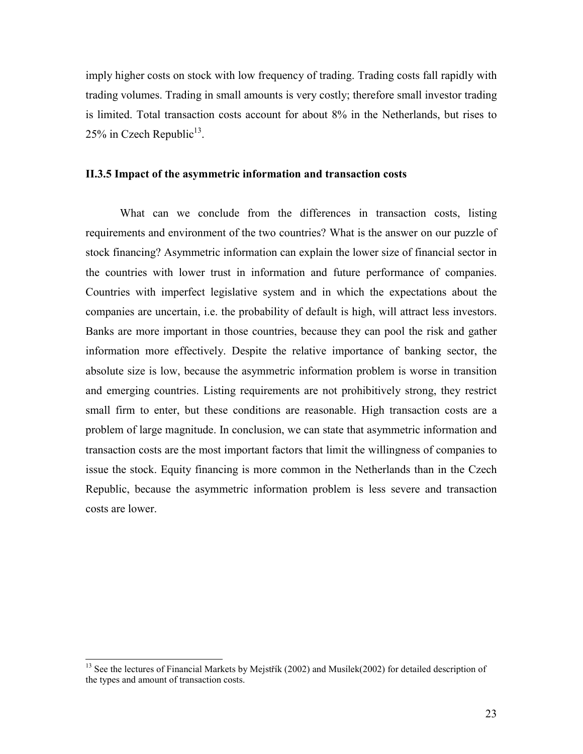imply higher costs on stock with low frequency of trading. Trading costs fall rapidly with trading volumes. Trading in small amounts is very costly; therefore small investor trading is limited. Total transaction costs account for about 8% in the Netherlands, but rises to 25% in Czech Republic[13].

### II.3.5 Impact of the asymmetric information and transaction costs

What can we conclude from the differences in transaction costs, listing requirements and environment of the two countries? What is the answer on our puzzle of stock financing? Asymmetric information can explain the lower size of financial sector in the countries with lower trust in information and future performance of companies. Countries with imperfect legislative system and in which the expectations about the companies are uncertain, i.e. the probability of default is high, will attract less investors. Banks are more important in those countries, because they can pool the risk and gather information more effectively. Despite the relative importance of banking sector, the absolute size is low, because the asymmetric information problem is worse in transition and emerging countries. Listing requirements are not prohibitively strong, they restrict small firm to enter, but these conditions are reasonable. High transaction costs are a problem of large magnitude. In conclusion, we can state that asymmetric information and transaction costs are the most important factors that limit the willingness of companies to issue the stock. Equity financing is more common in the Netherlands than in the Czech Republic, because the asymmetric information problem is less severe and transaction costs are lower.

---

[13] See the lectures of Financial Markets by Mejstřík (2002) and Musílek(2002) for detailed description of the types and amount of transaction costs.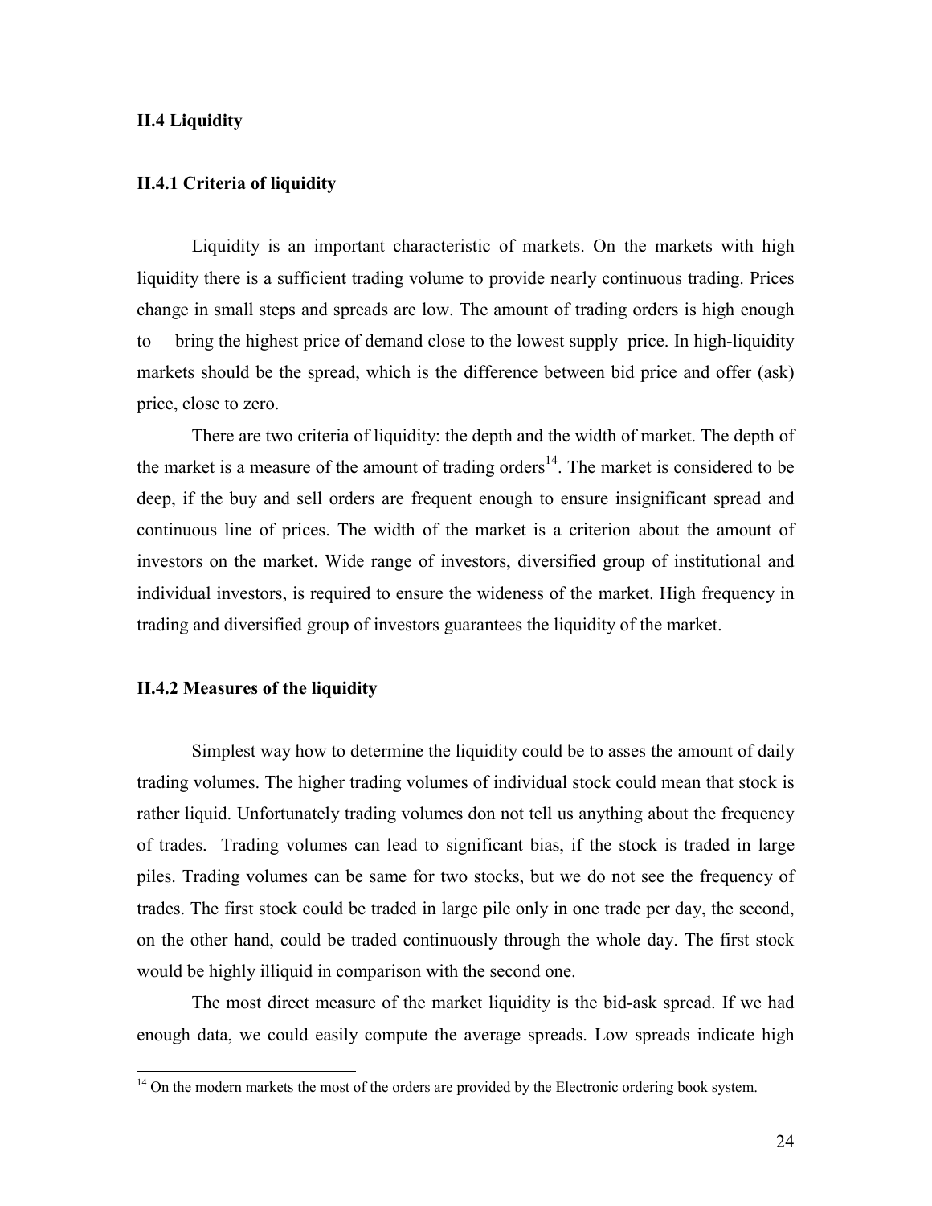## II.4 Liquidity

### II.4.1 Criteria of liquidity

Liquidity is an important characteristic of markets. On the markets with high liquidity there is a sufficient trading volume to provide nearly continuous trading. Prices change in small steps and spreads are low. The amount of trading orders is high enough to bring the highest price of demand close to the lowest supply price. In high-liquidity markets should be the spread, which is the difference between bid price and offer (ask) price, close to zero.

There are two criteria of liquidity: the depth and the width of market. The depth of the market is a measure of the amount of trading orders[14]. The market is considered to be deep, if the buy and sell orders are frequent enough to ensure insignificant spread and continuous line of prices. The width of the market is a criterion about the amount of investors on the market. Wide range of investors, diversified group of institutional and individual investors, is required to ensure the wideness of the market. High frequency in trading and diversified group of investors guarantees the liquidity of the market.

### II.4.2 Measures of the liquidity

Simplest way how to determine the liquidity could be to asses the amount of daily trading volumes. The higher trading volumes of individual stock could mean that stock is rather liquid. Unfortunately trading volumes don not tell us anything about the frequency of trades. Trading volumes can lead to significant bias, if the stock is traded in large piles. Trading volumes can be same for two stocks, but we do not see the frequency of trades. The first stock could be traded in large pile only in one trade per day, the second, on the other hand, could be traded continuously through the whole day. The first stock would be highly illiquid in comparison with the second one.

The most direct measure of the market liquidity is the bid-ask spread. If we had enough data, we could easily compute the average spreads. Low spreads indicate high

[14] On the modern markets the most of the orders are provided by the Electronic ordering book system.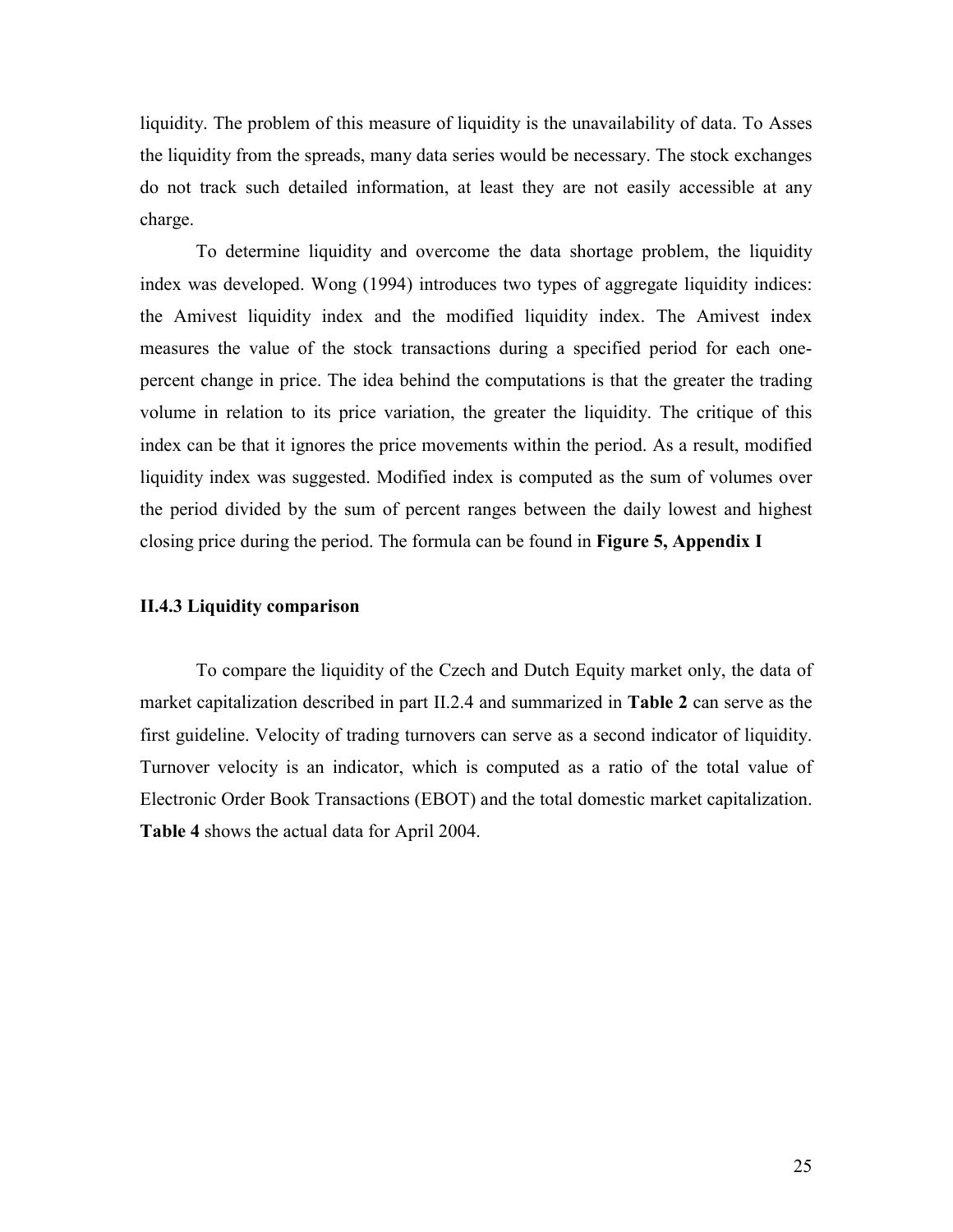liquidity. The problem of this measure of liquidity is the unavailability of data. To Asses the liquidity from the spreads, many data series would be necessary. The stock exchanges do not track such detailed information, at least they are not easily accessible at any charge.

To determine liquidity and overcome the data shortage problem, the liquidity index was developed. Wong (1994) introduces two types of aggregate liquidity indices: the Amivest liquidity index and the modified liquidity index. The Amivest index measures the value of the stock transactions during a specified period for each one-percent change in price. The idea behind the computations is that the greater the trading volume in relation to its price variation, the greater the liquidity. The critique of this index can be that it ignores the price movements within the period. As a result, modified liquidity index was suggested. Modified index is computed as the sum of volumes over the period divided by the sum of percent ranges between the daily lowest and highest closing price during the period. The formula can be found in **Figure 5, Appendix I**

### II.4.3 Liquidity comparison

To compare the liquidity of the Czech and Dutch Equity market only, the data of market capitalization described in part II.2.4 and summarized in **Table 2** can serve as the first guideline. Velocity of trading turnovers can serve as a second indicator of liquidity. Turnover velocity is an indicator, which is computed as a ratio of the total value of Electronic Order Book Transactions (EBOT) and the total domestic market capitalization. **Table 4** shows the actual data for April 2004.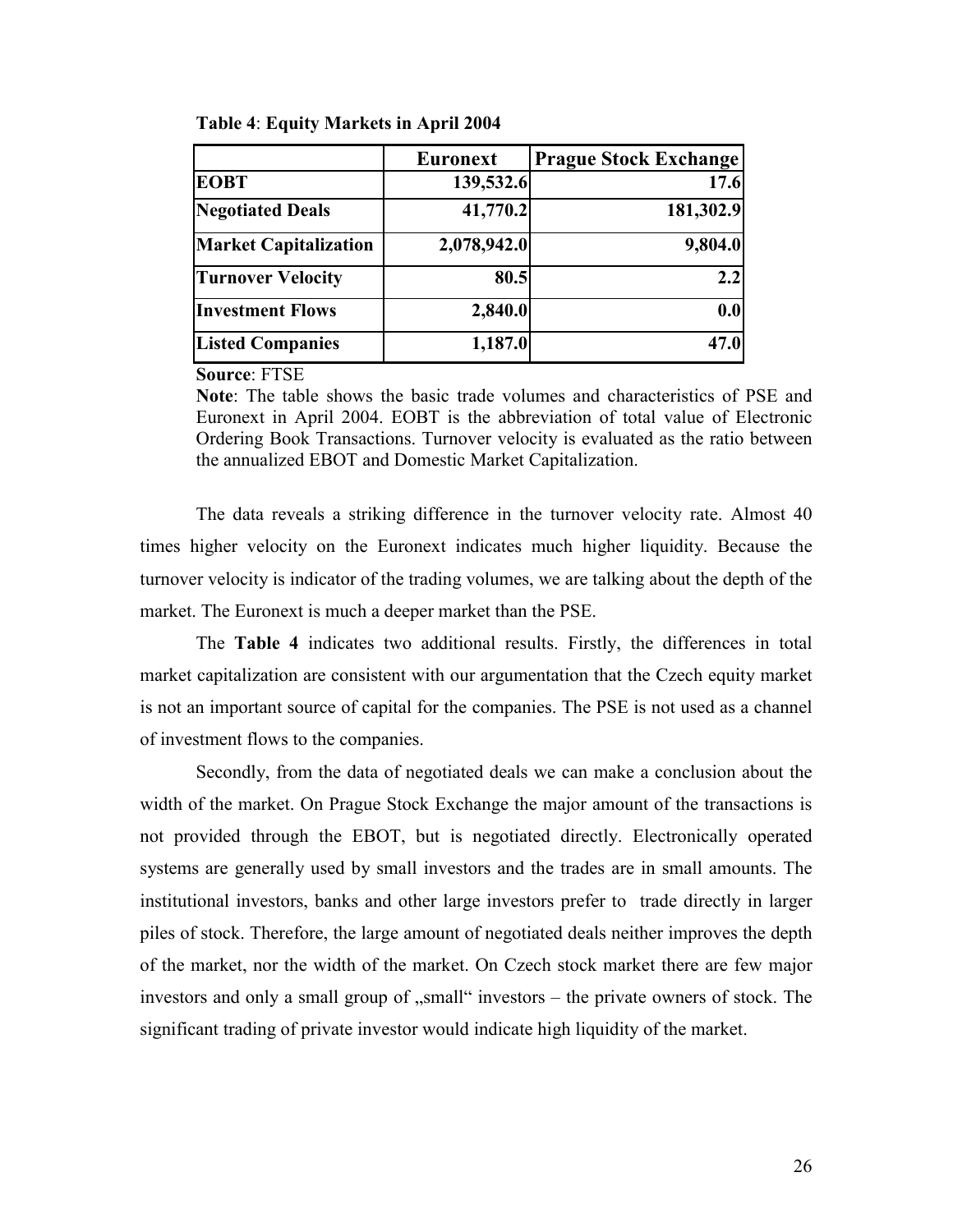**Table 4**: **Equity Markets in April 2004**

| | Euronext | Prague Stock Exchange |
|---|---|---|
| **EOBT** | **139,532.6** | **17.6** |
| **Negotiated Deals** | **41,770.2** | **181,302.9** |
| **Market Capitalization** | **2,078,942.0** | **9,804.0** |
| **Turnover Velocity** | **80.5** | **2.2** |
| **Investment Flows** | **2,840.0** | **0.0** |
| **Listed Companies** | **1,187.0** | **47.0** |

**Source**: FTSE

**Note**: The table shows the basic trade volumes and characteristics of PSE and Euronext in April 2004. EOBT is the abbreviation of total value of Electronic Ordering Book Transactions. Turnover velocity is evaluated as the ratio between the annualized EBOT and Domestic Market Capitalization.

The data reveals a striking difference in the turnover velocity rate. Almost 40 times higher velocity on the Euronext indicates much higher liquidity. Because the turnover velocity is indicator of the trading volumes, we are talking about the depth of the market. The Euronext is much a deeper market than the PSE.

The **Table 4** indicates two additional results. Firstly, the differences in total market capitalization are consistent with our argumentation that the Czech equity market is not an important source of capital for the companies. The PSE is not used as a channel of investment flows to the companies.

Secondly, from the data of negotiated deals we can make a conclusion about the width of the market. On Prague Stock Exchange the major amount of the transactions is not provided through the EBOT, but is negotiated directly. Electronically operated systems are generally used by small investors and the trades are in small amounts. The institutional investors, banks and other large investors prefer to trade directly in larger piles of stock. Therefore, the large amount of negotiated deals neither improves the depth of the market, nor the width of the market. On Czech stock market there are few major investors and only a small group of „small" investors – the private owners of stock. The significant trading of private investor would indicate high liquidity of the market.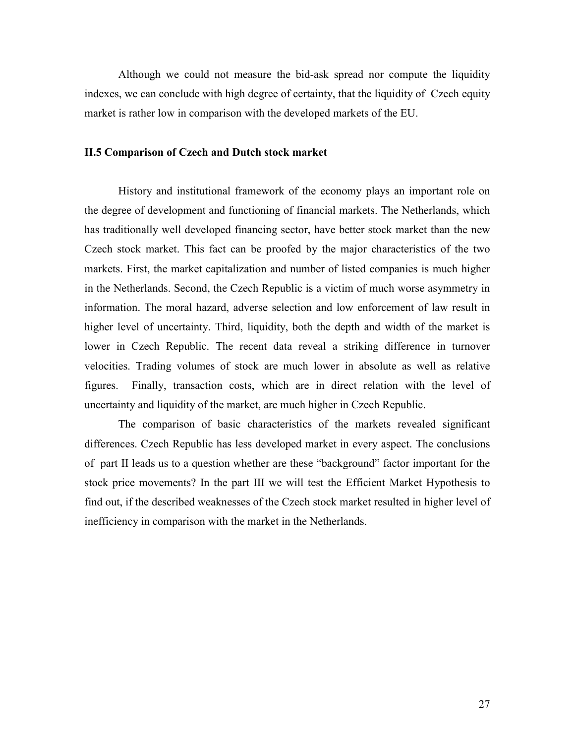Although we could not measure the bid-ask spread nor compute the liquidity indexes, we can conclude with high degree of certainty, that the liquidity of Czech equity market is rather low in comparison with the developed markets of the EU.

### II.5 Comparison of Czech and Dutch stock market

History and institutional framework of the economy plays an important role on the degree of development and functioning of financial markets. The Netherlands, which has traditionally well developed financing sector, have better stock market than the new Czech stock market. This fact can be proofed by the major characteristics of the two markets. First, the market capitalization and number of listed companies is much higher in the Netherlands. Second, the Czech Republic is a victim of much worse asymmetry in information. The moral hazard, adverse selection and low enforcement of law result in higher level of uncertainty. Third, liquidity, both the depth and width of the market is lower in Czech Republic. The recent data reveal a striking difference in turnover velocities. Trading volumes of stock are much lower in absolute as well as relative figures. Finally, transaction costs, which are in direct relation with the level of uncertainty and liquidity of the market, are much higher in Czech Republic.

The comparison of basic characteristics of the markets revealed significant differences. Czech Republic has less developed market in every aspect. The conclusions of part II leads us to a question whether are these "background" factor important for the stock price movements? In the part III we will test the Efficient Market Hypothesis to find out, if the described weaknesses of the Czech stock market resulted in higher level of inefficiency in comparison with the market in the Netherlands.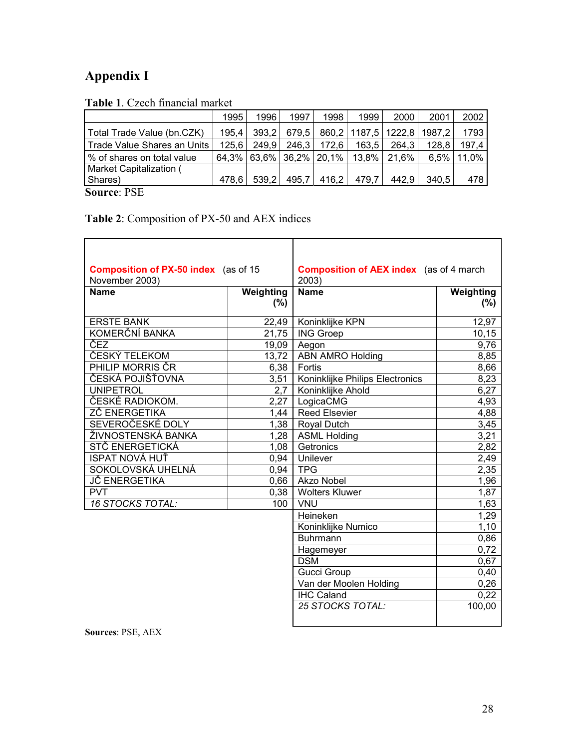## Appendix I

**Table 1**. Czech financial market

| | 1995 | 1996 | 1997 | 1998 | 1999 | 2000 | 2001 | 2002 |
|---|---|---|---|---|---|---|---|---|
| Total Trade Value (bn.CZK) | 195,4 | 393,2 | 679,5 | 860,2 | 1187,5 | 1222,8 | 1987,2 | 1793 |
| Trade Value Shares an Units | 125,6 | 249,9 | 246,3 | 172,6 | 163,5 | 264,3 | 128,8 | 197,4 |
| % of shares on total value | 64,3% | 63,6% | 36,2% | 20,1% | 13,8% | 21,6% | 6,5% | 11,0% |
| Market Capitalization ( Shares) | 478,6 | 539,2 | 495,7 | 416,2 | 479,7 | 442,9 | 340,5 | 478 |

**Source**: PSE

**Table 2**: Composition of PX-50 and AEX indices

| Composition of PX-50 index (as of 15 November 2003) | | Composition of AEX index (as of 4 march 2003) | |
|---|---|---|---|
| **Name** | **Weighting (%)** | **Name** | **Weighting (%)** |
| ERSTE BANK | 22,49 | Koninklijke KPN | 12,97 |
| KOMERČNÍ BANKA | 21,75 | ING Groep | 10,15 |
| ČEZ | 19,09 | Aegon | 9,76 |
| ČESKÝ TELEKOM | 13,72 | ABN AMRO Holding | 8,85 |
| PHILIP MORRIS ČR | 6,38 | Fortis | 8,66 |
| ČESKÁ POJIŠŤOVNA | 3,51 | Koninklijke Philips Electronics | 8,23 |
| UNIPETROL | 2,7 | Koninklijke Ahold | 6,27 |
| ČESKÉ RADIOKOM. | 2,27 | LogicaCMG | 4,93 |
| ZČ ENERGETIKA | 1,44 | Reed Elsevier | 4,88 |
| SEVEROČESKÉ DOLY | 1,38 | Royal Dutch | 3,45 |
| ŽIVNOSTENSKÁ BANKA | 1,28 | ASML Holding | 3,21 |
| STČ ENERGETICKÁ | 1,08 | Getronics | 2,82 |
| ISPAT NOVÁ HUŤ | 0,94 | Unilever | 2,49 |
| SOKOLOVSKÁ UHELNÁ | 0,94 | TPG | 2,35 |
| JČ ENERGETIKA | 0,66 | Akzo Nobel | 1,96 |
| PVT | 0,38 | Wolters Kluwer | 1,87 |
| *16 STOCKS TOTAL:* | 100 | VNU | 1,63 |
| | | Heineken | 1,29 |
| | | Koninklijke Numico | 1,10 |
| | | Buhrmann | 0,86 |
| | | Hagemeyer | 0,72 |
| | | DSM | 0,67 |
| | | Gucci Group | 0,40 |
| | | Van der Moolen Holding | 0,26 |
| | | IHC Caland | 0,22 |
| | | *25 STOCKS TOTAL:* | 100,00 |

**Sources**: PSE, AEX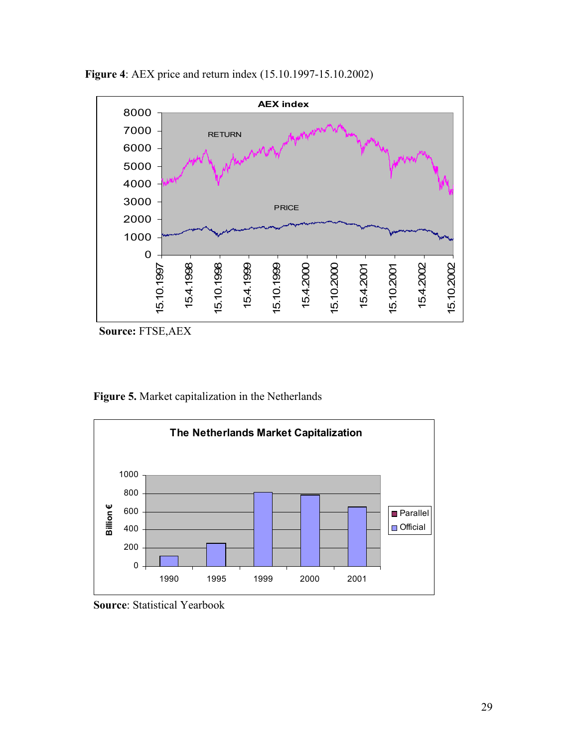**Figure 4**: AEX price and return index (15.10.1997-15.10.2002)

AEX index

8000
7000
6000
5000
4000
3000
2000
1000
0

RETURN

PRICE

15.10.1997
15.4.1998
15.10.1998
15.4.1999
15.10.1999
15.4.2000
15.10.2000
15.4.2001
15.10.2001
15.4.2002
15.10.2002

**Source:** FTSE,AEX

**Figure 5.** Market capitalization in the Netherlands

The Netherlands Market Capitalization

Billion €

1000
800
600
400
200
0

1990
1995
1999
2000
2001

Parallel
Official

**Source**: Statistical Yearbook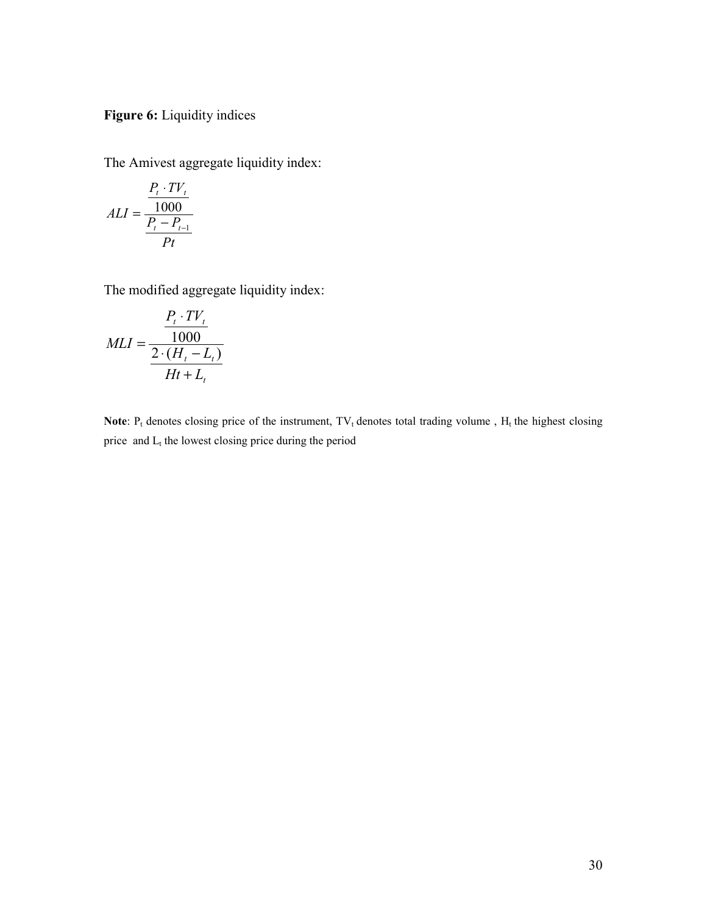**Figure 6:** Liquidity indices

The Amivest aggregate liquidity index:

$$ALI = \frac{\frac{P_t \cdot TV_t}{1000}}{\frac{P_t - P_{t-1}}{Pt}}$$

The modified aggregate liquidity index:

$$MLI = \frac{\frac{P_t \cdot TV_t}{1000}}{\frac{2 \cdot (H_t - L_t)}{Ht + L_t}}$$

**Note**: $P_t$ denotes closing price of the instrument, $TV_t$ denotes total trading volume , $H_t$ the highest closing price and $L_t$ the lowest closing price during the period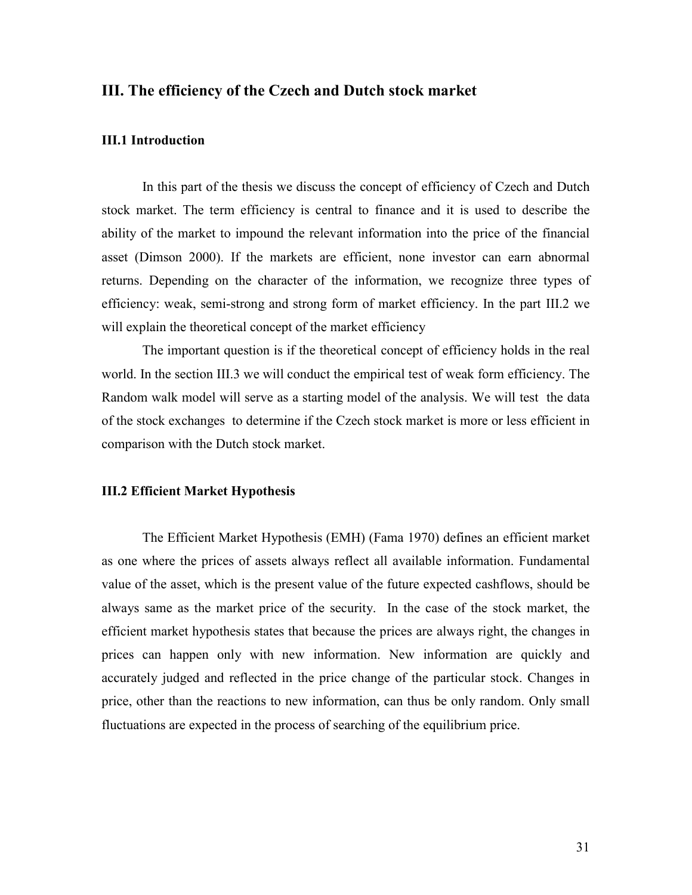## III. The efficiency of the Czech and Dutch stock market

### III.1 Introduction

In this part of the thesis we discuss the concept of efficiency of Czech and Dutch stock market. The term efficiency is central to finance and it is used to describe the ability of the market to impound the relevant information into the price of the financial asset (Dimson 2000). If the markets are efficient, none investor can earn abnormal returns. Depending on the character of the information, we recognize three types of efficiency: weak, semi-strong and strong form of market efficiency. In the part III.2 we will explain the theoretical concept of the market efficiency

The important question is if the theoretical concept of efficiency holds in the real world. In the section III.3 we will conduct the empirical test of weak form efficiency. The Random walk model will serve as a starting model of the analysis. We will test the data of the stock exchanges to determine if the Czech stock market is more or less efficient in comparison with the Dutch stock market.

### III.2 Efficient Market Hypothesis

The Efficient Market Hypothesis (EMH) (Fama 1970) defines an efficient market as one where the prices of assets always reflect all available information. Fundamental value of the asset, which is the present value of the future expected cashflows, should be always same as the market price of the security. In the case of the stock market, the efficient market hypothesis states that because the prices are always right, the changes in prices can happen only with new information. New information are quickly and accurately judged and reflected in the price change of the particular stock. Changes in price, other than the reactions to new information, can thus be only random. Only small fluctuations are expected in the process of searching of the equilibrium price.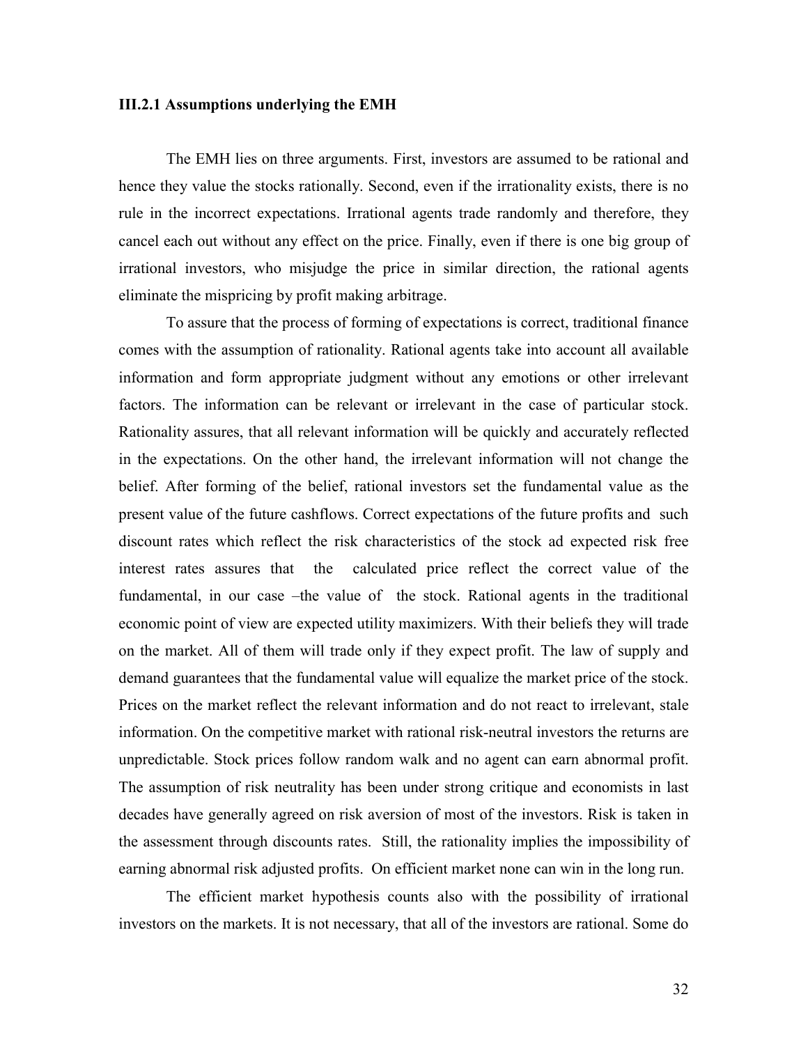### III.2.1 Assumptions underlying the EMH

The EMH lies on three arguments. First, investors are assumed to be rational and hence they value the stocks rationally. Second, even if the irrationality exists, there is no rule in the incorrect expectations. Irrational agents trade randomly and therefore, they cancel each out without any effect on the price. Finally, even if there is one big group of irrational investors, who misjudge the price in similar direction, the rational agents eliminate the mispricing by profit making arbitrage.

To assure that the process of forming of expectations is correct, traditional finance comes with the assumption of rationality. Rational agents take into account all available information and form appropriate judgment without any emotions or other irrelevant factors. The information can be relevant or irrelevant in the case of particular stock. Rationality assures, that all relevant information will be quickly and accurately reflected in the expectations. On the other hand, the irrelevant information will not change the belief. After forming of the belief, rational investors set the fundamental value as the present value of the future cashflows. Correct expectations of the future profits and such discount rates which reflect the risk characteristics of the stock ad expected risk free interest rates assures that the calculated price reflect the correct value of the fundamental, in our case –the value of the stock. Rational agents in the traditional economic point of view are expected utility maximizers. With their beliefs they will trade on the market. All of them will trade only if they expect profit. The law of supply and demand guarantees that the fundamental value will equalize the market price of the stock. Prices on the market reflect the relevant information and do not react to irrelevant, stale information. On the competitive market with rational risk-neutral investors the returns are unpredictable. Stock prices follow random walk and no agent can earn abnormal profit. The assumption of risk neutrality has been under strong critique and economists in last decades have generally agreed on risk aversion of most of the investors. Risk is taken in the assessment through discounts rates. Still, the rationality implies the impossibility of earning abnormal risk adjusted profits. On efficient market none can win in the long run.

The efficient market hypothesis counts also with the possibility of irrational investors on the markets. It is not necessary, that all of the investors are rational. Some do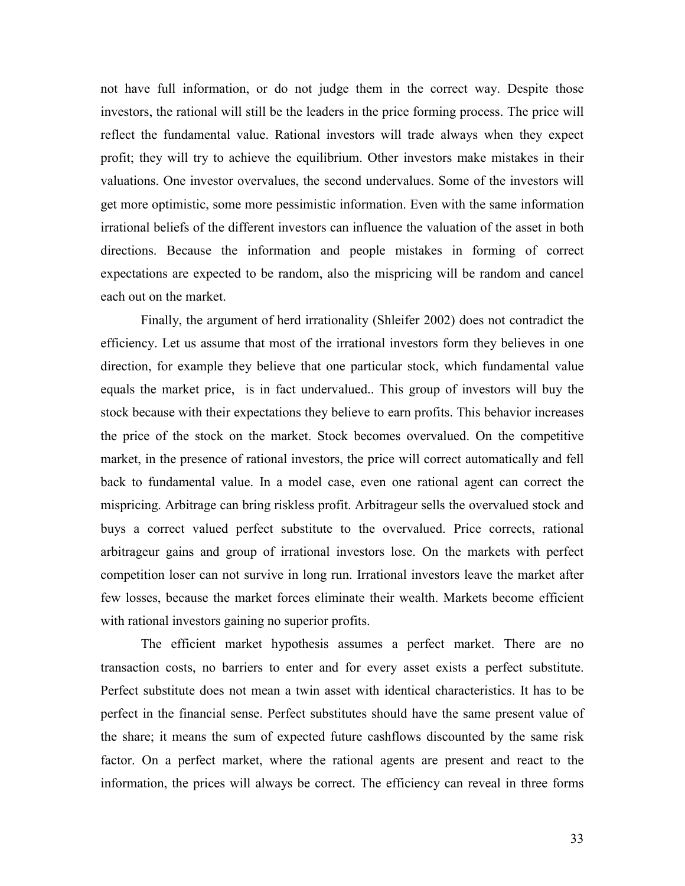not have full information, or do not judge them in the correct way. Despite those investors, the rational will still be the leaders in the price forming process. The price will reflect the fundamental value. Rational investors will trade always when they expect profit; they will try to achieve the equilibrium. Other investors make mistakes in their valuations. One investor overvalues, the second undervalues. Some of the investors will get more optimistic, some more pessimistic information. Even with the same information irrational beliefs of the different investors can influence the valuation of the asset in both directions. Because the information and people mistakes in forming of correct expectations are expected to be random, also the mispricing will be random and cancel each out on the market.

Finally, the argument of herd irrationality (Shleifer 2002) does not contradict the efficiency. Let us assume that most of the irrational investors form they believes in one direction, for example they believe that one particular stock, which fundamental value equals the market price, is in fact undervalued.. This group of investors will buy the stock because with their expectations they believe to earn profits. This behavior increases the price of the stock on the market. Stock becomes overvalued. On the competitive market, in the presence of rational investors, the price will correct automatically and fell back to fundamental value. In a model case, even one rational agent can correct the mispricing. Arbitrage can bring riskless profit. Arbitrageur sells the overvalued stock and buys a correct valued perfect substitute to the overvalued. Price corrects, rational arbitrageur gains and group of irrational investors lose. On the markets with perfect competition loser can not survive in long run. Irrational investors leave the market after few losses, because the market forces eliminate their wealth. Markets become efficient with rational investors gaining no superior profits.

The efficient market hypothesis assumes a perfect market. There are no transaction costs, no barriers to enter and for every asset exists a perfect substitute. Perfect substitute does not mean a twin asset with identical characteristics. It has to be perfect in the financial sense. Perfect substitutes should have the same present value of the share; it means the sum of expected future cashflows discounted by the same risk factor. On a perfect market, where the rational agents are present and react to the information, the prices will always be correct. The efficiency can reveal in three forms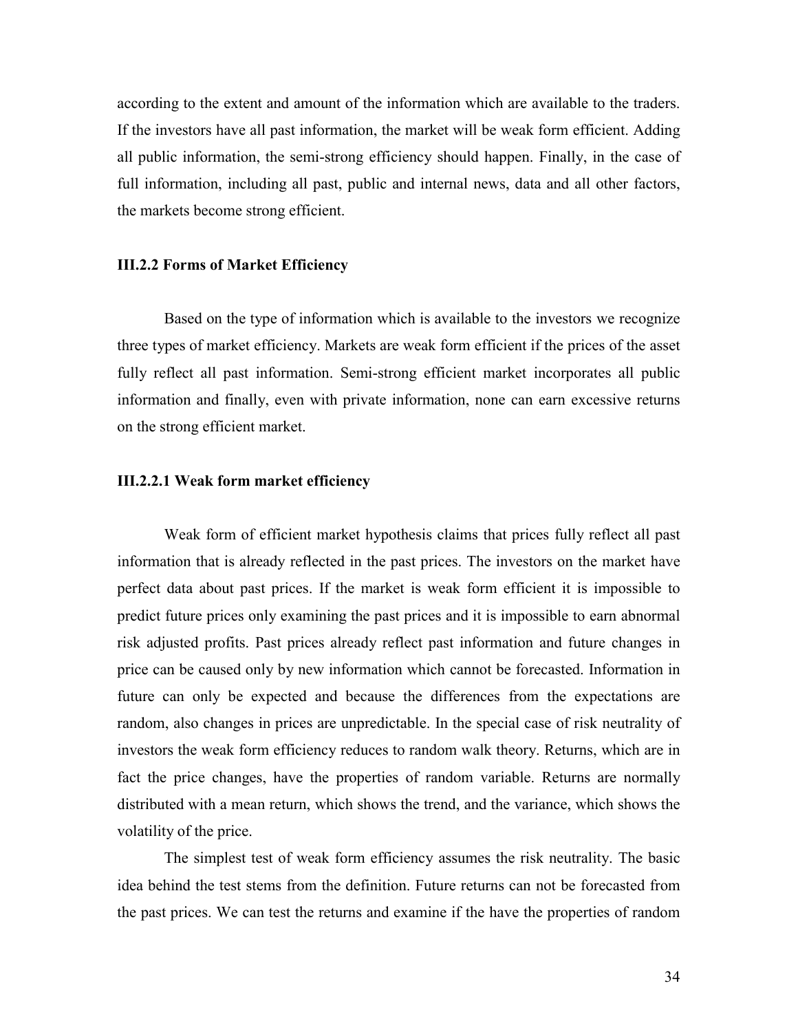according to the extent and amount of the information which are available to the traders. If the investors have all past information, the market will be weak form efficient. Adding all public information, the semi-strong efficiency should happen. Finally, in the case of full information, including all past, public and internal news, data and all other factors, the markets become strong efficient.

### III.2.2 Forms of Market Efficiency

Based on the type of information which is available to the investors we recognize three types of market efficiency. Markets are weak form efficient if the prices of the asset fully reflect all past information. Semi-strong efficient market incorporates all public information and finally, even with private information, none can earn excessive returns on the strong efficient market.

#### III.2.2.1 Weak form market efficiency

Weak form of efficient market hypothesis claims that prices fully reflect all past information that is already reflected in the past prices. The investors on the market have perfect data about past prices. If the market is weak form efficient it is impossible to predict future prices only examining the past prices and it is impossible to earn abnormal risk adjusted profits. Past prices already reflect past information and future changes in price can be caused only by new information which cannot be forecasted. Information in future can only be expected and because the differences from the expectations are random, also changes in prices are unpredictable. In the special case of risk neutrality of investors the weak form efficiency reduces to random walk theory. Returns, which are in fact the price changes, have the properties of random variable. Returns are normally distributed with a mean return, which shows the trend, and the variance, which shows the volatility of the price.

The simplest test of weak form efficiency assumes the risk neutrality. The basic idea behind the test stems from the definition. Future returns can not be forecasted from the past prices. We can test the returns and examine if the have the properties of random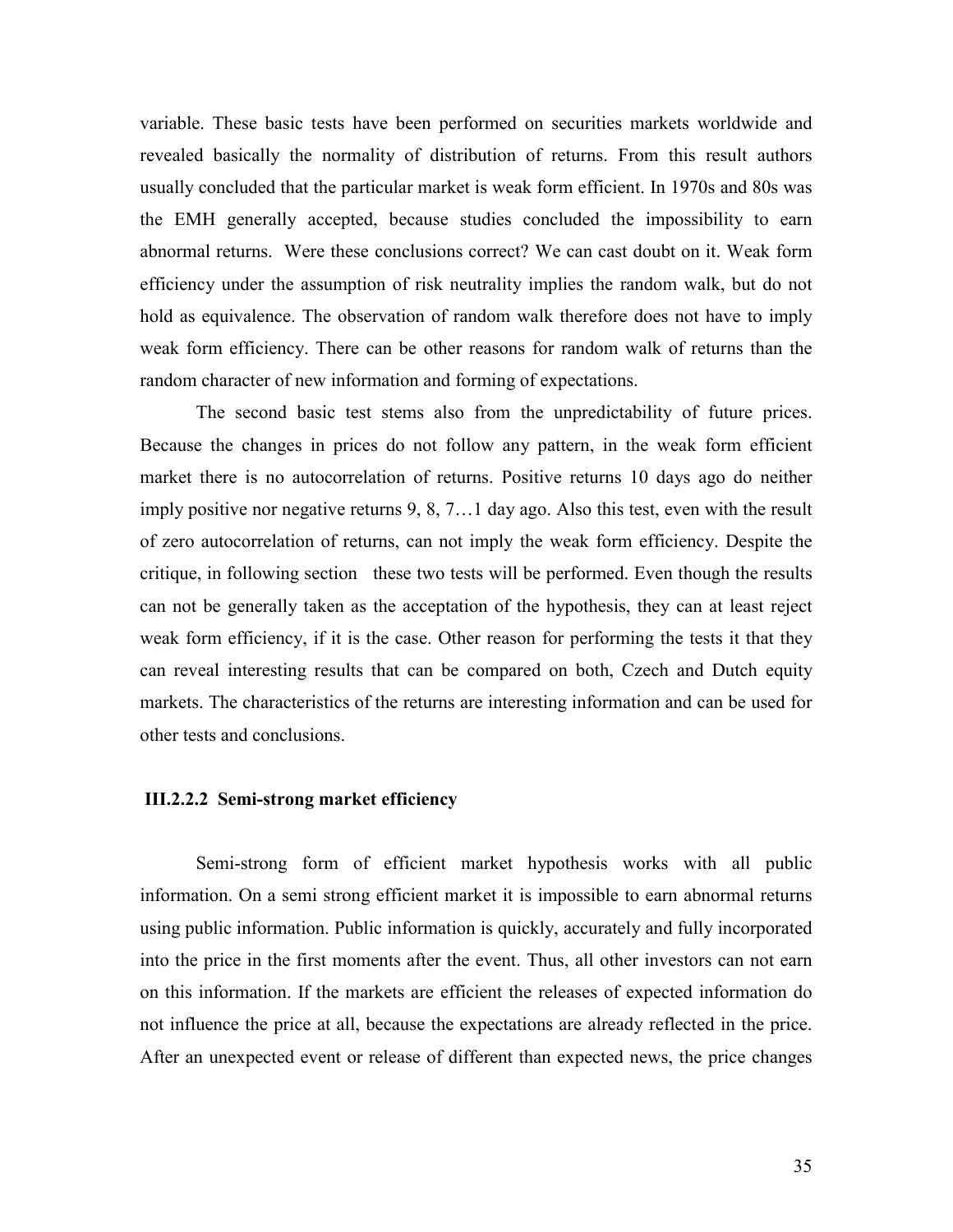variable. These basic tests have been performed on securities markets worldwide and revealed basically the normality of distribution of returns. From this result authors usually concluded that the particular market is weak form efficient. In 1970s and 80s was the EMH generally accepted, because studies concluded the impossibility to earn abnormal returns. Were these conclusions correct? We can cast doubt on it. Weak form efficiency under the assumption of risk neutrality implies the random walk, but do not hold as equivalence. The observation of random walk therefore does not have to imply weak form efficiency. There can be other reasons for random walk of returns than the random character of new information and forming of expectations.

The second basic test stems also from the unpredictability of future prices. Because the changes in prices do not follow any pattern, in the weak form efficient market there is no autocorrelation of returns. Positive returns 10 days ago do neither imply positive nor negative returns 9, 8, 7…1 day ago. Also this test, even with the result of zero autocorrelation of returns, can not imply the weak form efficiency. Despite the critique, in following section these two tests will be performed. Even though the results can not be generally taken as the acceptation of the hypothesis, they can at least reject weak form efficiency, if it is the case. Other reason for performing the tests it that they can reveal interesting results that can be compared on both, Czech and Dutch equity markets. The characteristics of the returns are interesting information and can be used for other tests and conclusions.

#### III.2.2.2 Semi-strong market efficiency

Semi-strong form of efficient market hypothesis works with all public information. On a semi strong efficient market it is impossible to earn abnormal returns using public information. Public information is quickly, accurately and fully incorporated into the price in the first moments after the event. Thus, all other investors can not earn on this information. If the markets are efficient the releases of expected information do not influence the price at all, because the expectations are already reflected in the price. After an unexpected event or release of different than expected news, the price changes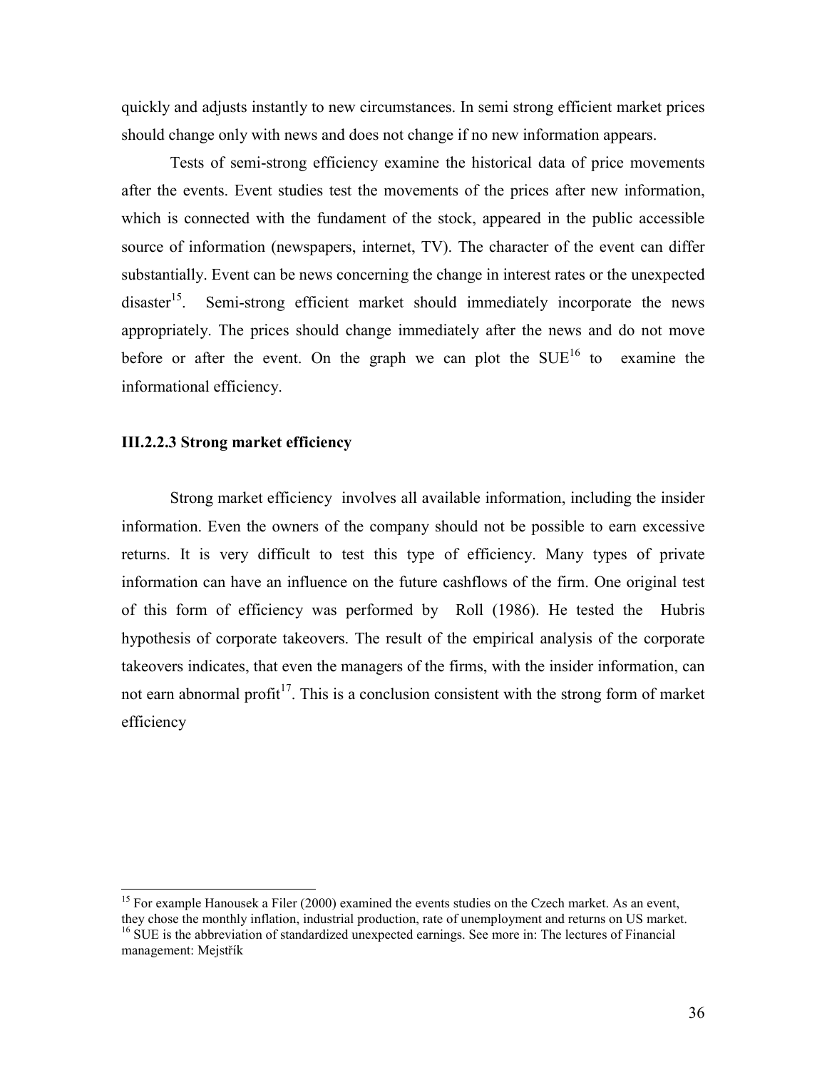quickly and adjusts instantly to new circumstances. In semi strong efficient market prices should change only with news and does not change if no new information appears.

Tests of semi-strong efficiency examine the historical data of price movements after the events. Event studies test the movements of the prices after new information, which is connected with the fundament of the stock, appeared in the public accessible source of information (newspapers, internet, TV). The character of the event can differ substantially. Event can be news concerning the change in interest rates or the unexpected disaster[15]. Semi-strong efficient market should immediately incorporate the news appropriately. The prices should change immediately after the news and do not move before or after the event. On the graph we can plot the SUE[16] to examine the informational efficiency.

### III.2.2.3 Strong market efficiency

Strong market efficiency involves all available information, including the insider information. Even the owners of the company should not be possible to earn excessive returns. It is very difficult to test this type of efficiency. Many types of private information can have an influence on the future cashflows of the firm. One original test of this form of efficiency was performed by Roll (1986). He tested the Hubris hypothesis of corporate takeovers. The result of the empirical analysis of the corporate takeovers indicates, that even the managers of the firms, with the insider information, can not earn abnormal profit[17]. This is a conclusion consistent with the strong form of market efficiency

---

[15] For example Hanousek a Filer (2000) examined the events studies on the Czech market. As an event, they chose the monthly inflation, industrial production, rate of unemployment and returns on US market.

[16] SUE is the abbreviation of standardized unexpected earnings. See more in: The lectures of Financial management: Mejstřík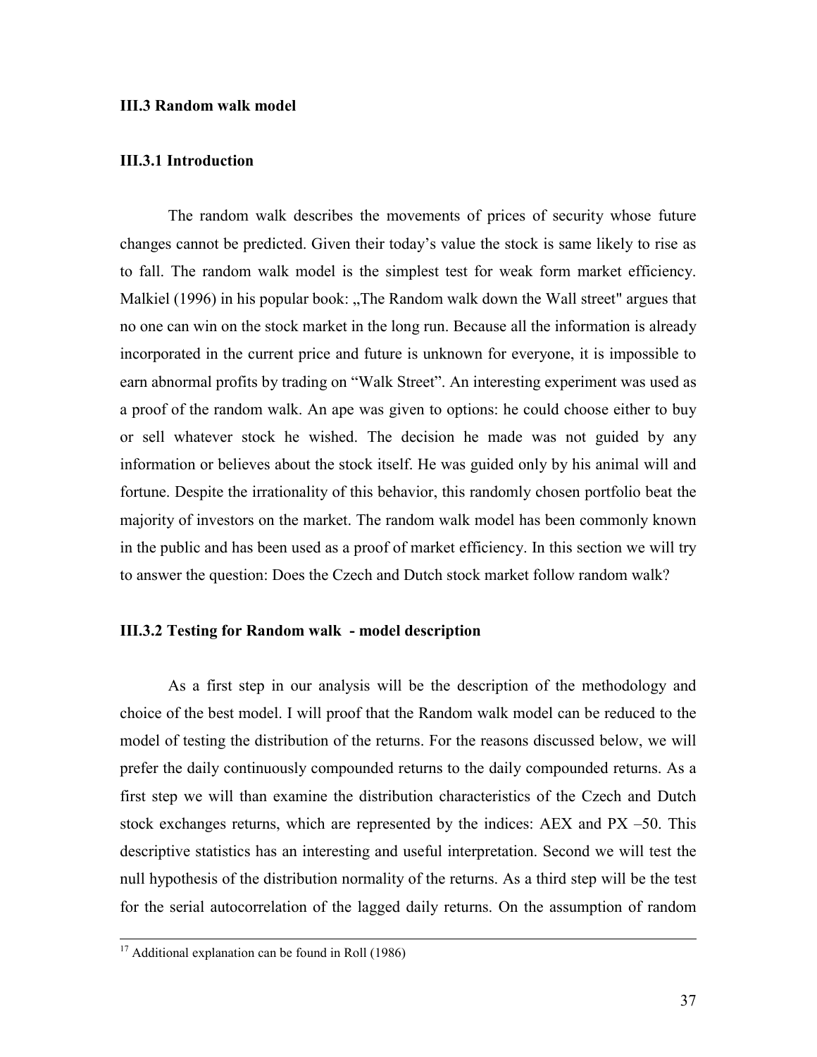### III.3 Random walk model

### III.3.1 Introduction

The random walk describes the movements of prices of security whose future changes cannot be predicted. Given their today's value the stock is same likely to rise as to fall. The random walk model is the simplest test for weak form market efficiency. Malkiel (1996) in his popular book: „The Random walk down the Wall street" argues that no one can win on the stock market in the long run. Because all the information is already incorporated in the current price and future is unknown for everyone, it is impossible to earn abnormal profits by trading on "Walk Street". An interesting experiment was used as a proof of the random walk. An ape was given to options: he could choose either to buy or sell whatever stock he wished. The decision he made was not guided by any information or believes about the stock itself. He was guided only by his animal will and fortune. Despite the irrationality of this behavior, this randomly chosen portfolio beat the majority of investors on the market. The random walk model has been commonly known in the public and has been used as a proof of market efficiency. In this section we will try to answer the question: Does the Czech and Dutch stock market follow random walk?

### III.3.2 Testing for Random walk - model description

As a first step in our analysis will be the description of the methodology and choice of the best model. I will proof that the Random walk model can be reduced to the model of testing the distribution of the returns. For the reasons discussed below, we will prefer the daily continuously compounded returns to the daily compounded returns. As a first step we will than examine the distribution characteristics of the Czech and Dutch stock exchanges returns, which are represented by the indices: AEX and PX –50. This descriptive statistics has an interesting and useful interpretation. Second we will test the null hypothesis of the distribution normality of the returns. As a third step will be the test for the serial autocorrelation of the lagged daily returns. On the assumption of random

---

[17] Additional explanation can be found in Roll (1986)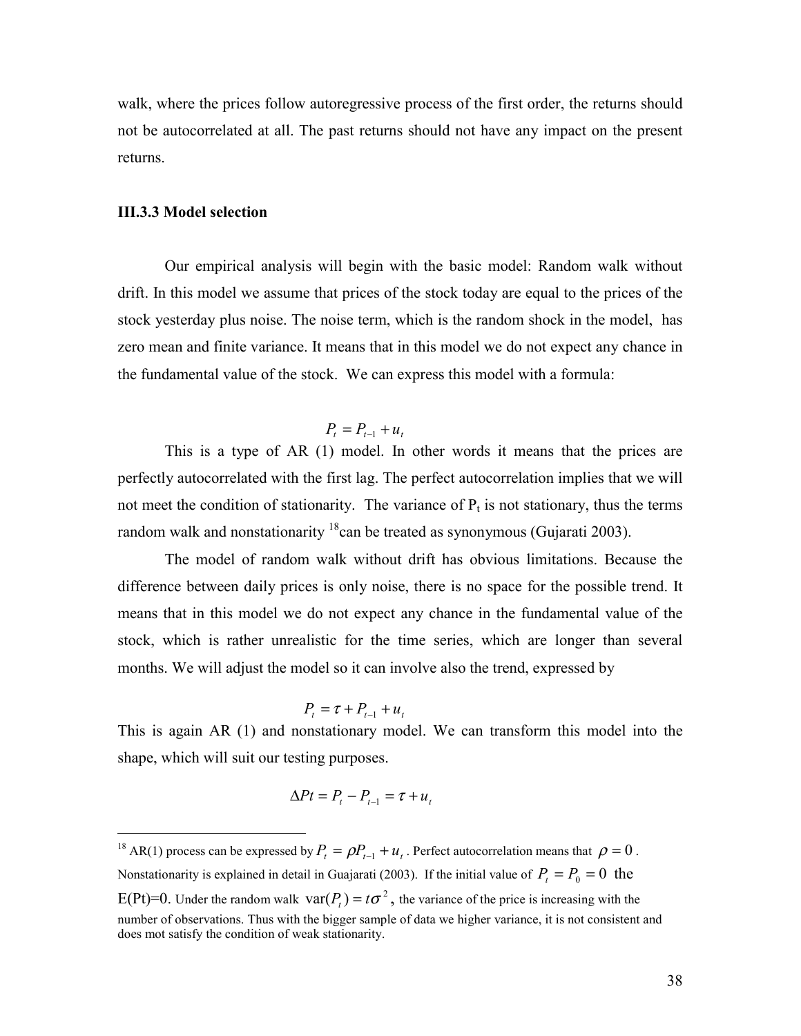walk, where the prices follow autoregressive process of the first order, the returns should not be autocorrelated at all. The past returns should not have any impact on the present returns.

### III.3.3 Model selection

Our empirical analysis will begin with the basic model: Random walk without drift. In this model we assume that prices of the stock today are equal to the prices of the stock yesterday plus noise. The noise term, which is the random shock in the model, has zero mean and finite variance. It means that in this model we do not expect any chance in the fundamental value of the stock. We can express this model with a formula:

$$P_t = P_{t-1} + u_t$$

This is a type of AR (1) model. In other words it means that the prices are perfectly autocorrelated with the first lag. The perfect autocorrelation implies that we will not meet the condition of stationarity. The variance of $P_t$ is not stationary, thus the terms random walk and nonstationarity [18] can be treated as synonymous (Gujarati 2003).

The model of random walk without drift has obvious limitations. Because the difference between daily prices is only noise, there is no space for the possible trend. It means that in this model we do not expect any chance in the fundamental value of the stock, which is rather unrealistic for the time series, which are longer than several months. We will adjust the model so it can involve also the trend, expressed by

$$P_t = \tau + P_{t-1} + u_t$$

This is again AR (1) and nonstationary model. We can transform this model into the shape, which will suit our testing purposes.

$$\Delta Pt = P_t - P_{t-1} = \tau + u_t$$

---

[18] AR(1) process can be expressed by $P_t = \rho P_{t-1} + u_t$. Perfect autocorrelation means that $\rho = 0$. Nonstationarity is explained in detail in Guajarati (2003). If the initial value of $P_t = P_0 = 0$ the E(Pt)=0. Under the random walk $\text{var}(P_t) = t\sigma^2$, the variance of the price is increasing with the number of observations. Thus with the bigger sample of data we higher variance, it is not consistent and does mot satisfy the condition of weak stationarity.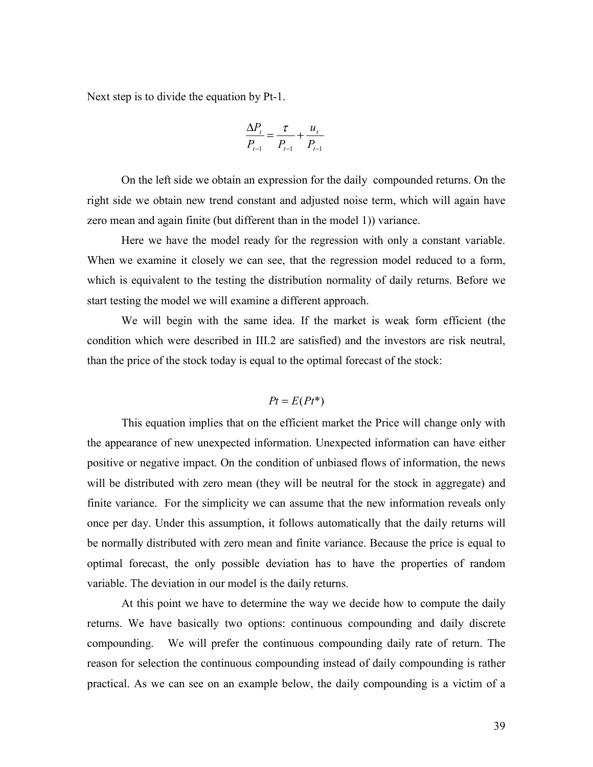Next step is to divide the equation by Pt-1.

$$\frac{\Delta P_t}{P_{t-1}} = \frac{\tau}{P_{t-1}} + \frac{u_t}{P_{t-1}}$$

On the left side we obtain an expression for the daily compounded returns. On the right side we obtain new trend constant and adjusted noise term, which will again have zero mean and again finite (but different than in the model 1)) variance.

Here we have the model ready for the regression with only a constant variable. When we examine it closely we can see, that the regression model reduced to a form, which is equivalent to the testing the distribution normality of daily returns. Before we start testing the model we will examine a different approach.

We will begin with the same idea. If the market is weak form efficient (the condition which were described in III.2 are satisfied) and the investors are risk neutral, than the price of the stock today is equal to the optimal forecast of the stock:

$$Pt = E(Pt^*)$$

This equation implies that on the efficient market the Price will change only with the appearance of new unexpected information. Unexpected information can have either positive or negative impact. On the condition of unbiased flows of information, the news will be distributed with zero mean (they will be neutral for the stock in aggregate) and finite variance. For the simplicity we can assume that the new information reveals only once per day. Under this assumption, it follows automatically that the daily returns will be normally distributed with zero mean and finite variance. Because the price is equal to optimal forecast, the only possible deviation has to have the properties of random variable. The deviation in our model is the daily returns.

At this point we have to determine the way we decide how to compute the daily returns. We have basically two options: continuous compounding and daily discrete compounding. We will prefer the continuous compounding daily rate of return. The reason for selection the continuous compounding instead of daily compounding is rather practical. As we can see on an example below, the daily compounding is a victim of a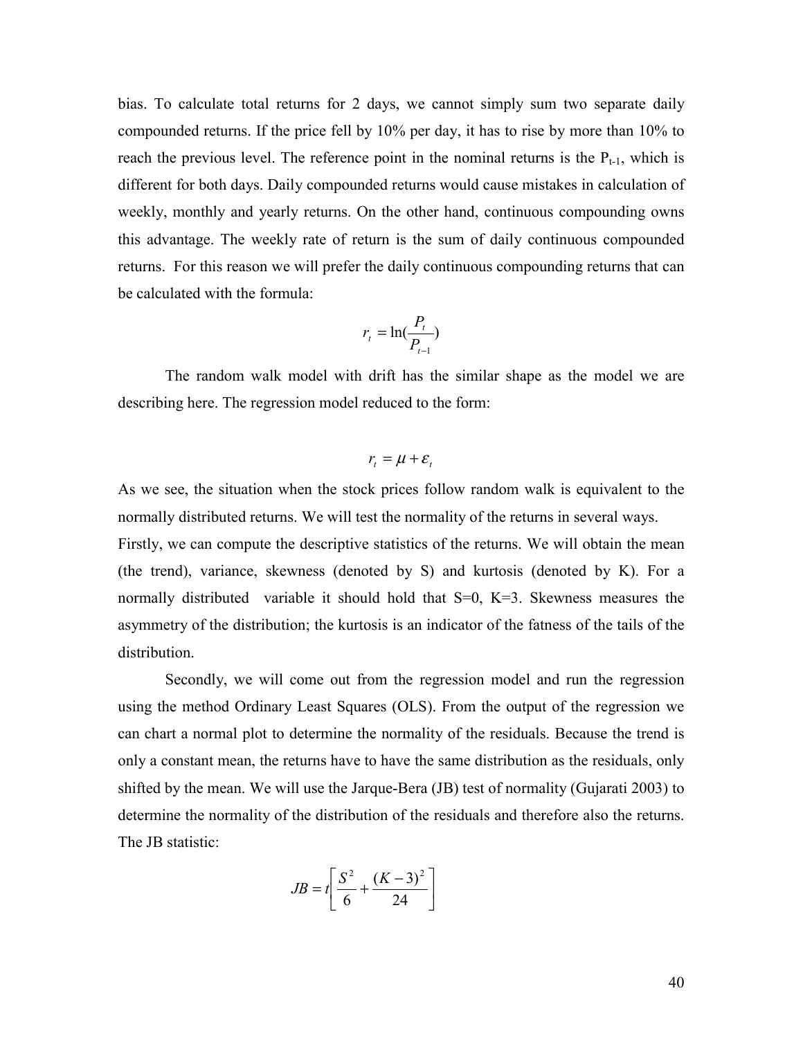bias. To calculate total returns for 2 days, we cannot simply sum two separate daily compounded returns. If the price fell by 10% per day, it has to rise by more than 10% to reach the previous level. The reference point in the nominal returns is the $P_{t-1}$, which is different for both days. Daily compounded returns would cause mistakes in calculation of weekly, monthly and yearly returns. On the other hand, continuous compounding owns this advantage. The weekly rate of return is the sum of daily continuous compounded returns. For this reason we will prefer the daily continuous compounding returns that can be calculated with the formula:

$$r_t = \ln(\frac{P_t}{P_{t-1}})$$

The random walk model with drift has the similar shape as the model we are describing here. The regression model reduced to the form:

$$r_t = \mu + \varepsilon_t$$

As we see, the situation when the stock prices follow random walk is equivalent to the normally distributed returns. We will test the normality of the returns in several ways. Firstly, we can compute the descriptive statistics of the returns. We will obtain the mean (the trend), variance, skewness (denoted by S) and kurtosis (denoted by K). For a normally distributed variable it should hold that S=0, K=3. Skewness measures the asymmetry of the distribution; the kurtosis is an indicator of the fatness of the tails of the distribution.

Secondly, we will come out from the regression model and run the regression using the method Ordinary Least Squares (OLS). From the output of the regression we can chart a normal plot to determine the normality of the residuals. Because the trend is only a constant mean, the returns have to have the same distribution as the residuals, only shifted by the mean. We will use the Jarque-Bera (JB) test of normality (Gujarati 2003) to determine the normality of the distribution of the residuals and therefore also the returns. The JB statistic:

$$JB = t\left[\frac{S^2}{6} + \frac{(K-3)^2}{24}\right]$$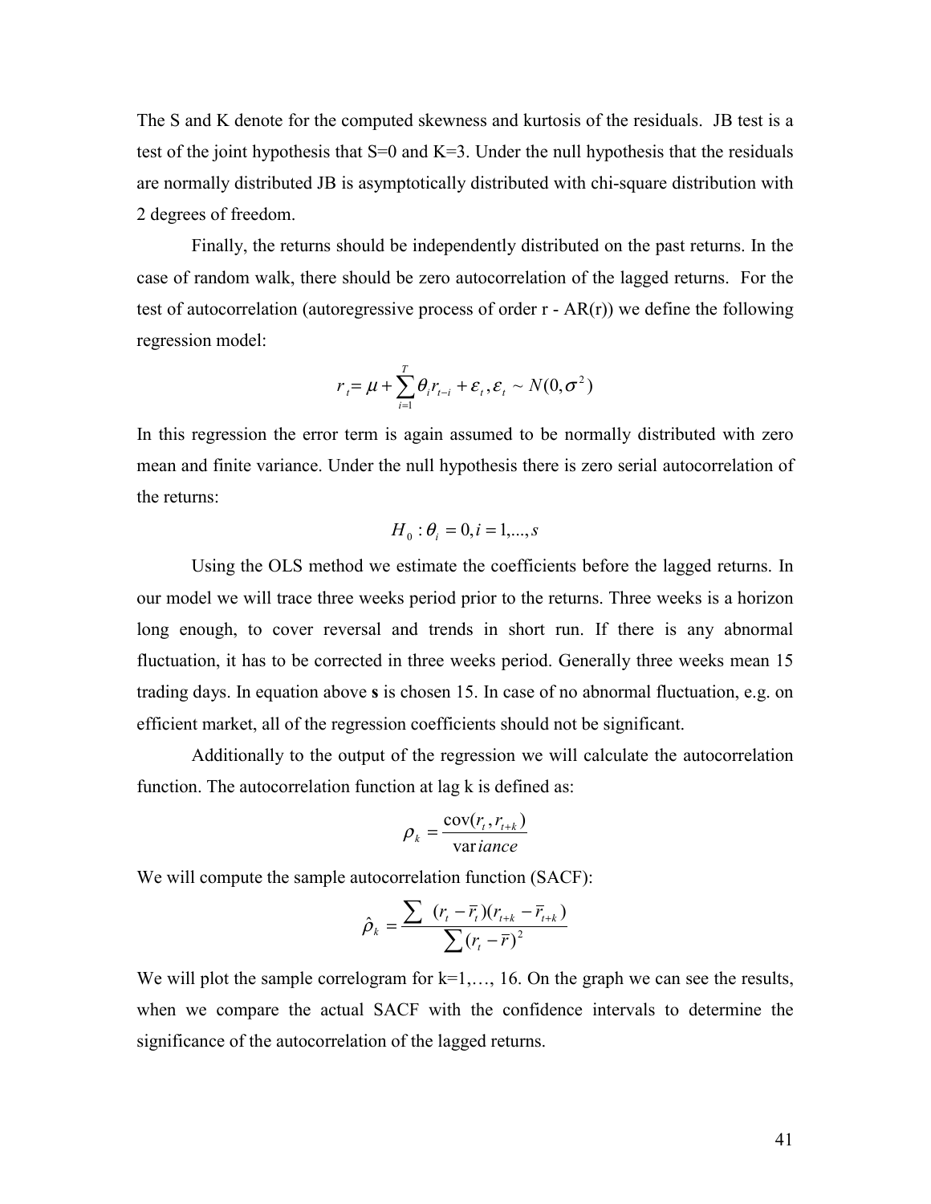The S and K denote for the computed skewness and kurtosis of the residuals. JB test is a test of the joint hypothesis that S=0 and K=3. Under the null hypothesis that the residuals are normally distributed JB is asymptotically distributed with chi-square distribution with 2 degrees of freedom.

Finally, the returns should be independently distributed on the past returns. In the case of random walk, there should be zero autocorrelation of the lagged returns. For the test of autocorrelation (autoregressive process of order r - AR(r)) we define the following regression model:

$$r_t = \mu + \sum_{i=1}^{T} \theta_i r_{t-i} + \varepsilon_t, \varepsilon_t \sim N(0, \sigma^2)$$

In this regression the error term is again assumed to be normally distributed with zero mean and finite variance. Under the null hypothesis there is zero serial autocorrelation of the returns:

$$H_0 : \theta_i = 0, i = 1, ..., s$$

Using the OLS method we estimate the coefficients before the lagged returns. In our model we will trace three weeks period prior to the returns. Three weeks is a horizon long enough, to cover reversal and trends in short run. If there is any abnormal fluctuation, it has to be corrected in three weeks period. Generally three weeks mean 15 trading days. In equation above **s** is chosen 15. In case of no abnormal fluctuation, e.g. on efficient market, all of the regression coefficients should not be significant.

Additionally to the output of the regression we will calculate the autocorrelation function. The autocorrelation function at lag k is defined as:

$$\rho_k = \frac{\text{cov}(r_t, r_{t+k})}{\text{var}iance}$$

We will compute the sample autocorrelation function (SACF):

$$\hat{\rho}_k = \frac{\sum (r_t - \bar{r}_t)(r_{t+k} - \bar{r}_{t+k})}{\sum (r_t - \bar{r})^2}$$

We will plot the sample correlogram for k=1,…, 16. On the graph we can see the results, when we compare the actual SACF with the confidence intervals to determine the significance of the autocorrelation of the lagged returns.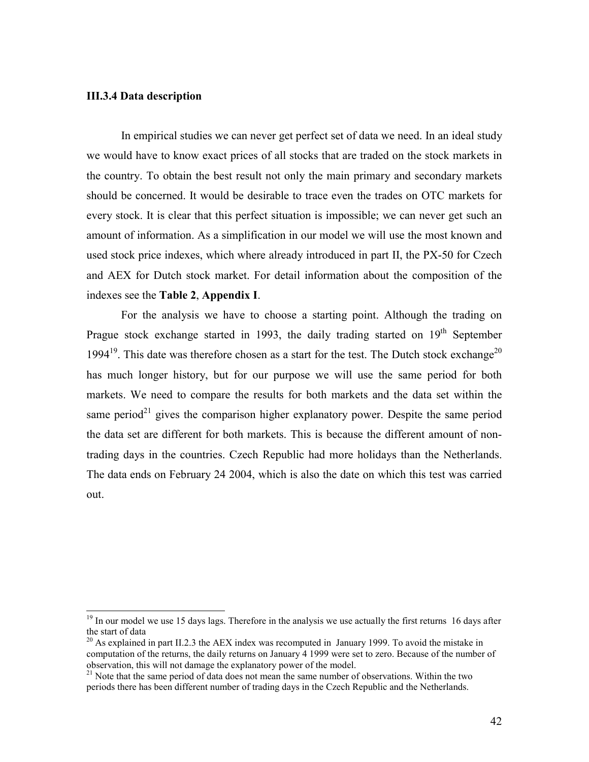### III.3.4 Data description

In empirical studies we can never get perfect set of data we need. In an ideal study we would have to know exact prices of all stocks that are traded on the stock markets in the country. To obtain the best result not only the main primary and secondary markets should be concerned. It would be desirable to trace even the trades on OTC markets for every stock. It is clear that this perfect situation is impossible; we can never get such an amount of information. As a simplification in our model we will use the most known and used stock price indexes, which where already introduced in part II, the PX-50 for Czech and AEX for Dutch stock market. For detail information about the composition of the indexes see the **Table 2**, **Appendix I**.

For the analysis we have to choose a starting point. Although the trading on Prague stock exchange started in 1993, the daily trading started on 19th September 1994[19]. This date was therefore chosen as a start for the test. The Dutch stock exchange[20] has much longer history, but for our purpose we will use the same period for both markets. We need to compare the results for both markets and the data set within the same period[21] gives the comparison higher explanatory power. Despite the same period the data set are different for both markets. This is because the different amount of non-trading days in the countries. Czech Republic had more holidays than the Netherlands. The data ends on February 24 2004, which is also the date on which this test was carried out.

[19] In our model we use 15 days lags. Therefore in the analysis we use actually the first returns 16 days after the start of data

[20] As explained in part II.2.3 the AEX index was recomputed in January 1999. To avoid the mistake in computation of the returns, the daily returns on January 4 1999 were set to zero. Because of the number of observation, this will not damage the explanatory power of the model.

[21] Note that the same period of data does not mean the same number of observations. Within the two periods there has been different number of trading days in the Czech Republic and the Netherlands.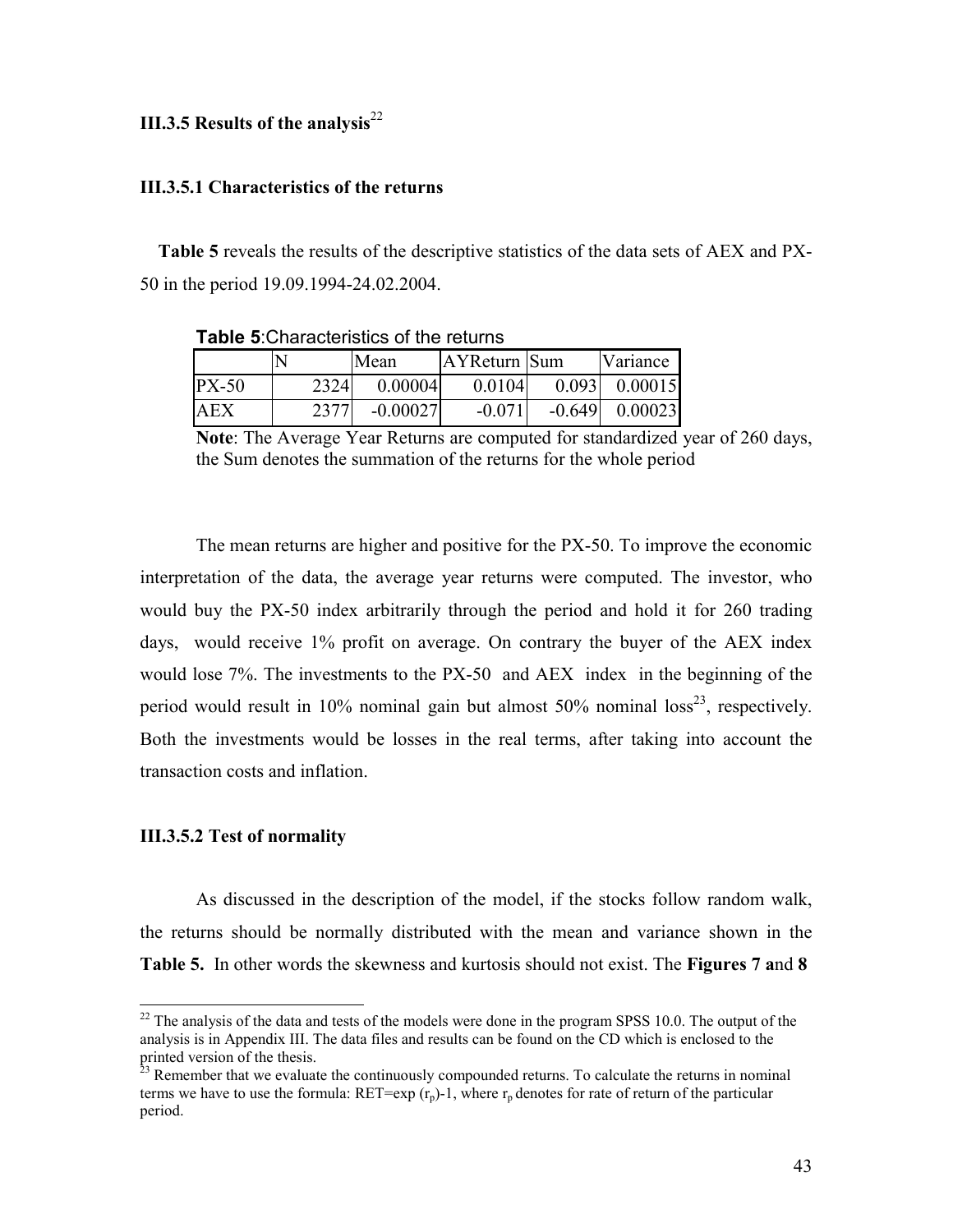### III.3.5 Results of the analysis[22]

#### III.3.5.1 Characteristics of the returns

**Table 5** reveals the results of the descriptive statistics of the data sets of AEX and PX-50 in the period 19.09.1994-24.02.2004.

**Table 5**:Characteristics of the returns

| | N | Mean | AYReturn | Sum | Variance |
|---|---|---|---|---|---|
| PX-50 | 2324 | 0.00004 | 0.0104 | 0.093 | 0.00015 |
| AEX | 2377 | -0.00027 | -0.071 | -0.649 | 0.00023 |

**Note**: The Average Year Returns are computed for standardized year of 260 days, the Sum denotes the summation of the returns for the whole period

The mean returns are higher and positive for the PX-50. To improve the economic interpretation of the data, the average year returns were computed. The investor, who would buy the PX-50 index arbitrarily through the period and hold it for 260 trading days, would receive 1% profit on average. On contrary the buyer of the AEX index would lose 7%. The investments to the PX-50 and AEX index in the beginning of the period would result in 10% nominal gain but almost 50% nominal loss[23], respectively. Both the investments would be losses in the real terms, after taking into account the transaction costs and inflation.

#### III.3.5.2 Test of normality

As discussed in the description of the model, if the stocks follow random walk, the returns should be normally distributed with the mean and variance shown in the **Table 5.** In other words the skewness and kurtosis should not exist. The **Figures 7 a**nd **8**

[22] The analysis of the data and tests of the models were done in the program SPSS 10.0. The output of the analysis is in Appendix III. The data files and results can be found on the CD which is enclosed to the printed version of the thesis.

[23] Remember that we evaluate the continuously compounded returns. To calculate the returns in nominal terms we have to use the formula: RET=exp $(r_p)$-1, where $r_p$ denotes for rate of return of the particular period.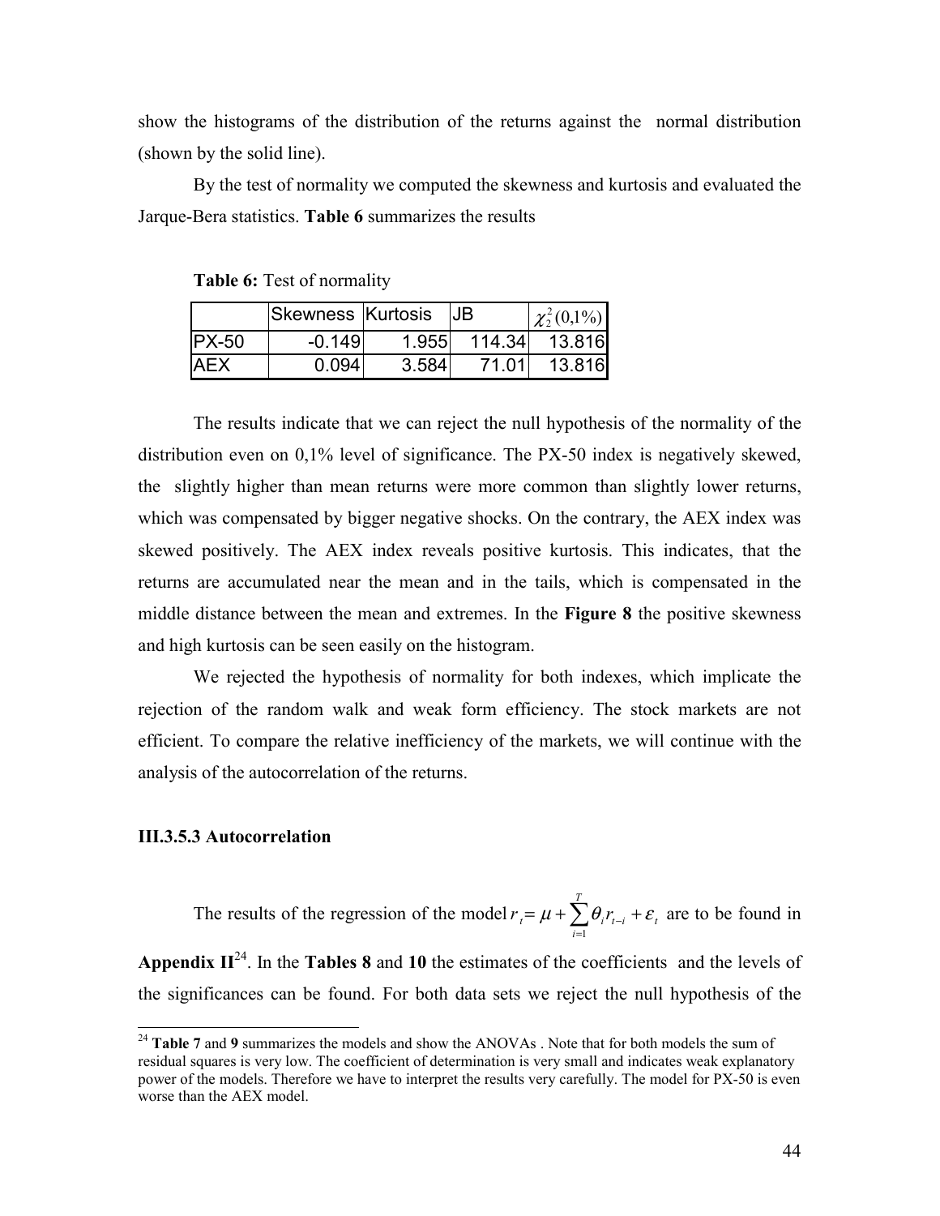show the histograms of the distribution of the returns against the normal distribution (shown by the solid line).

By the test of normality we computed the skewness and kurtosis and evaluated the Jarque-Bera statistics. **Table 6** summarizes the results

**Table 6:** Test of normality

| | Skewness | Kurtosis | JB | $\chi_2^2(0{,}1\%)$ |
|---|---|---|---|---|
| PX-50 | -0.149 | 1.955 | 114.34 | 13.816 |
| AEX | 0.094 | 3.584 | 71.01 | 13.816 |

The results indicate that we can reject the null hypothesis of the normality of the distribution even on 0,1% level of significance. The PX-50 index is negatively skewed, the slightly higher than mean returns were more common than slightly lower returns, which was compensated by bigger negative shocks. On the contrary, the AEX index was skewed positively. The AEX index reveals positive kurtosis. This indicates, that the returns are accumulated near the mean and in the tails, which is compensated in the middle distance between the mean and extremes. In the **Figure 8** the positive skewness and high kurtosis can be seen easily on the histogram.

We rejected the hypothesis of normality for both indexes, which implicate the rejection of the random walk and weak form efficiency. The stock markets are not efficient. To compare the relative inefficiency of the markets, we will continue with the analysis of the autocorrelation of the returns.

### III.3.5.3 Autocorrelation

The results of the regression of the model $r_t = \mu + \sum_{i=1}^{T} \theta_i r_{t-i} + \varepsilon_t$ are to be found in **Appendix II**[24]. In the **Tables 8** and **10** the estimates of the coefficients and the levels of the significances can be found. For both data sets we reject the null hypothesis of the

[24] **Table 7** and **9** summarizes the models and show the ANOVAs . Note that for both models the sum of residual squares is very low. The coefficient of determination is very small and indicates weak explanatory power of the models. Therefore we have to interpret the results very carefully. The model for PX-50 is even worse than the AEX model.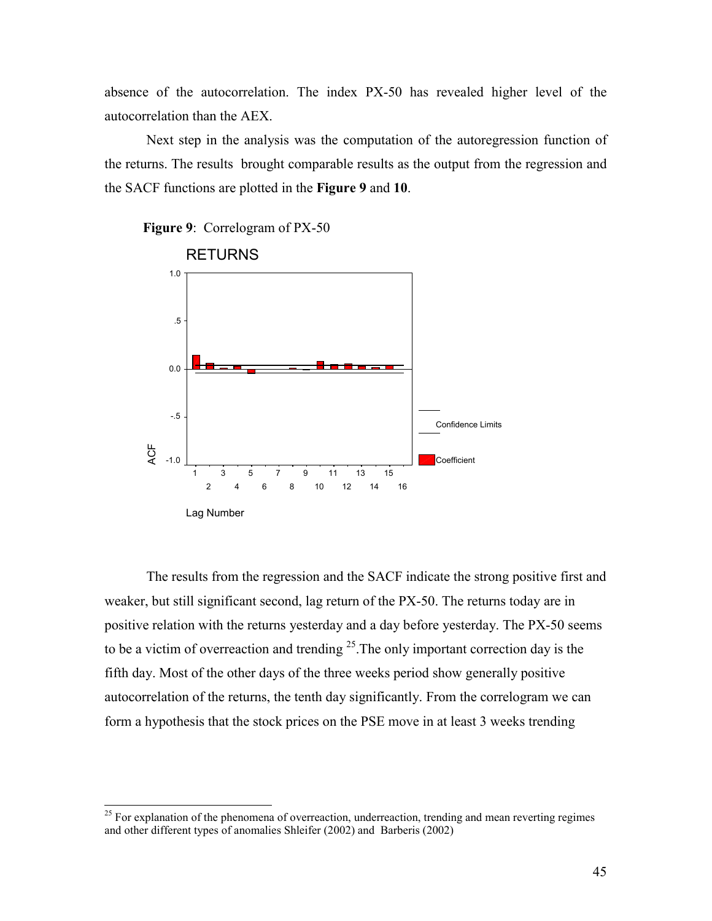absence of the autocorrelation. The index PX-50 has revealed higher level of the autocorrelation than the AEX.

Next step in the analysis was the computation of the autoregression function of the returns. The results brought comparable results as the output from the regression and the SACF functions are plotted in the **Figure 9** and **10**.

**Figure 9**: Correlogram of PX-50

RETURNS

1.0

.5

0.0

-.5

-1.0

ACF

1 3 5 7 9 11 13 15

2 4 6 8 10 12 14 16

Lag Number

Confidence Limits

Coefficient

The results from the regression and the SACF indicate the strong positive first and weaker, but still significant second, lag return of the PX-50. The returns today are in positive relation with the returns yesterday and a day before yesterday. The PX-50 seems to be a victim of overreaction and trending [25].The only important correction day is the fifth day. Most of the other days of the three weeks period show generally positive autocorrelation of the returns, the tenth day significantly. From the correlogram we can form a hypothesis that the stock prices on the PSE move in at least 3 weeks trending

[25] For explanation of the phenomena of overreaction, underreaction, trending and mean reverting regimes and other different types of anomalies Shleifer (2002) and Barberis (2002)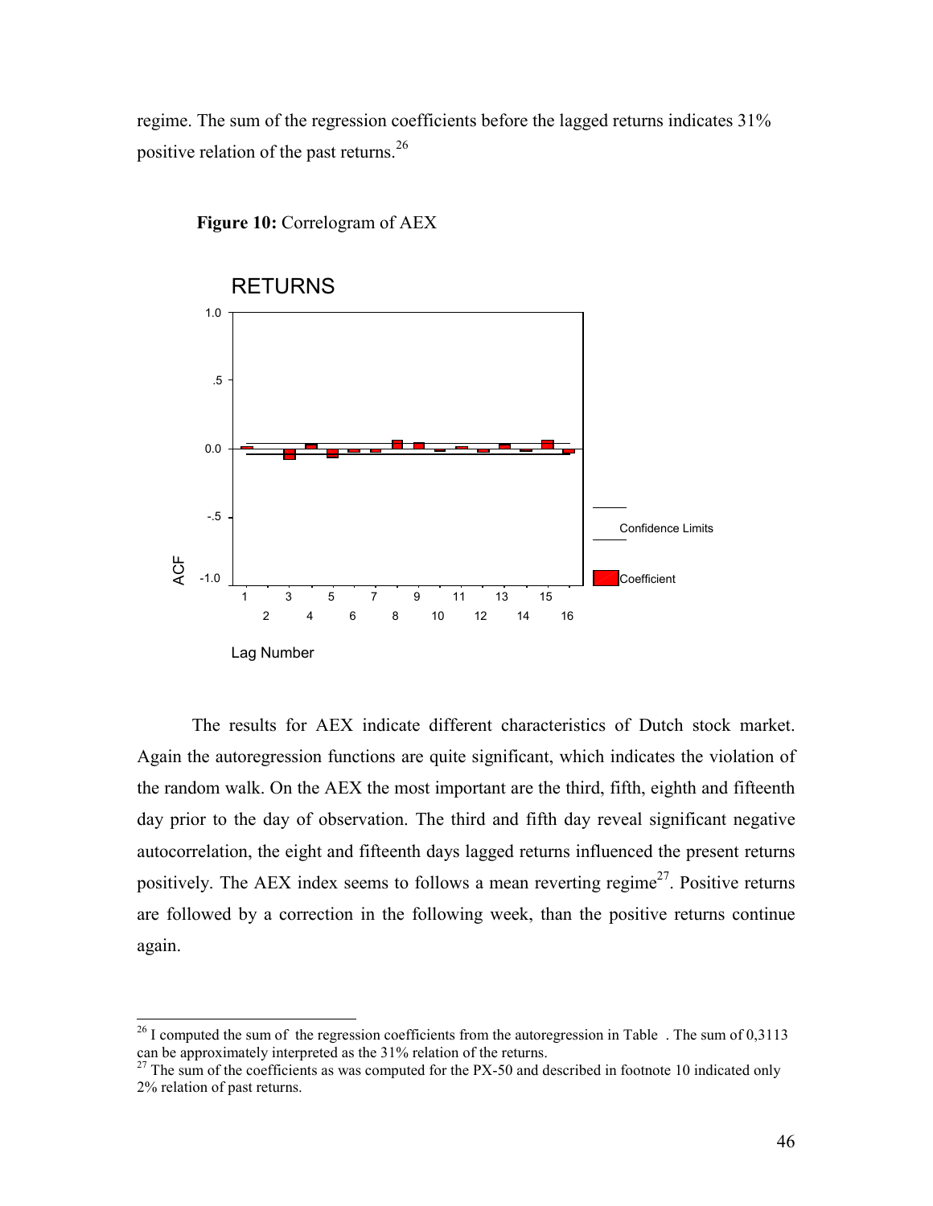regime. The sum of the regression coefficients before the lagged returns indicates 31% positive relation of the past returns.[26]

**Figure 10:** Correlogram of AEX

RETURNS

1.0

.5

0.0

-.5

-1.0

ACF

1 3 5 7 9 11 13 15

2 4 6 8 10 12 14 16

Lag Number

Confidence Limits

Coefficient

The results for AEX indicate different characteristics of Dutch stock market. Again the autoregression functions are quite significant, which indicates the violation of the random walk. On the AEX the most important are the third, fifth, eighth and fifteenth day prior to the day of observation. The third and fifth day reveal significant negative autocorrelation, the eight and fifteenth days lagged returns influenced the present returns positively. The AEX index seems to follows a mean reverting regime[27]. Positive returns are followed by a correction in the following week, than the positive returns continue again.

---

[26] I computed the sum of the regression coefficients from the autoregression in Table . The sum of 0,3113 can be approximately interpreted as the 31% relation of the returns.

[27] The sum of the coefficients as was computed for the PX-50 and described in footnote 10 indicated only 2% relation of past returns.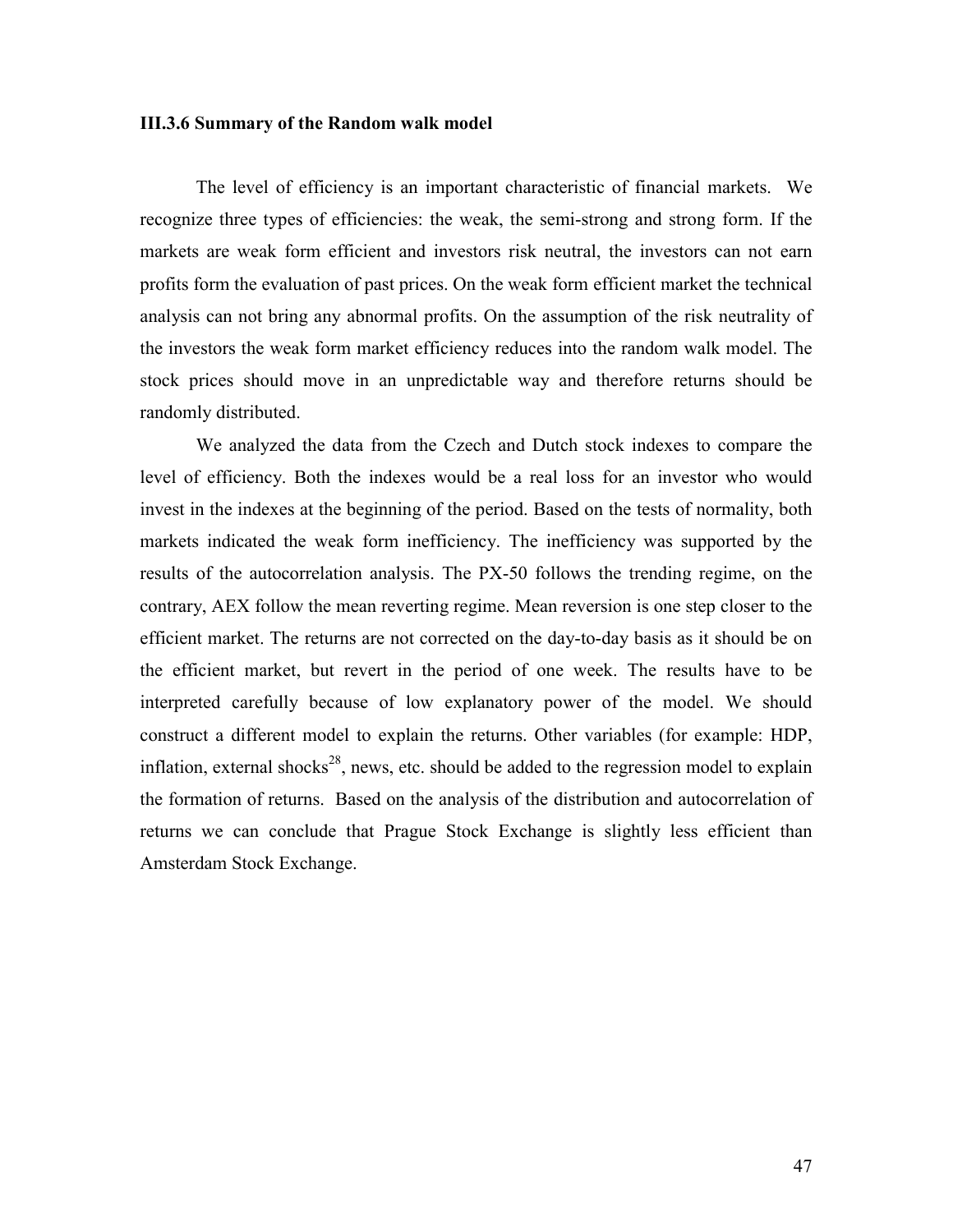### III.3.6 Summary of the Random walk model

The level of efficiency is an important characteristic of financial markets. We recognize three types of efficiencies: the weak, the semi-strong and strong form. If the markets are weak form efficient and investors risk neutral, the investors can not earn profits form the evaluation of past prices. On the weak form efficient market the technical analysis can not bring any abnormal profits. On the assumption of the risk neutrality of the investors the weak form market efficiency reduces into the random walk model. The stock prices should move in an unpredictable way and therefore returns should be randomly distributed.

We analyzed the data from the Czech and Dutch stock indexes to compare the level of efficiency. Both the indexes would be a real loss for an investor who would invest in the indexes at the beginning of the period. Based on the tests of normality, both markets indicated the weak form inefficiency. The inefficiency was supported by the results of the autocorrelation analysis. The PX-50 follows the trending regime, on the contrary, AEX follow the mean reverting regime. Mean reversion is one step closer to the efficient market. The returns are not corrected on the day-to-day basis as it should be on the efficient market, but revert in the period of one week. The results have to be interpreted carefully because of low explanatory power of the model. We should construct a different model to explain the returns. Other variables (for example: HDP, inflation, external shocks[28], news, etc. should be added to the regression model to explain the formation of returns. Based on the analysis of the distribution and autocorrelation of returns we can conclude that Prague Stock Exchange is slightly less efficient than Amsterdam Stock Exchange.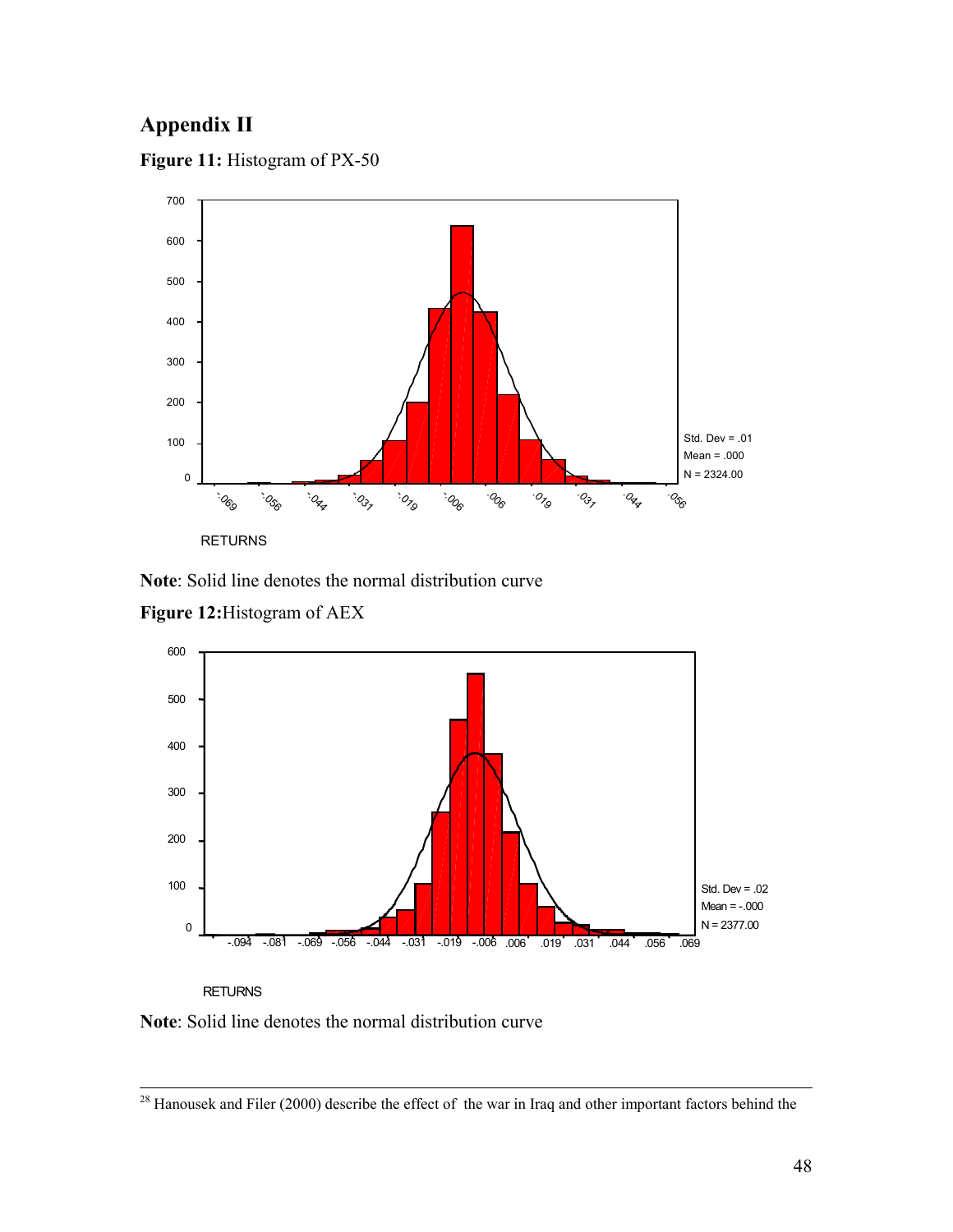# Appendix II

**Figure 11:** Histogram of PX-50

700
600
500
400
300
200
100
0

-.069 -.056 -.044 -.031 -.019 -.006 .006 .019 .031 .044 .056

RETURNS

Std. Dev = .01
Mean = .000
N = 2324.00

**Note**: Solid line denotes the normal distribution curve

**Figure 12:** Histogram of AEX

600
500
400
300
200
100
0

-.094 -.081 -.069 -.056 -.044 -.031 -.019 -.006 .006 .019 .031 .044 .056 .069

RETURNS

Std. Dev = .02
Mean = -.000
N = 2377.00

**Note**: Solid line denotes the normal distribution curve

---

[28] Hanousek and Filer (2000) describe the effect of the war in Iraq and other important factors behind the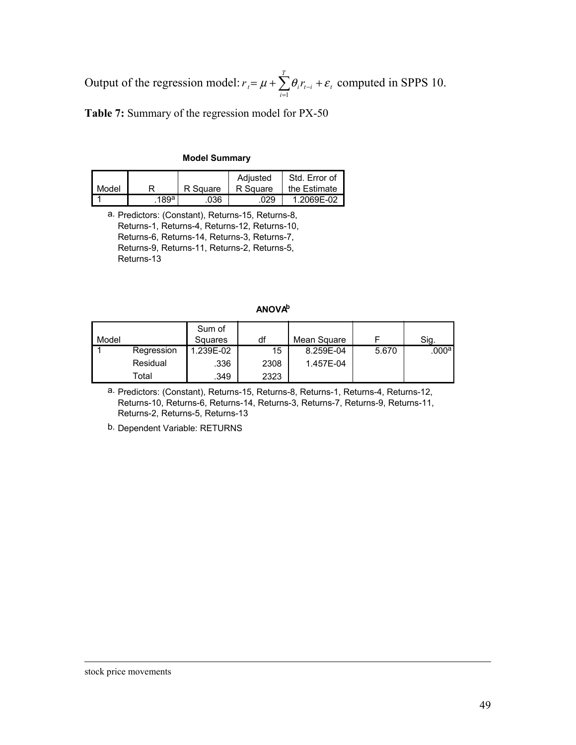Output of the regression model: $r_t = \mu + \sum_{i=1}^{T} \theta_i r_{t-i} + \varepsilon_t$ computed in SPPS 10.

**Table 7:** Summary of the regression model for PX-50

**Model Summary**

| Model | R | R Square | Adjusted R Square | Std. Error of the Estimate |
|---|---|---|---|---|
| 1 | .189[a] | .036 | .029 | 1.2069E-02 |

a. Predictors: (Constant), Returns-15, Returns-8, Returns-1, Returns-4, Returns-12, Returns-10, Returns-6, Returns-14, Returns-3, Returns-7, Returns-9, Returns-11, Returns-2, Returns-5, Returns-13

**ANOVA[b]**

| Model | | Sum of Squares | df | Mean Square | F | Sig. |
|---|---|---|---|---|---|---|
| 1 | Regression | 1.239E-02 | 15 | 8.259E-04 | 5.670 | .000[a] |
| | Residual | .336 | 2308 | 1.457E-04 | | |
| | Total | .349 | 2323 | | | |

a. Predictors: (Constant), Returns-15, Returns-8, Returns-1, Returns-4, Returns-12, Returns-10, Returns-6, Returns-14, Returns-3, Returns-7, Returns-9, Returns-11, Returns-2, Returns-5, Returns-13

b. Dependent Variable: RETURNS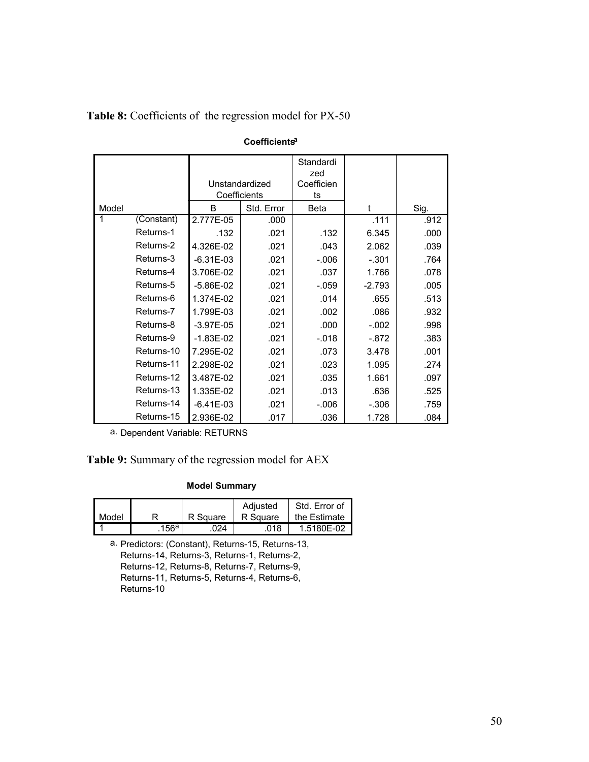**Table 8:** Coefficients of the regression model for PX-50

**Coefficients**[a]

| Model | | Unstandardized Coefficients | | Standardized Coefficients | t | Sig. |
|---|---|---|---|---|---|---|
| | | B | Std. Error | Beta | | |
| 1 | (Constant) | 2.777E-05 | .000 | | .111 | .912 |
| | Returns-1 | .132 | .021 | .132 | 6.345 | .000 |
| | Returns-2 | 4.326E-02 | .021 | .043 | 2.062 | .039 |
| | Returns-3 | -6.31E-03 | .021 | -.006 | -.301 | .764 |
| | Returns-4 | 3.706E-02 | .021 | .037 | 1.766 | .078 |
| | Returns-5 | -5.86E-02 | .021 | -.059 | -2.793 | .005 |
| | Returns-6 | 1.374E-02 | .021 | .014 | .655 | .513 |
| | Returns-7 | 1.799E-03 | .021 | .002 | .086 | .932 |
| | Returns-8 | -3.97E-05 | .021 | .000 | -.002 | .998 |
| | Returns-9 | -1.83E-02 | .021 | -.018 | -.872 | .383 |
| | Returns-10 | 7.295E-02 | .021 | .073 | 3.478 | .001 |
| | Returns-11 | 2.298E-02 | .021 | .023 | 1.095 | .274 |
| | Returns-12 | 3.487E-02 | .021 | .035 | 1.661 | .097 |
| | Returns-13 | 1.335E-02 | .021 | .013 | .636 | .525 |
| | Returns-14 | -6.41E-03 | .021 | -.006 | -.306 | .759 |
| | Returns-15 | 2.936E-02 | .017 | .036 | 1.728 | .084 |

a. Dependent Variable: RETURNS

**Table 9:** Summary of the regression model for AEX

**Model Summary**

| Model | R | R Square | Adjusted R Square | Std. Error of the Estimate |
|---|---|---|---|---|
| 1 | .156[a] | .024 | .018 | 1.5180E-02 |

a. Predictors: (Constant), Returns-15, Returns-13, Returns-14, Returns-3, Returns-1, Returns-2, Returns-12, Returns-8, Returns-7, Returns-9, Returns-11, Returns-5, Returns-4, Returns-6, Returns-10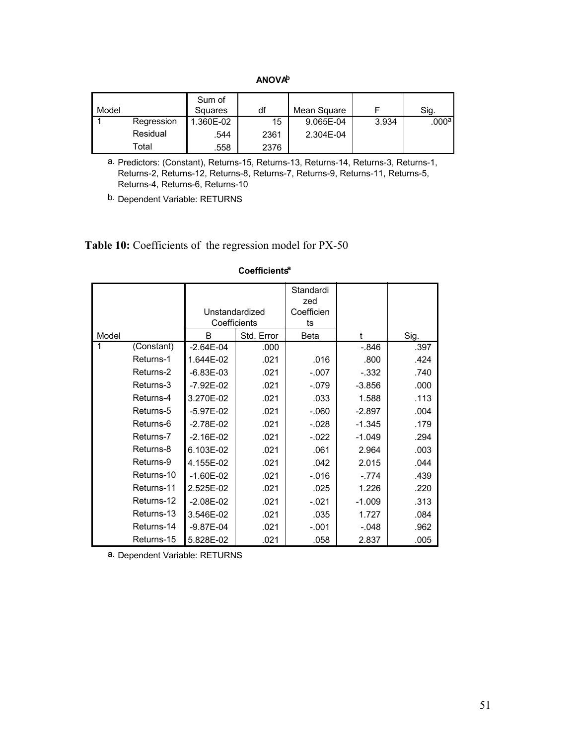**ANOVA[b]**

| Model | | Sum of Squares | df | Mean Square | F | Sig. |
|---|---|---|---|---|---|---|
| 1 | Regression | 1.360E-02 | 15 | 9.065E-04 | 3.934 | .000[a] |
| | Residual | .544 | 2361 | 2.304E-04 | | |
| | Total | .558 | 2376 | | | |

a. Predictors: (Constant), Returns-15, Returns-13, Returns-14, Returns-3, Returns-1, Returns-2, Returns-12, Returns-8, Returns-7, Returns-9, Returns-11, Returns-5, Returns-4, Returns-6, Returns-10

b. Dependent Variable: RETURNS

**Table 10:** Coefficients of the regression model for PX-50

**Coefficients[a]**

| Model | | Unstandardized Coefficients | | Standardized Coefficients | t | Sig. |
|---|---|---|---|---|---|---|
| | | B | Std. Error | Beta | | |
| 1 | (Constant) | -2.64E-04 | .000 | | -.846 | .397 |
| | Returns-1 | 1.644E-02 | .021 | .016 | .800 | .424 |
| | Returns-2 | -6.83E-03 | .021 | -.007 | -.332 | .740 |
| | Returns-3 | -7.92E-02 | .021 | -.079 | -3.856 | .000 |
| | Returns-4 | 3.270E-02 | .021 | .033 | 1.588 | .113 |
| | Returns-5 | -5.97E-02 | .021 | -.060 | -2.897 | .004 |
| | Returns-6 | -2.78E-02 | .021 | -.028 | -1.345 | .179 |
| | Returns-7 | -2.16E-02 | .021 | -.022 | -1.049 | .294 |
| | Returns-8 | 6.103E-02 | .021 | .061 | 2.964 | .003 |
| | Returns-9 | 4.155E-02 | .021 | .042 | 2.015 | .044 |
| | Returns-10 | -1.60E-02 | .021 | -.016 | -.774 | .439 |
| | Returns-11 | 2.525E-02 | .021 | .025 | 1.226 | .220 |
| | Returns-12 | -2.08E-02 | .021 | -.021 | -1.009 | .313 |
| | Returns-13 | 3.546E-02 | .021 | .035 | 1.727 | .084 |
| | Returns-14 | -9.87E-04 | .021 | -.001 | -.048 | .962 |
| | Returns-15 | 5.828E-02 | .021 | .058 | 2.837 | .005 |

a. Dependent Variable: RETURNS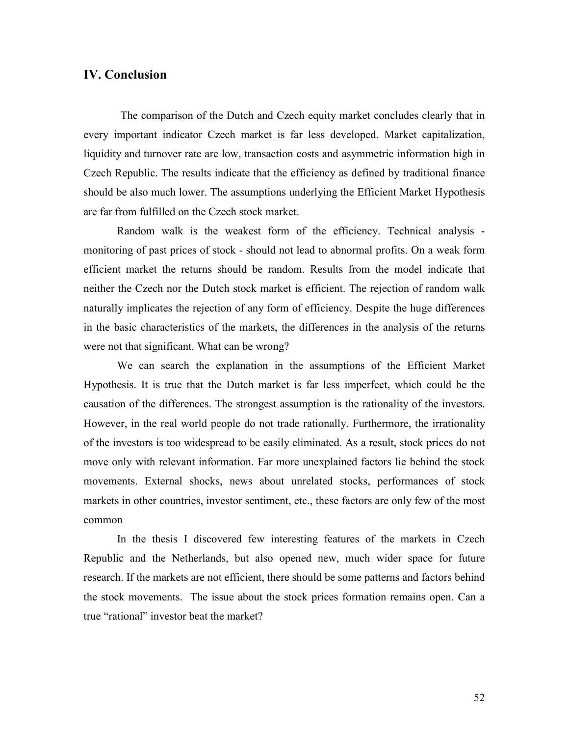## IV. Conclusion

The comparison of the Dutch and Czech equity market concludes clearly that in every important indicator Czech market is far less developed. Market capitalization, liquidity and turnover rate are low, transaction costs and asymmetric information high in Czech Republic. The results indicate that the efficiency as defined by traditional finance should be also much lower. The assumptions underlying the Efficient Market Hypothesis are far from fulfilled on the Czech stock market.

Random walk is the weakest form of the efficiency. Technical analysis - monitoring of past prices of stock - should not lead to abnormal profits. On a weak form efficient market the returns should be random. Results from the model indicate that neither the Czech nor the Dutch stock market is efficient. The rejection of random walk naturally implicates the rejection of any form of efficiency. Despite the huge differences in the basic characteristics of the markets, the differences in the analysis of the returns were not that significant. What can be wrong?

We can search the explanation in the assumptions of the Efficient Market Hypothesis. It is true that the Dutch market is far less imperfect, which could be the causation of the differences. The strongest assumption is the rationality of the investors. However, in the real world people do not trade rationally. Furthermore, the irrationality of the investors is too widespread to be easily eliminated. As a result, stock prices do not move only with relevant information. Far more unexplained factors lie behind the stock movements. External shocks, news about unrelated stocks, performances of stock markets in other countries, investor sentiment, etc., these factors are only few of the most common

In the thesis I discovered few interesting features of the markets in Czech Republic and the Netherlands, but also opened new, much wider space for future research. If the markets are not efficient, there should be some patterns and factors behind the stock movements. The issue about the stock prices formation remains open. Can a true "rational" investor beat the market?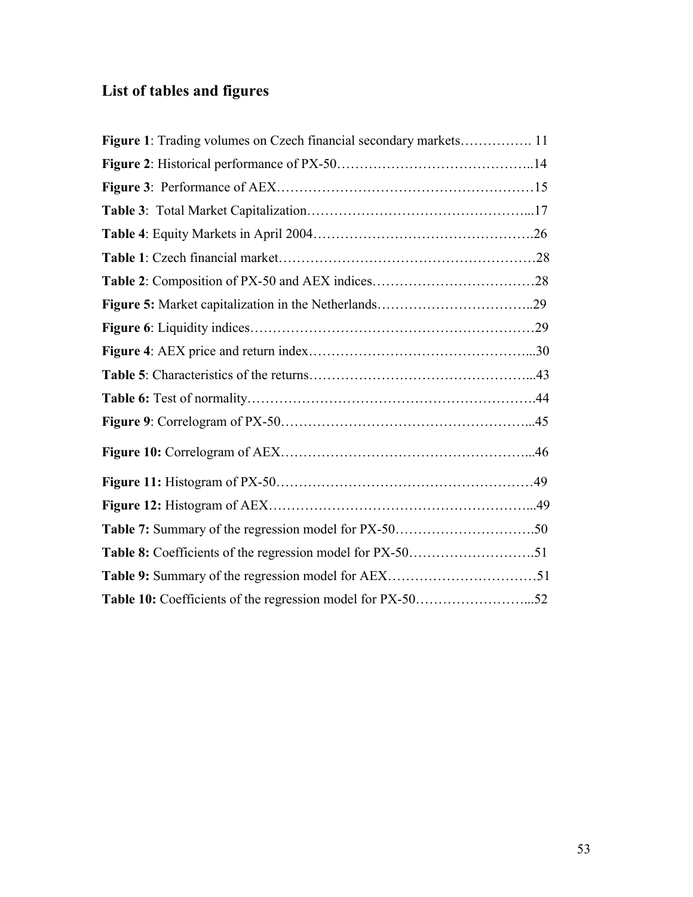## List of tables and figures

**Figure 1**: Trading volumes on Czech financial secondary markets……………. 11

**Figure 2**: Historical performance of PX-50……………………………………..14

**Figure 3**: Performance of AEX………………………………………………15

**Table 3**: Total Market Capitalization………………………………………...17

**Table 4**: Equity Markets in April 2004……………………………………….26

**Table 1**: Czech financial market………………………………………………28

**Table 2**: Composition of PX-50 and AEX indices………………………………28

**Figure 5:** Market capitalization in the Netherlands……………………………..29

**Figure 6**: Liquidity indices……………………………………………………29

**Figure 4**: AEX price and return index…………………………………………...30

**Table 5**: Characteristics of the returns…………………………………………...43

**Table 6:** Test of normality…………………………………………………….44

**Figure 9**: Correlogram of PX-50………………………………………………...45

**Figure 10:** Correlogram of AEX………………………………………………...46

**Figure 11:** Histogram of PX-50…………………………………………………49

**Figure 12:** Histogram of AEX…………………………………………………...49

**Table 7:** Summary of the regression model for PX-50………………………….50

**Table 8:** Coefficients of the regression model for PX-50……………………….51

**Table 9:** Summary of the regression model for AEX……………………………51

**Table 10:** Coefficients of the regression model for PX-50……………………...52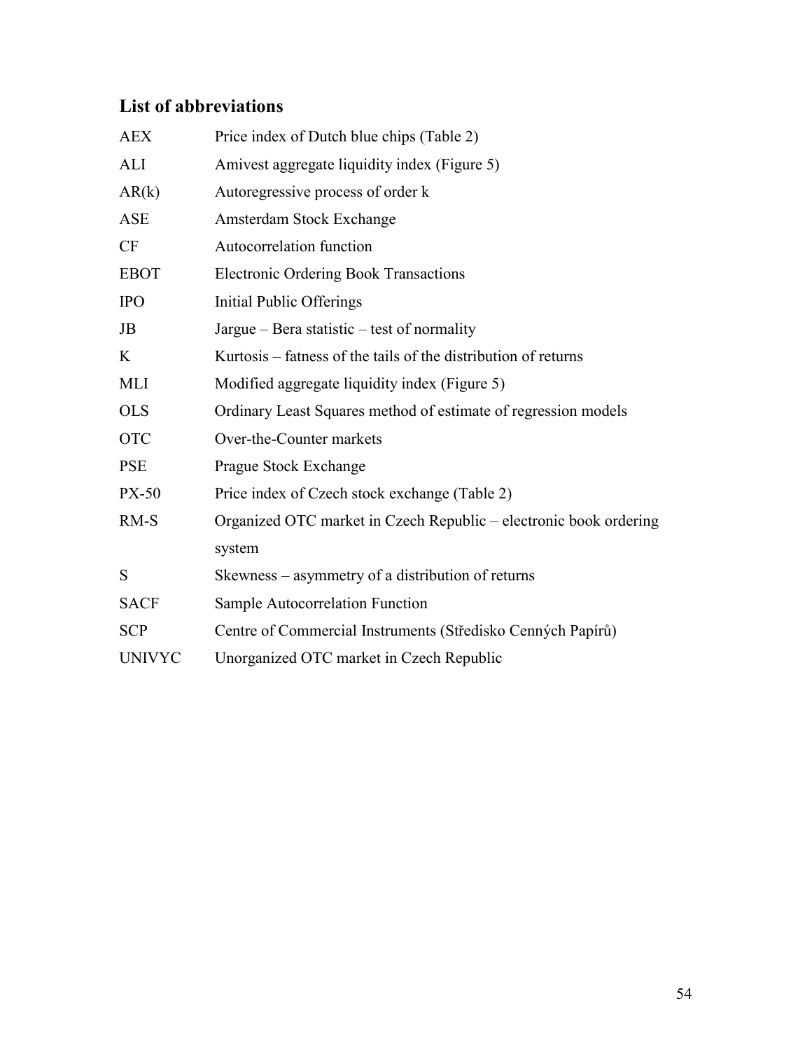## List of abbreviations

| | |
|---|---|
| AEX | Price index of Dutch blue chips (Table 2) |
| ALI | Amivest aggregate liquidity index (Figure 5) |
| AR(k) | Autoregressive process of order k |
| ASE | Amsterdam Stock Exchange |
| CF | Autocorrelation function |
| EBOT | Electronic Ordering Book Transactions |
| IPO | Initial Public Offerings |
| JB | Jargue – Bera statistic – test of normality |
| K | Kurtosis – fatness of the tails of the distribution of returns |
| MLI | Modified aggregate liquidity index (Figure 5) |
| OLS | Ordinary Least Squares method of estimate of regression models |
| OTC | Over-the-Counter markets |
| PSE | Prague Stock Exchange |
| PX-50 | Price index of Czech stock exchange (Table 2) |
| RM-S | Organized OTC market in Czech Republic – electronic book ordering system |
| S | Skewness – asymmetry of a distribution of returns |
| SACF | Sample Autocorrelation Function |
| SCP | Centre of Commercial Instruments (Středisko Cenných Papírů) |
| UNIVYC | Unorganized OTC market in Czech Republic |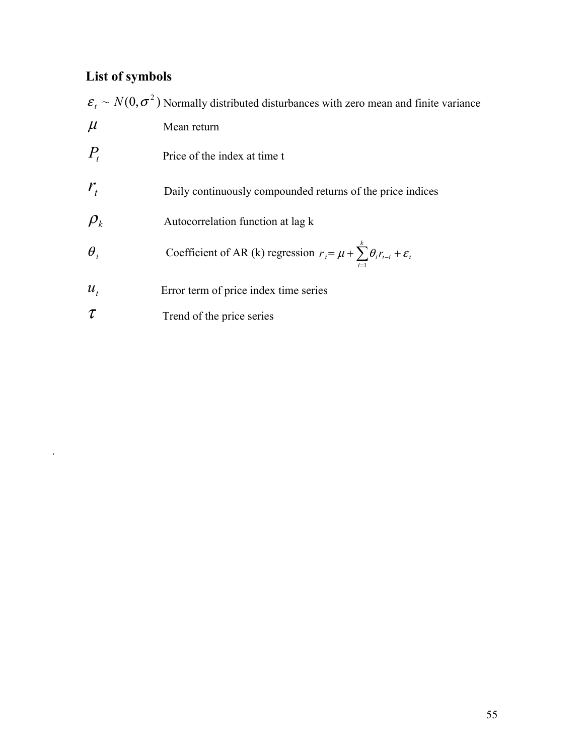## List of symbols

| | |
|---|---|
| $\varepsilon_t \sim N(0,\sigma^2)$ | Normally distributed disturbances with zero mean and finite variance |
| $\mu$ | Mean return |
| $P_t$ | Price of the index at time t |
| $r_t$ | Daily continuously compounded returns of the price indices |
| $\rho_k$ | Autocorrelation function at lag k |
| $\theta_i$ | Coefficient of AR (k) regression $r_t = \mu + \sum_{i=1}^{k} \theta_i r_{t-i} + \varepsilon_t$ |
| $u_t$ | Error term of price index time series |
| $\tau$ | Trend of the price series |

.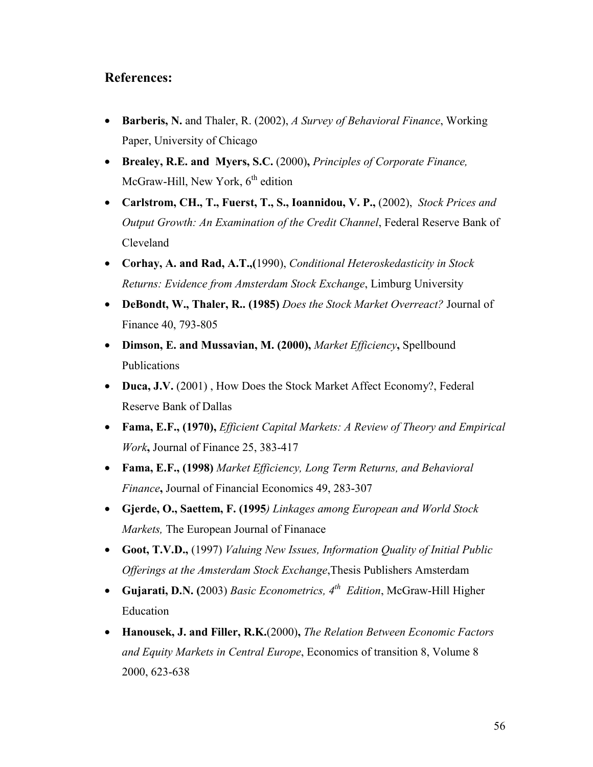## References:

- **Barberis, N.** and Thaler, R. (2002), *A Survey of Behavioral Finance*, Working Paper, University of Chicago
- **Brealey, R.E. and Myers, S.C.** (2000)**,** *Principles of Corporate Finance,* McGraw-Hill, New York, 6th edition
- **Carlstrom, CH., T., Fuerst, T., S., Ioannidou, V. P.,** (2002), *Stock Prices and Output Growth: An Examination of the Credit Channel*, Federal Reserve Bank of Cleveland
- **Corhay, A. and Rad, A.T.,(**1990), *Conditional Heteroskedasticity in Stock Returns: Evidence from Amsterdam Stock Exchange*, Limburg University
- **DeBondt, W., Thaler, R.. (1985)** *Does the Stock Market Overreact?* Journal of Finance 40, 793-805
- **Dimson, E. and Mussavian, M. (2000),** *Market Efficiency***,** Spellbound Publications
- **Duca, J.V.** (2001) , How Does the Stock Market Affect Economy?, Federal Reserve Bank of Dallas
- **Fama, E.F., (1970),** *Efficient Capital Markets: A Review of Theory and Empirical Work***,** Journal of Finance 25, 383-417
- **Fama, E.F., (1998)** *Market Efficiency, Long Term Returns, and Behavioral Finance***,** Journal of Financial Economics 49, 283-307
- **Gjerde, O., Saettem, F. (1995***) Linkages among European and World Stock Markets,* The European Journal of Finanace
- **Goot, T.V.D.,** (1997) *Valuing New Issues, Information Quality of Initial Public Offerings at the Amsterdam Stock Exchange*,Thesis Publishers Amsterdam
- **Gujarati, D.N. (**2003) *Basic Econometrics, 4th Edition*, McGraw-Hill Higher Education
- **Hanousek, J. and Filler, R.K.**(2000)**,** *The Relation Between Economic Factors and Equity Markets in Central Europe*, Economics of transition 8, Volume 8 2000, 623-638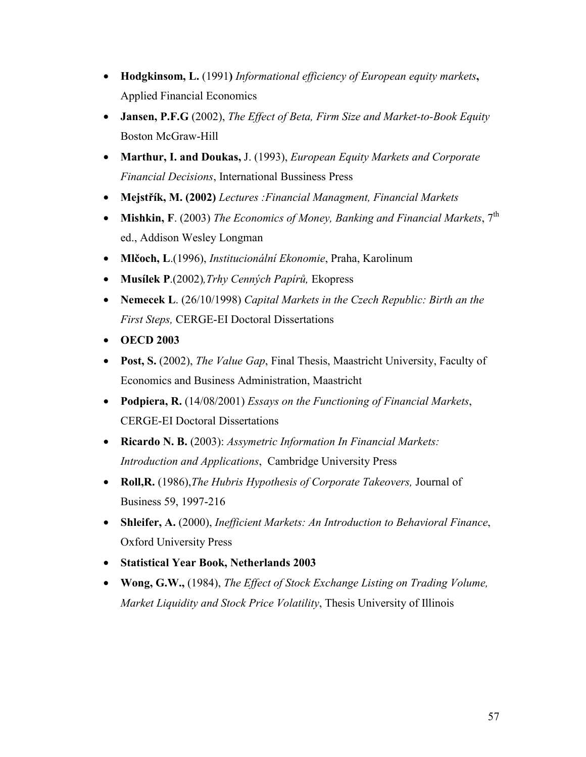- **Hodgkinsom, L.** (1991**)** *Informational efficiency of European equity markets***,** Applied Financial Economics
- **Jansen, P.F.G** (2002), *The Effect of Beta, Firm Size and Market-to-Book Equity* Boston McGraw-Hill
- **Marthur, I. and Doukas,** J. (1993), *European Equity Markets and Corporate Financial Decisions*, International Bussiness Press
- **Mejstřík, M. (2002)** *Lectures :Financial Managment, Financial Markets*
- **Mishkin, F**. (2003) *The Economics of Money, Banking and Financial Markets*, 7th ed., Addison Wesley Longman
- **Mlčoch, L**.(1996), *Institucionální Ekonomie*, Praha, Karolinum
- **Musílek P**.(2002)*,Trhy Cenných Papírů,* Ekopress
- **Nemecek L**. (26/10/1998) *Capital Markets in the Czech Republic: Birth an the First Steps,* CERGE-EI Doctoral Dissertations
- **OECD 2003**
- **Post, S.** (2002), *The Value Gap*, Final Thesis, Maastricht University, Faculty of Economics and Business Administration, Maastricht
- **Podpiera, R.** (14/08/2001) *Essays on the Functioning of Financial Markets*, CERGE-EI Doctoral Dissertations
- **Ricardo N. B.** (2003): *Assymetric Information In Financial Markets: Introduction and Applications*, Cambridge University Press
- **Roll,R.** (1986),*The Hubris Hypothesis of Corporate Takeovers,* Journal of Business 59, 1997-216
- **Shleifer, A.** (2000), *Inefficient Markets: An Introduction to Behavioral Finance*, Oxford University Press
- **Statistical Year Book, Netherlands 2003**
- **Wong, G.W.,** (1984), *The Effect of Stock Exchange Listing on Trading Volume, Market Liquidity and Stock Price Volatility*, Thesis University of Illinois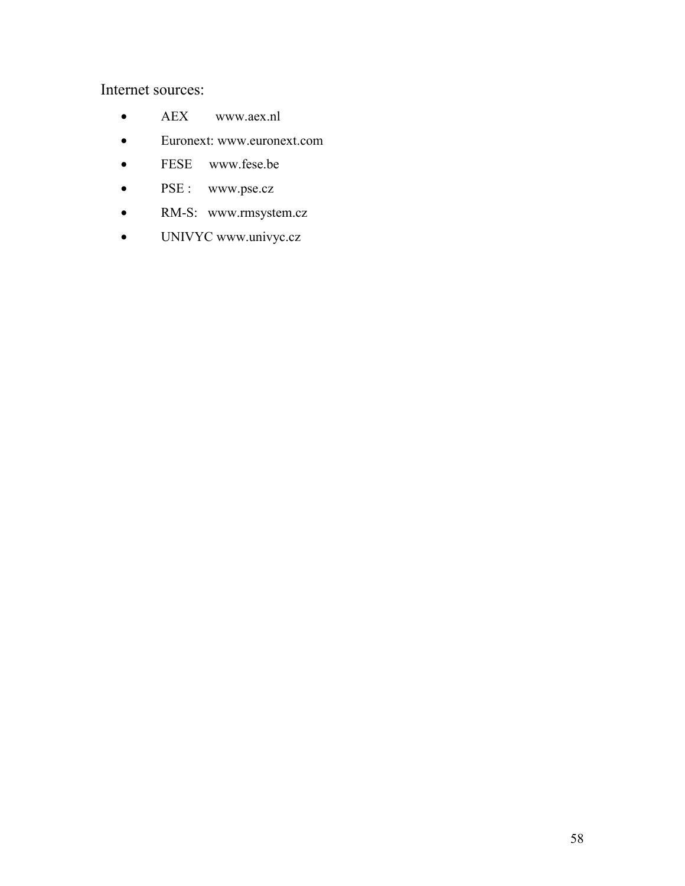Internet sources:

- AEX www.aex.nl
- Euronext: www.euronext.com
- FESE www.fese.be
- PSE : www.pse.cz
- RM-S: www.rmsystem.cz
- UNIVYC www.univyc.cz